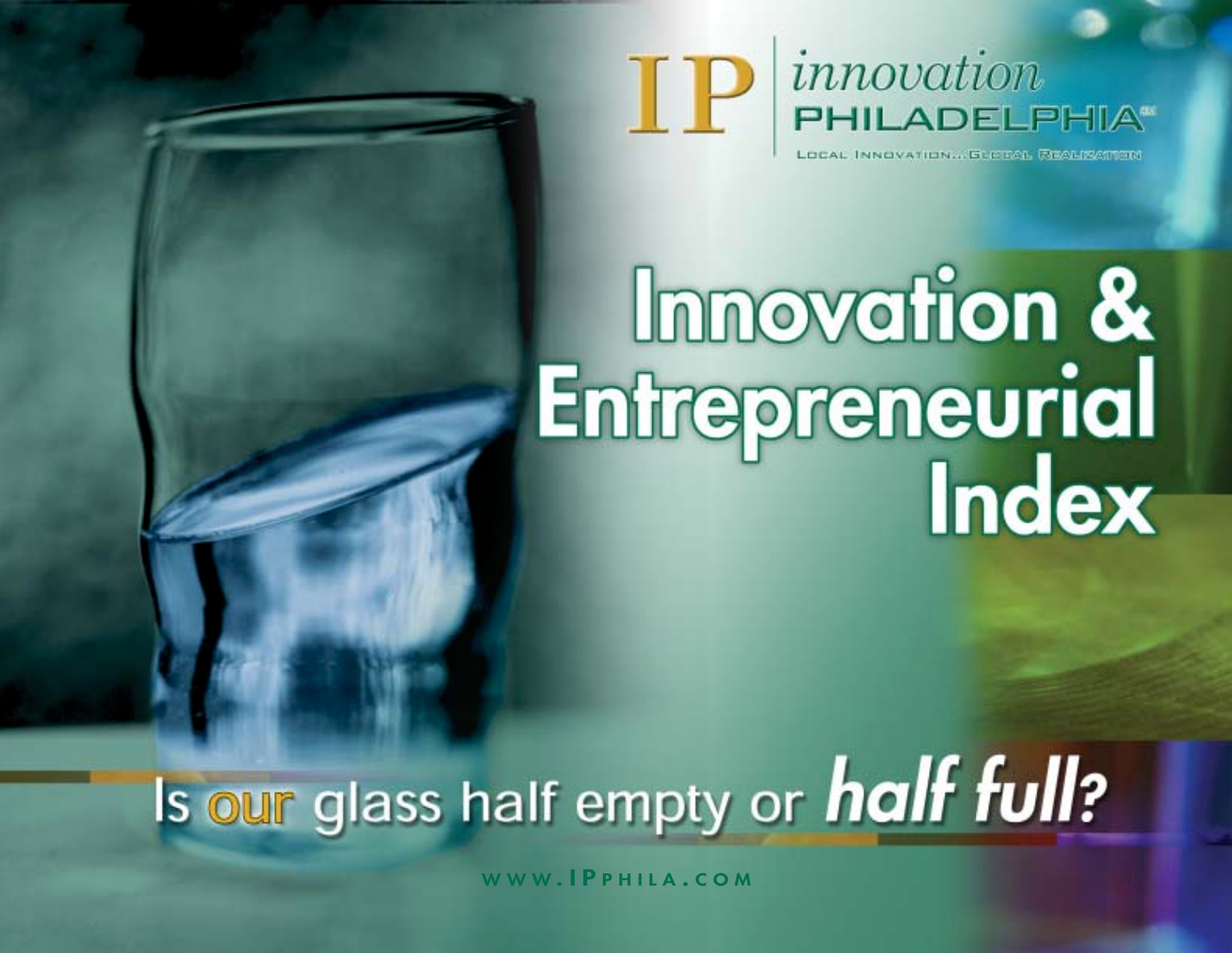IP | innovation PHILADELPHIA

LOCAL INNOVATION...GLOBAL REALIZATION

# Innovation & Entrepreneurial Index

## Is our glass half empty or *half full?*

WWW.IPPHILA.COM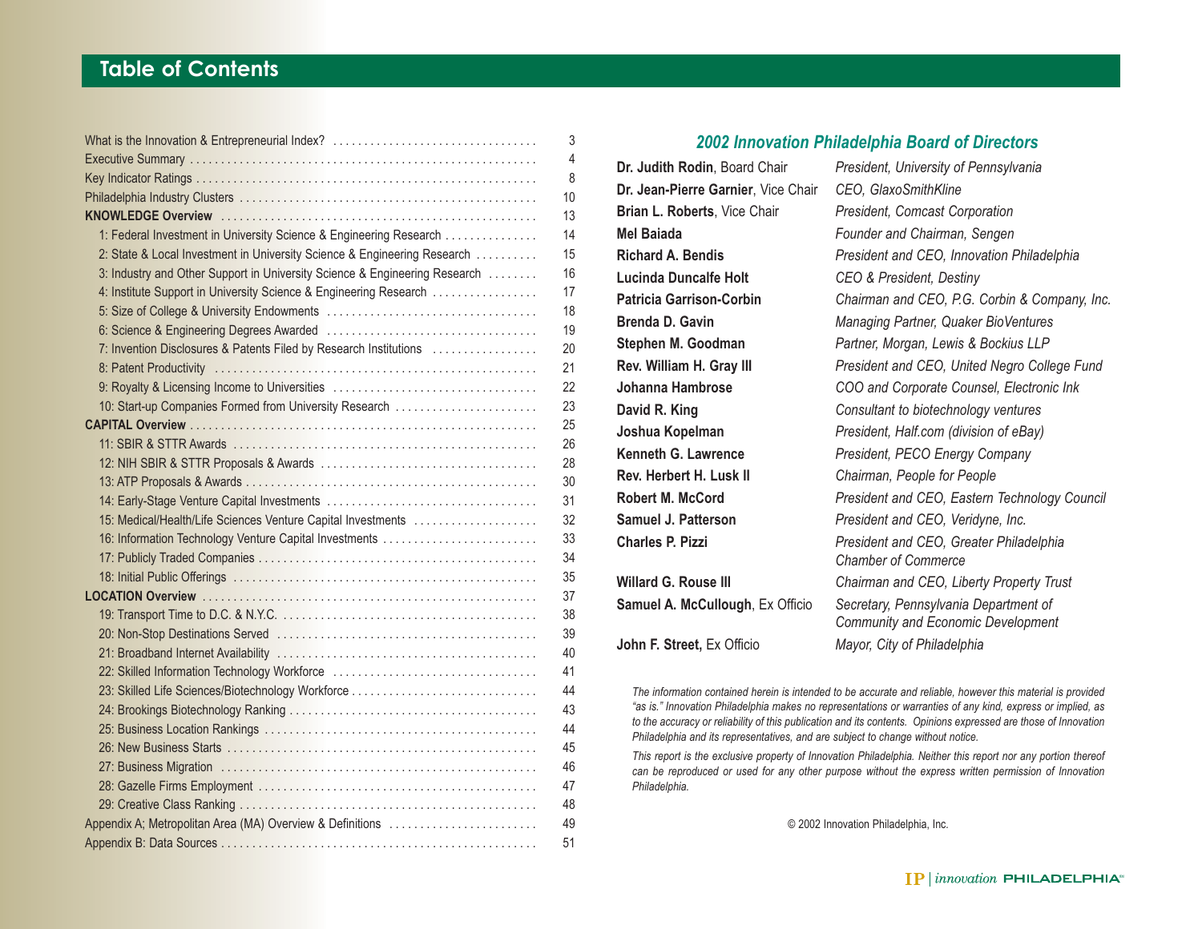# Table of Contents

| | |
|---|---|
| What is the Innovation & Entrepreneurial Index? | 3 |
| Executive Summary | 4 |
| Key Indicator Ratings | 8 |
| Philadelphia Industry Clusters | 10 |
| **KNOWLEDGE Overview** | 13 |
| 1: Federal Investment in University Science & Engineering Research | 14 |
| 2: State & Local Investment in University Science & Engineering Research | 15 |
| 3: Industry and Other Support in University Science & Engineering Research | 16 |
| 4: Institute Support in University Science & Engineering Research | 17 |
| 5: Size of College & University Endowments | 18 |
| 6: Science & Engineering Degrees Awarded | 19 |
| 7: Invention Disclosures & Patents Filed by Research Institutions | 20 |
| 8: Patent Productivity | 21 |
| 9: Royalty & Licensing Income to Universities | 22 |
| 10: Start-up Companies Formed from University Research | 23 |
| **CAPITAL Overview** | 25 |
| 11: SBIR & STTR Awards | 26 |
| 12: NIH SBIR & STTR Proposals & Awards | 28 |
| 13: ATP Proposals & Awards | 30 |
| 14: Early-Stage Venture Capital Investments | 31 |
| 15: Medical/Health/Life Sciences Venture Capital Investments | 32 |
| 16: Information Technology Venture Capital Investments | 33 |
| 17: Publicly Traded Companies | 34 |
| 18: Initial Public Offerings | 35 |
| **LOCATION Overview** | 37 |
| 19: Transport Time to D.C. & N.Y.C. | 38 |
| 20: Non-Stop Destinations Served | 39 |
| 21: Broadband Internet Availability | 40 |
| 22: Skilled Information Technology Workforce | 41 |
| 23: Skilled Life Sciences/Biotechnology Workforce | 44 |
| 24: Brookings Biotechnology Ranking | 43 |
| 25: Business Location Rankings | 44 |
| 26: New Business Starts | 45 |
| 27: Business Migration | 46 |
| 28: Gazelle Firms Employment | 47 |
| 29: Creative Class Ranking | 48 |
| Appendix A; Metropolitan Area (MA) Overview & Definitions | 49 |
| Appendix B: Data Sources | 51 |

## *2002 Innovation Philadelphia Board of Directors*

| | |
|---|---|
| **Dr. Judith Rodin**, Board Chair | *President, University of Pennsylvania* |
| **Dr. Jean-Pierre Garnier**, Vice Chair | *CEO, GlaxoSmithKline* |
| **Brian L. Roberts**, Vice Chair | *President, Comcast Corporation* |
| **Mel Baiada** | *Founder and Chairman, Sengen* |
| **Richard A. Bendis** | *President and CEO, Innovation Philadelphia* |
| **Lucinda Duncalfe Holt** | *CEO & President, Destiny* |
| **Patricia Garrison-Corbin** | *Chairman and CEO, P.G. Corbin & Company, Inc.* |
| **Brenda D. Gavin** | *Managing Partner, Quaker BioVentures* |
| **Stephen M. Goodman** | *Partner, Morgan, Lewis & Bockius LLP* |
| **Rev. William H. Gray III** | *President and CEO, United Negro College Fund* |
| **Johanna Hambrose** | *COO and Corporate Counsel, Electronic Ink* |
| **David R. King** | *Consultant to biotechnology ventures* |
| **Joshua Kopelman** | *President, Half.com (division of eBay)* |
| **Kenneth G. Lawrence** | *President, PECO Energy Company* |
| **Rev. Herbert H. Lusk II** | *Chairman, People for People* |
| **Robert M. McCord** | *President and CEO, Eastern Technology Council* |
| **Samuel J. Patterson** | *President and CEO, Veridyne, Inc.* |
| **Charles P. Pizzi** | *President and CEO, Greater Philadelphia Chamber of Commerce* |
| **Willard G. Rouse III** | *Chairman and CEO, Liberty Property Trust* |
| **Samuel A. McCullough**, Ex Officio | *Secretary, Pennsylvania Department of Community and Economic Development* |
| **John F. Street**, Ex Officio | *Mayor, City of Philadelphia* |

*The information contained herein is intended to be accurate and reliable, however this material is provided "as is." Innovation Philadelphia makes no representations or warranties of any kind, express or implied, as to the accuracy or reliability of this publication and its contents. Opinions expressed are those of Innovation Philadelphia and its representatives, and are subject to change without notice.*

*This report is the exclusive property of Innovation Philadelphia. Neither this report nor any portion thereof can be reproduced or used for any other purpose without the express written permission of Innovation Philadelphia.*

© 2002 Innovation Philadelphia, Inc.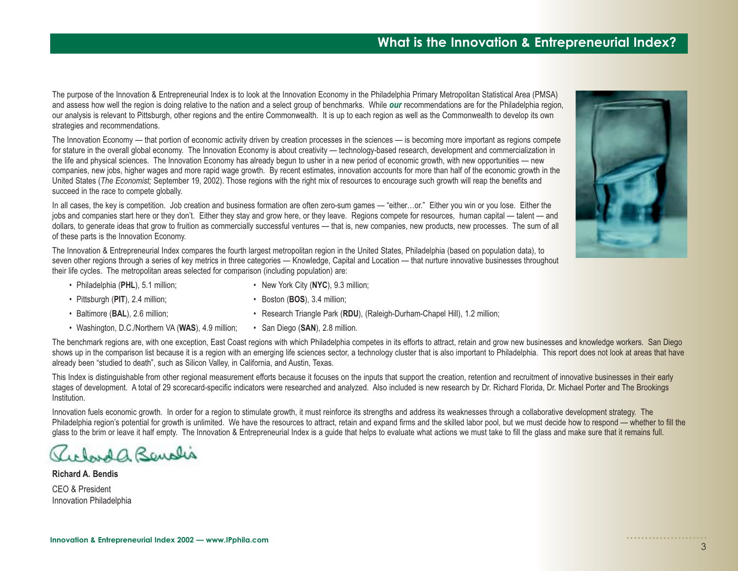# What is the Innovation & Entrepreneurial Index?

The purpose of the Innovation & Entrepreneurial Index is to look at the Innovation Economy in the Philadelphia Primary Metropolitan Statistical Area (PMSA) and assess how well the region is doing relative to the nation and a select group of benchmarks. While ***our*** recommendations are for the Philadelphia region, our analysis is relevant to Pittsburgh, other regions and the entire Commonwealth. It is up to each region as well as the Commonwealth to develop its own strategies and recommendations.

The Innovation Economy — that portion of economic activity driven by creation processes in the sciences — is becoming more important as regions compete for stature in the overall global economy. The Innovation Economy is about creativity — technology-based research, development and commercialization in the life and physical sciences. The Innovation Economy has already begun to usher in a new period of economic growth, with new opportunities — new companies, new jobs, higher wages and more rapid wage growth. By recent estimates, innovation accounts for more than half of the economic growth in the United States (*The Economist;* September 19, 2002). Those regions with the right mix of resources to encourage such growth will reap the benefits and succeed in the race to compete globally.

In all cases, the key is competition. Job creation and business formation are often zero-sum games — "either…or." Either you win or you lose. Either the jobs and companies start here or they don't. Either they stay and grow here, or they leave. Regions compete for resources, human capital — talent — and dollars, to generate ideas that grow to fruition as commercially successful ventures — that is, new companies, new products, new processes. The sum of all of these parts is the Innovation Economy.

The Innovation & Entrepreneurial Index compares the fourth largest metropolitan region in the United States, Philadelphia (based on population data), to seven other regions through a series of key metrics in three categories — Knowledge, Capital and Location — that nurture innovative businesses throughout their life cycles. The metropolitan areas selected for comparison (including population) are:

- Philadelphia (**PHL**), 5.1 million;
- Pittsburgh (**PIT**), 2.4 million;
- Baltimore (**BAL**), 2.6 million;
- Washington, D.C./Northern VA (**WAS**), 4.9 million;
- New York City (**NYC**), 9.3 million;
- Boston (**BOS**), 3.4 million;
- Research Triangle Park (**RDU**), (Raleigh-Durham-Chapel Hill), 1.2 million;
- San Diego (**SAN**), 2.8 million.

The benchmark regions are, with one exception, East Coast regions with which Philadelphia competes in its efforts to attract, retain and grow new businesses and knowledge workers. San Diego shows up in the comparison list because it is a region with an emerging life sciences sector, a technology cluster that is also important to Philadelphia. This report does not look at areas that have already been "studied to death", such as Silicon Valley, in California, and Austin, Texas.

This Index is distinguishable from other regional measurement efforts because it focuses on the inputs that support the creation, retention and recruitment of innovative businesses in their early stages of development. A total of 29 scorecard-specific indicators were researched and analyzed. Also included is new research by Dr. Richard Florida, Dr. Michael Porter and The Brookings Institution.

Innovation fuels economic growth. In order for a region to stimulate growth, it must reinforce its strengths and address its weaknesses through a collaborative development strategy. The Philadelphia region's potential for growth is unlimited. We have the resources to attract, retain and expand firms and the skilled labor pool, but we must decide how to respond — whether to fill the glass to the brim or leave it half empty. The Innovation & Entrepreneurial Index is a guide that helps to evaluate what actions we must take to fill the glass and make sure that it remains full.

**Richard A. Bendis**

CEO & President
Innovation Philadelphia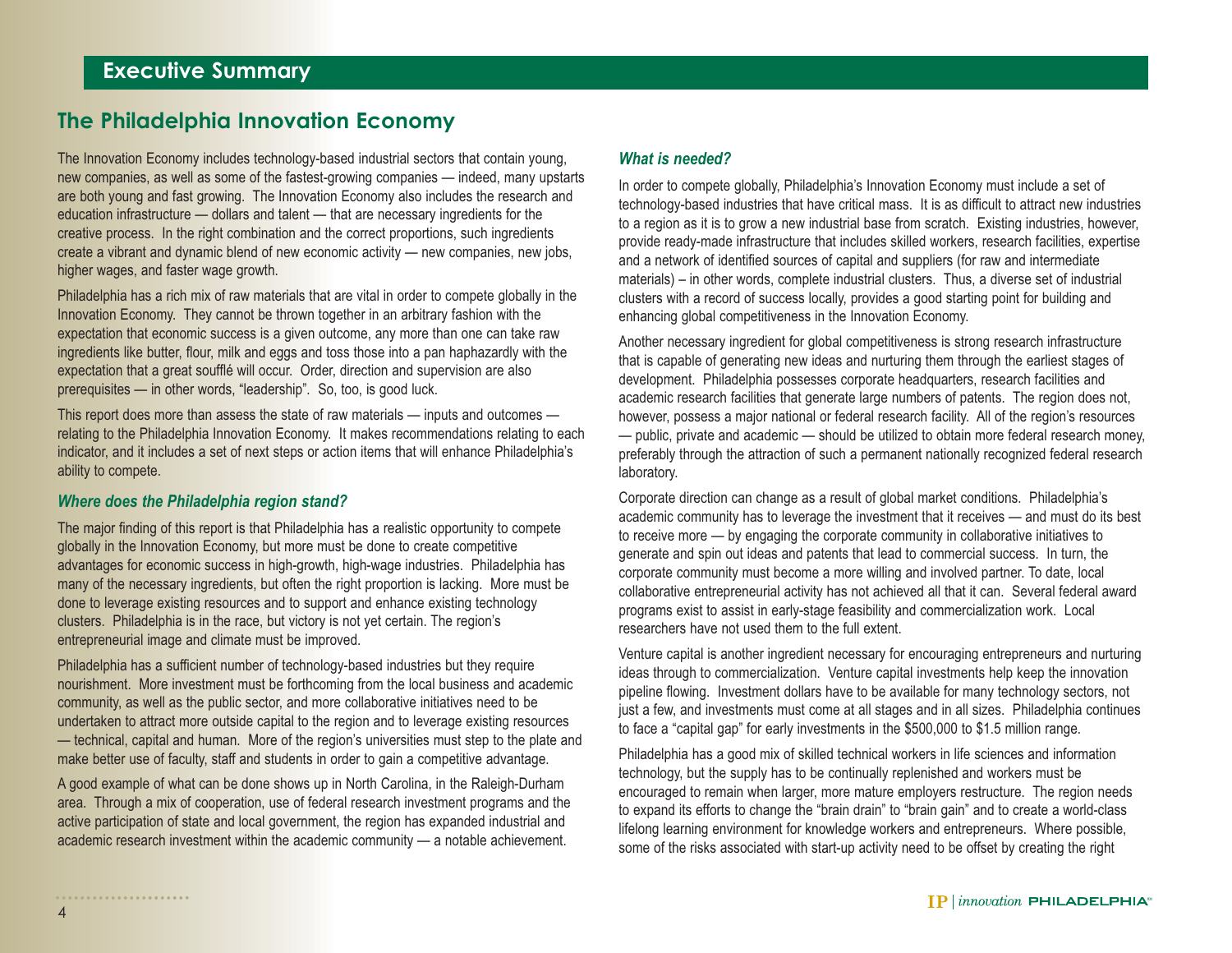# Executive Summary

## The Philadelphia Innovation Economy

The Innovation Economy includes technology-based industrial sectors that contain young, new companies, as well as some of the fastest-growing companies — indeed, many upstarts are both young and fast growing. The Innovation Economy also includes the research and education infrastructure — dollars and talent — that are necessary ingredients for the creative process. In the right combination and the correct proportions, such ingredients create a vibrant and dynamic blend of new economic activity — new companies, new jobs, higher wages, and faster wage growth.

Philadelphia has a rich mix of raw materials that are vital in order to compete globally in the Innovation Economy. They cannot be thrown together in an arbitrary fashion with the expectation that economic success is a given outcome, any more than one can take raw ingredients like butter, flour, milk and eggs and toss those into a pan haphazardly with the expectation that a great soufflé will occur. Order, direction and supervision are also prerequisites — in other words, "leadership". So, too, is good luck.

This report does more than assess the state of raw materials — inputs and outcomes — relating to the Philadelphia Innovation Economy. It makes recommendations relating to each indicator, and it includes a set of next steps or action items that will enhance Philadelphia's ability to compete.

### *Where does the Philadelphia region stand?*

The major finding of this report is that Philadelphia has a realistic opportunity to compete globally in the Innovation Economy, but more must be done to create competitive advantages for economic success in high-growth, high-wage industries. Philadelphia has many of the necessary ingredients, but often the right proportion is lacking. More must be done to leverage existing resources and to support and enhance existing technology clusters. Philadelphia is in the race, but victory is not yet certain. The region's entrepreneurial image and climate must be improved.

Philadelphia has a sufficient number of technology-based industries but they require nourishment. More investment must be forthcoming from the local business and academic community, as well as the public sector, and more collaborative initiatives need to be undertaken to attract more outside capital to the region and to leverage existing resources — technical, capital and human. More of the region's universities must step to the plate and make better use of faculty, staff and students in order to gain a competitive advantage.

A good example of what can be done shows up in North Carolina, in the Raleigh-Durham area. Through a mix of cooperation, use of federal research investment programs and the active participation of state and local government, the region has expanded industrial and academic research investment within the academic community — a notable achievement.

### *What is needed?*

In order to compete globally, Philadelphia's Innovation Economy must include a set of technology-based industries that have critical mass. It is as difficult to attract new industries to a region as it is to grow a new industrial base from scratch. Existing industries, however, provide ready-made infrastructure that includes skilled workers, research facilities, expertise and a network of identified sources of capital and suppliers (for raw and intermediate materials) – in other words, complete industrial clusters. Thus, a diverse set of industrial clusters with a record of success locally, provides a good starting point for building and enhancing global competitiveness in the Innovation Economy.

Another necessary ingredient for global competitiveness is strong research infrastructure that is capable of generating new ideas and nurturing them through the earliest stages of development. Philadelphia possesses corporate headquarters, research facilities and academic research facilities that generate large numbers of patents. The region does not, however, possess a major national or federal research facility. All of the region's resources — public, private and academic — should be utilized to obtain more federal research money, preferably through the attraction of such a permanent nationally recognized federal research laboratory.

Corporate direction can change as a result of global market conditions. Philadelphia's academic community has to leverage the investment that it receives — and must do its best to receive more — by engaging the corporate community in collaborative initiatives to generate and spin out ideas and patents that lead to commercial success. In turn, the corporate community must become a more willing and involved partner. To date, local collaborative entrepreneurial activity has not achieved all that it can. Several federal award programs exist to assist in early-stage feasibility and commercialization work. Local researchers have not used them to the full extent.

Venture capital is another ingredient necessary for encouraging entrepreneurs and nurturing ideas through to commercialization. Venture capital investments help keep the innovation pipeline flowing. Investment dollars have to be available for many technology sectors, not just a few, and investments must come at all stages and in all sizes. Philadelphia continues to face a "capital gap" for early investments in the $500,000 to $1.5 million range.

Philadelphia has a good mix of skilled technical workers in life sciences and information technology, but the supply has to be continually replenished and workers must be encouraged to remain when larger, more mature employers restructure. The region needs to expand its efforts to change the "brain drain" to "brain gain" and to create a world-class lifelong learning environment for knowledge workers and entrepreneurs. Where possible, some of the risks associated with start-up activity need to be offset by creating the right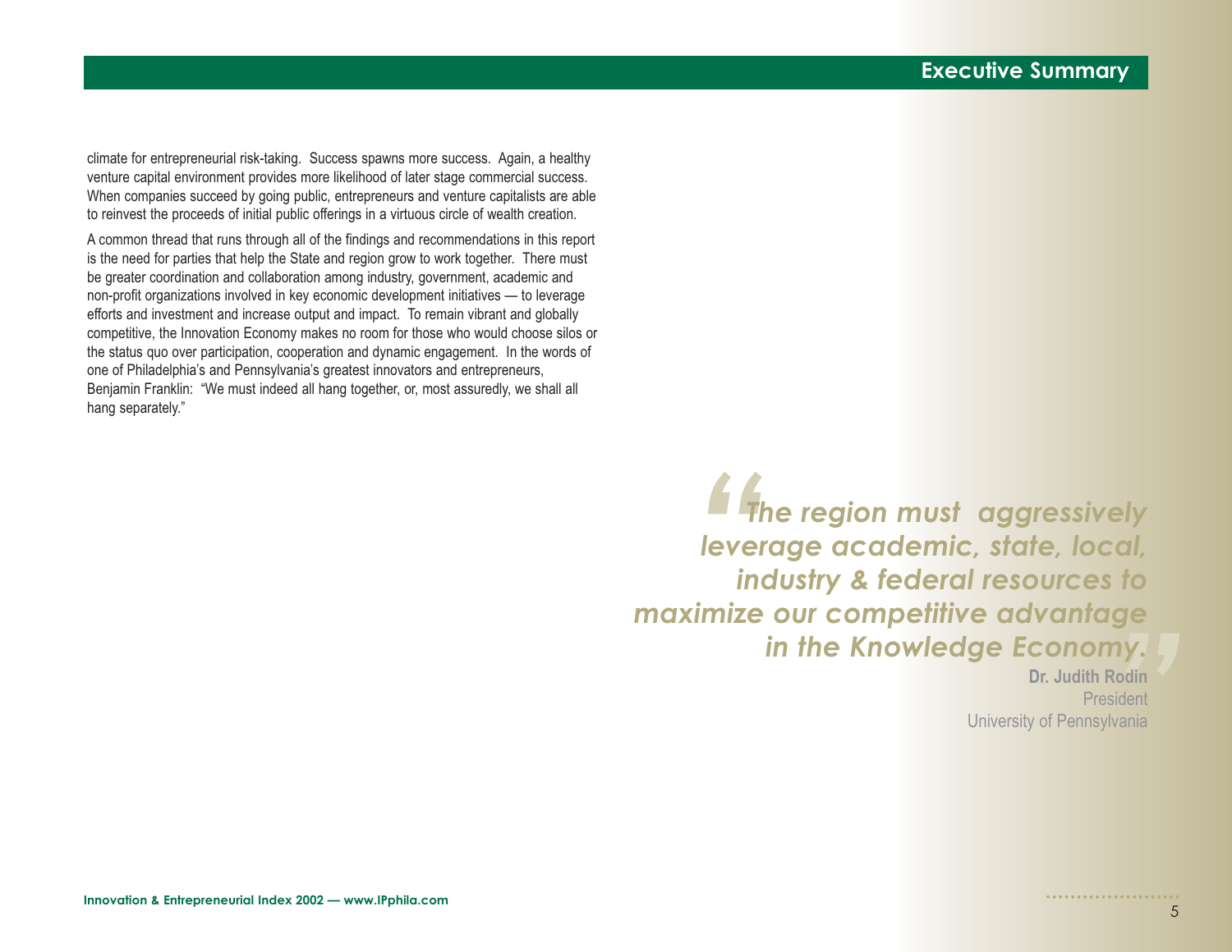climate for entrepreneurial risk-taking. Success spawns more success. Again, a healthy venture capital environment provides more likelihood of later stage commercial success. When companies succeed by going public, entrepreneurs and venture capitalists are able to reinvest the proceeds of initial public offerings in a virtuous circle of wealth creation.

A common thread that runs through all of the findings and recommendations in this report is the need for parties that help the State and region grow to work together. There must be greater coordination and collaboration among industry, government, academic and non-profit organizations involved in key economic development initiatives — to leverage efforts and investment and increase output and impact. To remain vibrant and globally competitive, the Innovation Economy makes no room for those who would choose silos or the status quo over participation, cooperation and dynamic engagement. In the words of one of Philadelphia's and Pennsylvania's greatest innovators and entrepreneurs, Benjamin Franklin: "We must indeed all hang together, or, most assuredly, we shall all hang separately."

> ***"The region must aggressively leverage academic, state, local, industry & federal resources to maximize our competitive advantage in the Knowledge Economy."***
>
> **Dr. Judith Rodin**
> President
> University of Pennsylvania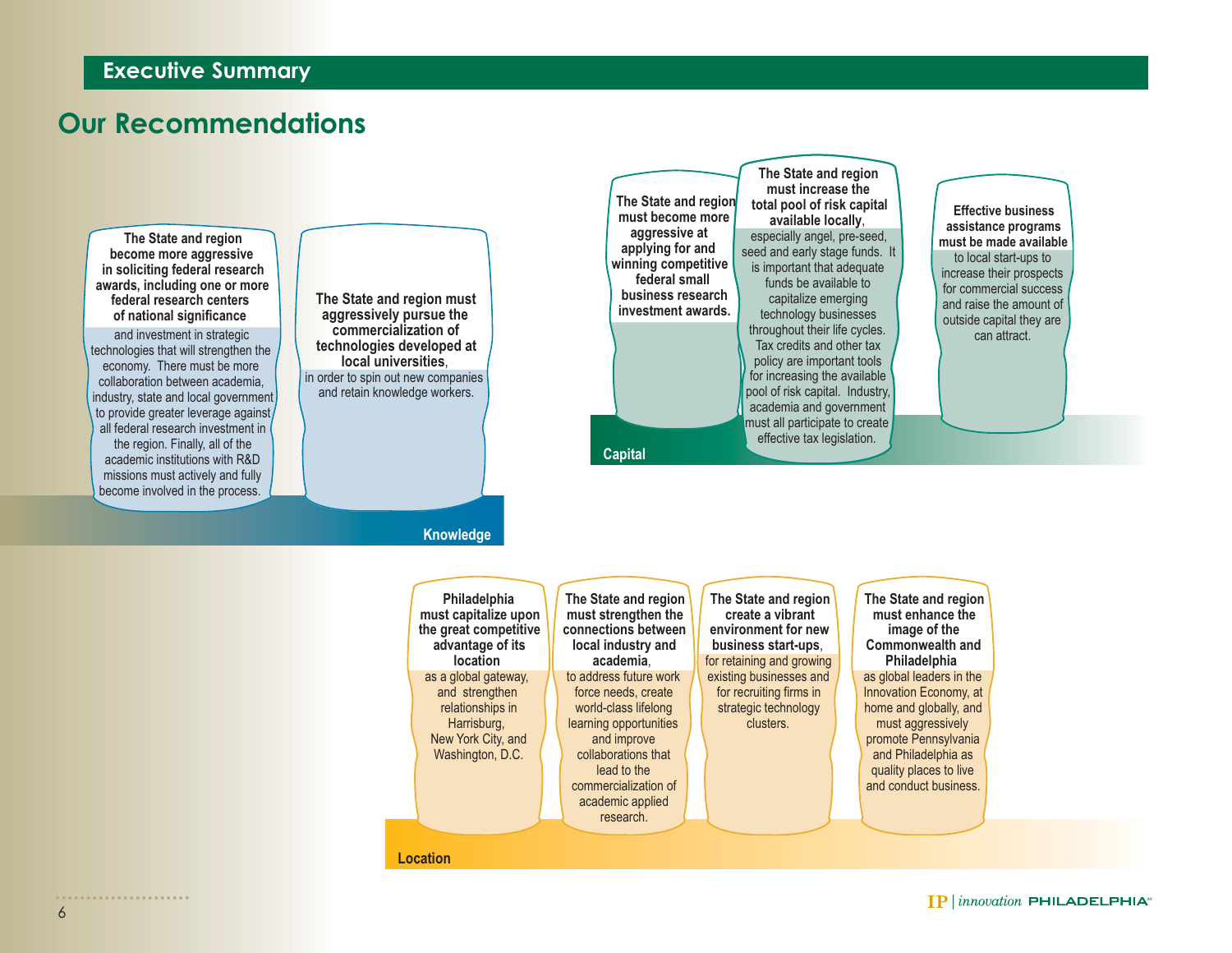## Executive Summary

# Our Recommendations

### Knowledge

**The State and region become more aggressive in soliciting federal research awards, including one or more federal research centers of national significance** and investment in strategic technologies that will strengthen the economy. There must be more collaboration between academia, industry, state and local government to provide greater leverage against all federal research investment in the region. Finally, all of the academic institutions with R&D missions must actively and fully become involved in the process.

**The State and region must aggressively pursue the commercialization of technologies developed at local universities**, in order to spin out new companies and retain knowledge workers.

### Capital

**The State and region must become more aggressive at applying for and winning competitive federal small business research investment awards.**

**The State and region must increase the total pool of risk capital available locally**, especially angel, pre-seed, seed and early stage funds. It is important that adequate funds be available to capitalize emerging technology businesses throughout their life cycles. Tax credits and other tax policy are important tools for increasing the available pool of risk capital. Industry, academia and government must all participate to create effective tax legislation.

**Effective business assistance programs must be made available** to local start-ups to increase their prospects for commercial success and raise the amount of outside capital they are can attract.

### Location

**Philadelphia must capitalize upon the great competitive advantage of its location** as a global gateway, and strengthen relationships in Harrisburg, New York City, and Washington, D.C.

**The State and region must strengthen the connections between local industry and academia**, to address future work force needs, create world-class lifelong learning opportunities and improve collaborations that lead to the commercialization of academic applied research.

**The State and region create a vibrant environment for new business start-ups**, for retaining and growing existing businesses and for recruiting firms in strategic technology clusters.

**The State and region must enhance the image of the Commonwealth and Philadelphia** as global leaders in the Innovation Economy, at home and globally, and must aggressively promote Pennsylvania and Philadelphia as quality places to live and conduct business.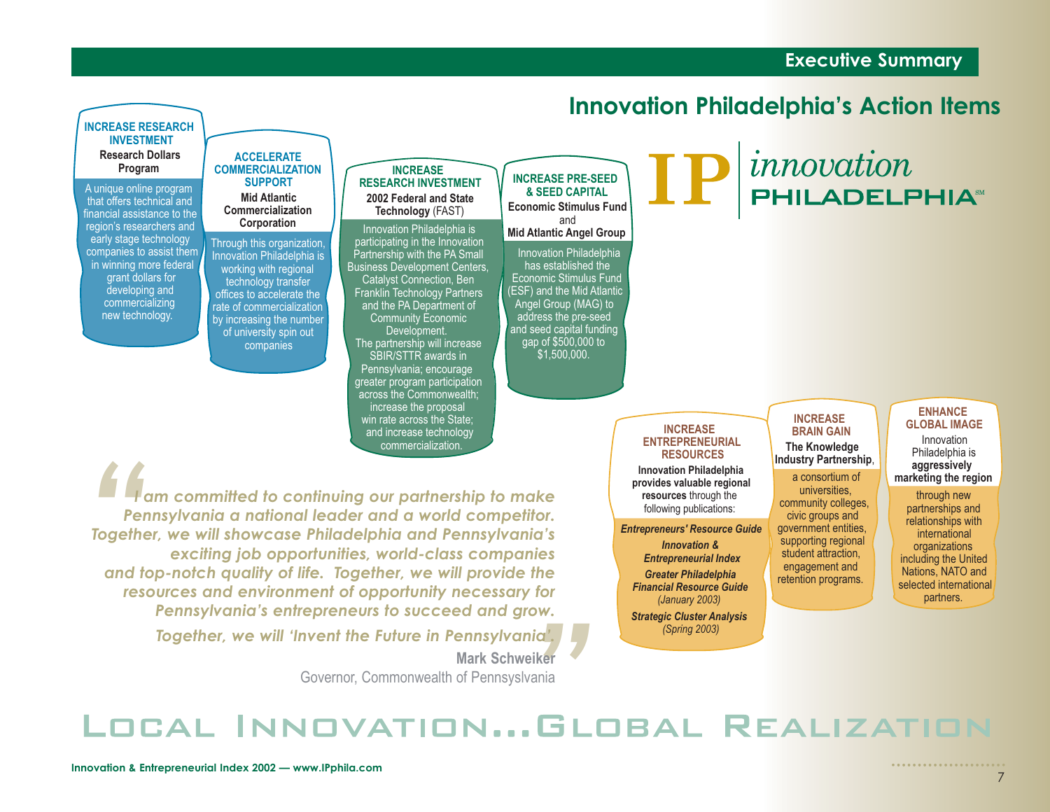## Innovation Philadelphia's Action Items

IP | innovation PHILADELPHIA℠

### INCREASE RESEARCH INVESTMENT

**Research Dollars Program**

A unique online program that offers technical and financial assistance to the region's researchers and early stage technology companies to assist them in winning more federal grant dollars for developing and commercializing new technology.

### ACCELERATE COMMERCIALIZATION SUPPORT

**Mid Atlantic Commercialization Corporation**

Through this organization, Innovation Philadelphia is working with regional technology transfer offices to accelerate the rate of commercialization by increasing the number of university spin out companies

### INCREASE RESEARCH INVESTMENT

**2002 Federal and State Technology** (FAST)

Innovation Philadelphia is participating in the Innovation Partnership with the PA Small Business Development Centers, Catalyst Connection, Ben Franklin Technology Partners and the PA Department of Community Economic Development.

The partnership will increase SBIR/STTR awards in Pennsylvania; encourage greater program participation across the Commonwealth; increase the proposal win rate across the State; and increase technology commercialization.

### INCREASE PRE-SEED & SEED CAPITAL

**Economic Stimulus Fund** and **Mid Atlantic Angel Group**

Innovation Philadelphia has established the Economic Stimulus Fund (ESF) and the Mid Atlantic Angel Group (MAG) to address the pre-seed and seed capital funding gap of $500,000 to $1,500,000.

### INCREASE ENTREPRENEURIAL RESOURCES

**Innovation Philadelphia provides valuable regional resources** through the following publications:

- ***Entrepreneurs' Resource Guide***
- ***Innovation & Entrepreneurial Index***
- ***Greater Philadelphia Financial Resource Guide*** *(January 2003)*
- ***Strategic Cluster Analysis*** *(Spring 2003)*

### INCREASE BRAIN GAIN

**The Knowledge Industry Partnership**, a consortium of universities, community colleges, civic groups and government entities, supporting regional student attraction, engagement and retention programs.

### ENHANCE GLOBAL IMAGE

Innovation Philadelphia is **aggressively marketing the region** through new partnerships and relationships with international organizations including the United Nations, NATO and selected international partners.

> *"I am committed to continuing our partnership to make Pennsylvania a national leader and a world competitor. Together, we will showcase Philadelphia and Pennsylvania's exciting job opportunities, world-class companies and top-notch quality of life. Together, we will provide the resources and environment of opportunity necessary for Pennsylvania's entrepreneurs to succeed and grow.*
>
> *Together, we will 'Invent the Future in Pennsylvania'."*
>
> **Mark Schweiker**
> Governor, Commonwealth of Pennsysylvania

# LOCAL INNOVATION...GLOBAL REALIZATION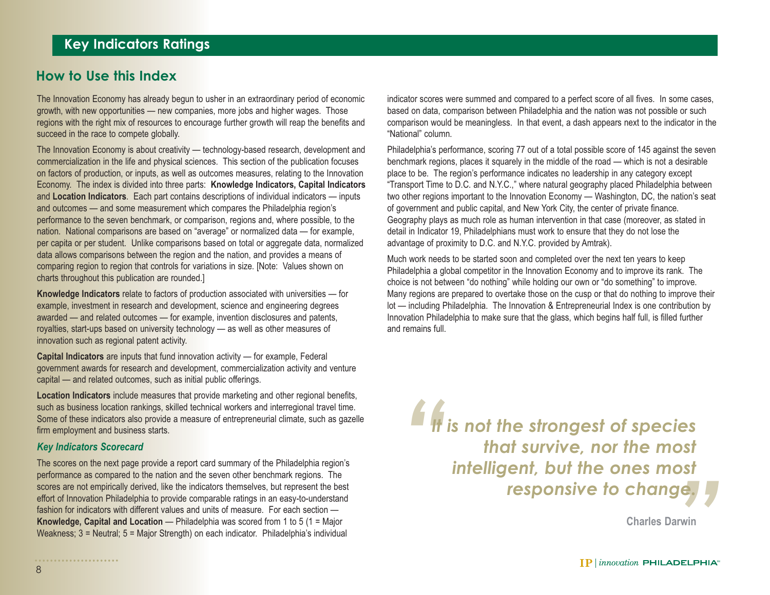## Key Indicators Ratings

### How to Use this Index

The Innovation Economy has already begun to usher in an extraordinary period of economic growth, with new opportunities — new companies, more jobs and higher wages. Those regions with the right mix of resources to encourage further growth will reap the benefits and succeed in the race to compete globally.

The Innovation Economy is about creativity — technology-based research, development and commercialization in the life and physical sciences. This section of the publication focuses on factors of production, or inputs, as well as outcomes measures, relating to the Innovation Economy. The index is divided into three parts: **Knowledge Indicators, Capital Indicators** and **Location Indicators**. Each part contains descriptions of individual indicators — inputs and outcomes — and some measurement which compares the Philadelphia region's performance to the seven benchmark, or comparison, regions and, where possible, to the nation. National comparisons are based on "average" or normalized data — for example, per capita or per student. Unlike comparisons based on total or aggregate data, normalized data allows comparisons between the region and the nation, and provides a means of comparing region to region that controls for variations in size. [Note: Values shown on charts throughout this publication are rounded.]

**Knowledge Indicators** relate to factors of production associated with universities — for example, investment in research and development, science and engineering degrees awarded — and related outcomes — for example, invention disclosures and patents, royalties, start-ups based on university technology — as well as other measures of innovation such as regional patent activity.

**Capital Indicators** are inputs that fund innovation activity — for example, Federal government awards for research and development, commercialization activity and venture capital — and related outcomes, such as initial public offerings.

**Location Indicators** include measures that provide marketing and other regional benefits, such as business location rankings, skilled technical workers and interregional travel time. Some of these indicators also provide a measure of entrepreneurial climate, such as gazelle firm employment and business starts.

#### *Key Indicators Scorecard*

The scores on the next page provide a report card summary of the Philadelphia region's performance as compared to the nation and the seven other benchmark regions. The scores are not empirically derived, like the indicators themselves, but represent the best effort of Innovation Philadelphia to provide comparable ratings in an easy-to-understand fashion for indicators with different values and units of measure. For each section — **Knowledge, Capital and Location** — Philadelphia was scored from 1 to 5 (1 = Major Weakness; 3 = Neutral; 5 = Major Strength) on each indicator. Philadelphia's individual indicator scores were summed and compared to a perfect score of all fives. In some cases, based on data, comparison between Philadelphia and the nation was not possible or such comparison would be meaningless. In that event, a dash appears next to the indicator in the "National" column.

Philadelphia's performance, scoring 77 out of a total possible score of 145 against the seven benchmark regions, places it squarely in the middle of the road — which is not a desirable place to be. The region's performance indicates no leadership in any category except "Transport Time to D.C. and N.Y.C.," where natural geography placed Philadelphia between two other regions important to the Innovation Economy — Washington, DC, the nation's seat of government and public capital, and New York City, the center of private finance. Geography plays as much role as human intervention in that case (moreover, as stated in detail in Indicator 19, Philadelphians must work to ensure that they do not lose the advantage of proximity to D.C. and N.Y.C. provided by Amtrak).

Much work needs to be started soon and completed over the next ten years to keep Philadelphia a global competitor in the Innovation Economy and to improve its rank. The choice is not between "do nothing" while holding our own or "do something" to improve. Many regions are prepared to overtake those on the cusp or that do nothing to improve their lot — including Philadelphia. The Innovation & Entrepreneurial Index is one contribution by Innovation Philadelphia to make sure that the glass, which begins half full, is filled further and remains full.

> ***"It is not the strongest of species that survive, nor the most intelligent, but the ones most responsive to change."***
>
> **Charles Darwin**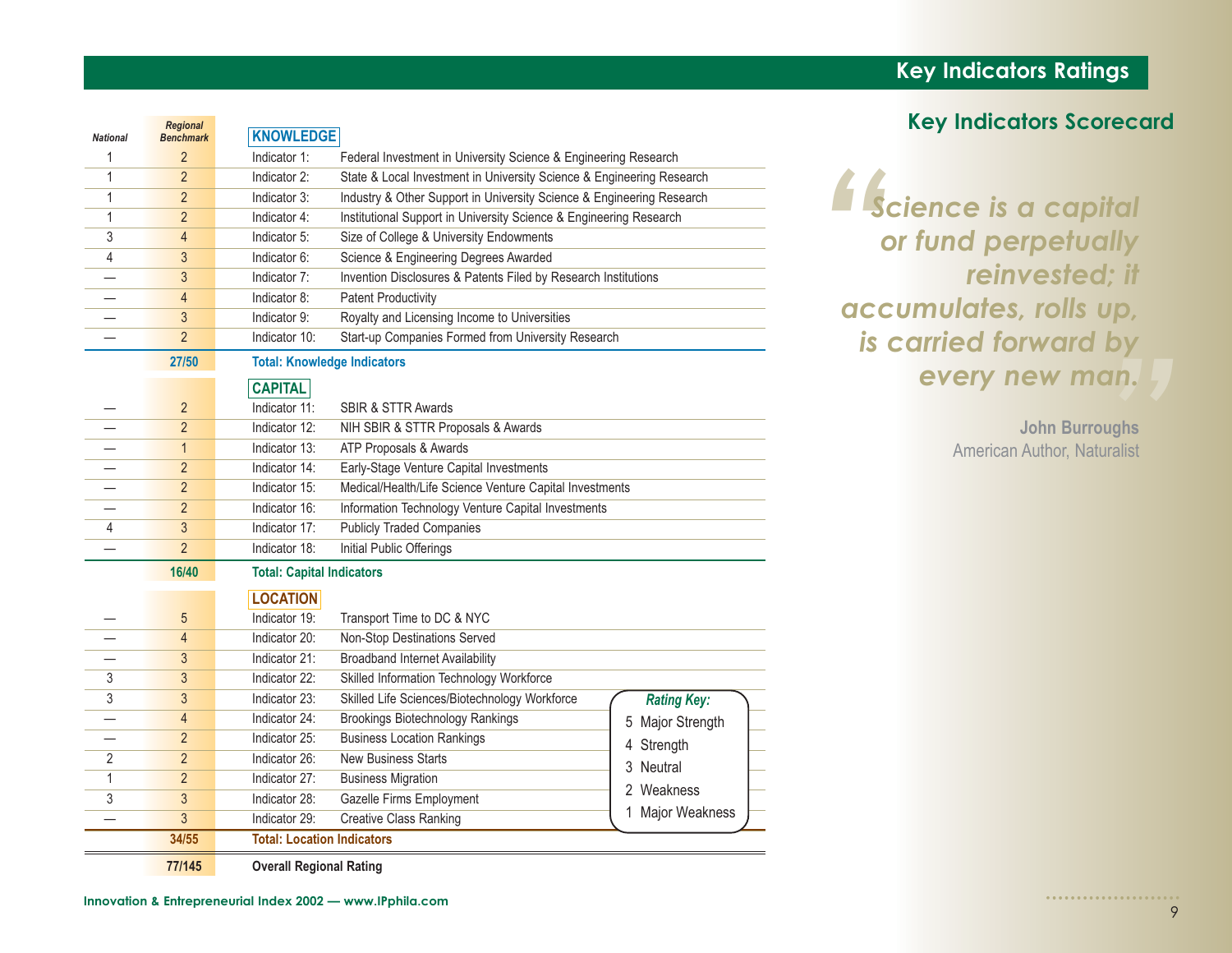# Key Indicators Ratings

## Key Indicators Scorecard

| National | Regional Benchmark | | |
|---|---|---|---|
| | | **KNOWLEDGE** | |
| 1 | 2 | Indicator 1: | Federal Investment in University Science & Engineering Research |
| 1 | 2 | Indicator 2: | State & Local Investment in University Science & Engineering Research |
| 1 | 2 | Indicator 3: | Industry & Other Support in University Science & Engineering Research |
| 1 | 2 | Indicator 4: | Institutional Support in University Science & Engineering Research |
| 3 | 4 | Indicator 5: | Size of College & University Endowments |
| 4 | 3 | Indicator 6: | Science & Engineering Degrees Awarded |
| — | 3 | Indicator 7: | Invention Disclosures & Patents Filed by Research Institutions |
| — | 4 | Indicator 8: | Patent Productivity |
| — | 3 | Indicator 9: | Royalty and Licensing Income to Universities |
| — | 2 | Indicator 10: | Start-up Companies Formed from University Research |
| | **27/50** | **Total: Knowledge Indicators** | |
| | | **CAPITAL** | |
| — | 2 | Indicator 11: | SBIR & STTR Awards |
| — | 2 | Indicator 12: | NIH SBIR & STTR Proposals & Awards |
| — | 1 | Indicator 13: | ATP Proposals & Awards |
| — | 2 | Indicator 14: | Early-Stage Venture Capital Investments |
| — | 2 | Indicator 15: | Medical/Health/Life Science Venture Capital Investments |
| — | 2 | Indicator 16: | Information Technology Venture Capital Investments |
| 4 | 3 | Indicator 17: | Publicly Traded Companies |
| — | 2 | Indicator 18: | Initial Public Offerings |
| | **16/40** | **Total: Capital Indicators** | |
| | | **LOCATION** | |
| — | 5 | Indicator 19: | Transport Time to DC & NYC |
| — | 4 | Indicator 20: | Non-Stop Destinations Served |
| — | 3 | Indicator 21: | Broadband Internet Availability |
| 3 | 3 | Indicator 22: | Skilled Information Technology Workforce |
| 3 | 3 | Indicator 23: | Skilled Life Sciences/Biotechnology Workforce |
| — | 4 | Indicator 24: | Brookings Biotechnology Rankings |
| — | 2 | Indicator 25: | Business Location Rankings |
| 2 | 2 | Indicator 26: | New Business Starts |
| 1 | 2 | Indicator 27: | Business Migration |
| 3 | 3 | Indicator 28: | Gazelle Firms Employment |
| — | 3 | Indicator 29: | Creative Class Ranking |
| | **34/55** | **Total: Location Indicators** | |
| | **77/145** | **Overall Regional Rating** | |

***Rating Key:***
- 5 Major Strength
- 4 Strength
- 3 Neutral
- 2 Weakness
- 1 Major Weakness

*"Science is a capital or fund perpetually reinvested; it accumulates, rolls up, is carried forward by every new man."*

**John Burroughs**
American Author, Naturalist

**Innovation & Entrepreneurial Index 2002 — www.IPphila.com**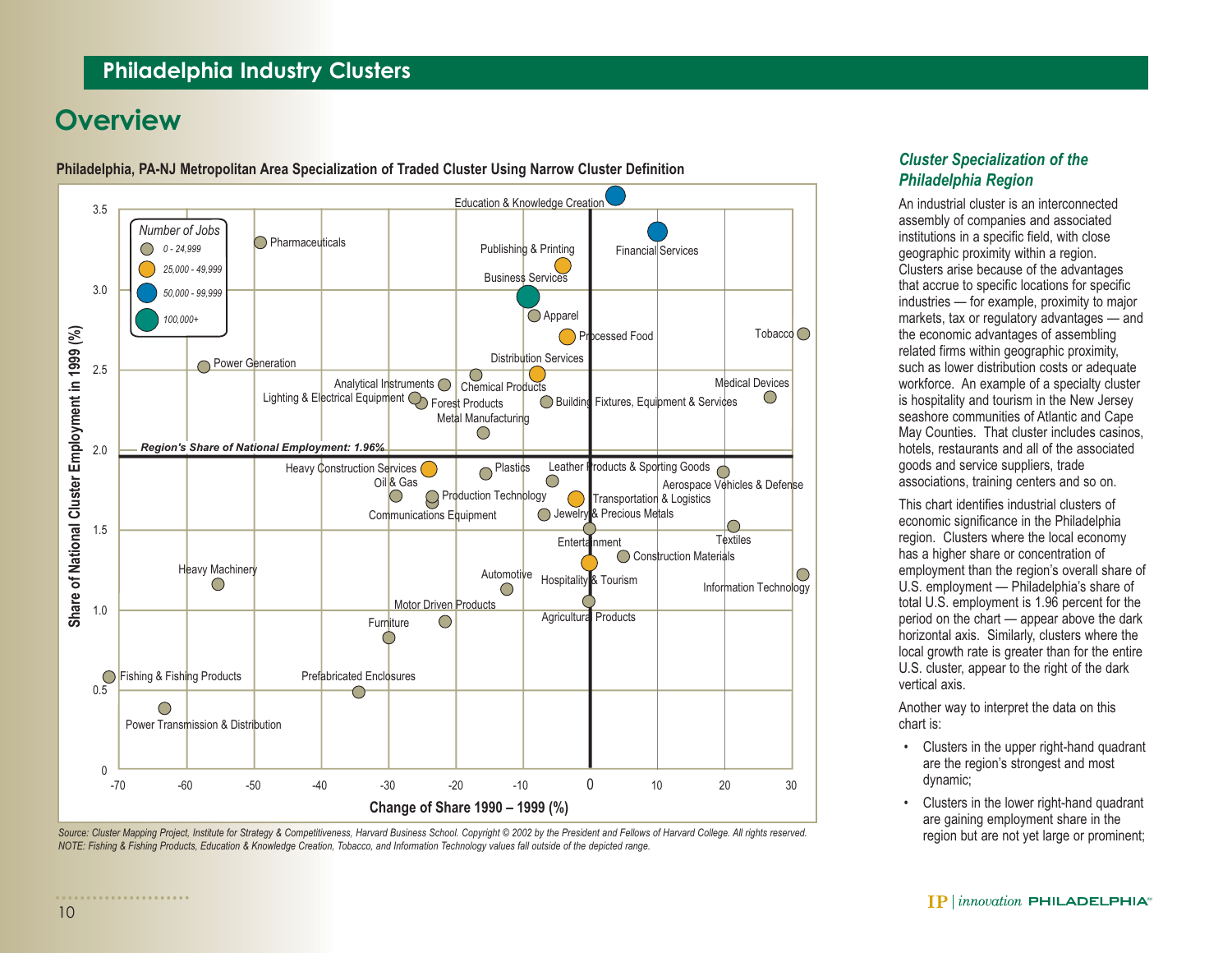## Philadelphia Industry Clusters

# Overview

**Philadelphia, PA-NJ Metropolitan Area Specialization of Traded Cluster Using Narrow Cluster Definition**

Number of Jobs
0 - 24,999
25,000 - 49,999
50,000 - 99,999
100,000+

Share of National Cluster Employment in 1999 (%)
3.5
3.0
2.5
2.0
1.5
1.0
0.5
0

Change of Share 1990 – 1999 (%)
-70
-60
-50
-40
-30
-20
-10
0
10
20
30

Region's Share of National Employment: 1.96%

Education & Knowledge Creation
Pharmaceuticals
Publishing & Printing
Financial Services
Business Services
Apparel
Processed Food
Tobacco
Power Generation
Distribution Services
Analytical Instruments
Chemical Products
Medical Devices
Lighting & Electrical Equipment
Forest Products
Building Fixtures, Equipment & Services
Metal Manufacturing
Heavy Construction Services
Plastics
Leather Products & Sporting Goods
Oil & Gas
Aerospace Vehicles & Defense
Production Technology
Transportation & Logistics
Communications Equipment
Jewelry & Precious Metals
Textiles
Entertainment
Construction Materials
Heavy Machinery
Automotive
Hospitality & Tourism
Information Technology
Motor Driven Products
Agricultural Products
Furniture
Fishing & Fishing Products
Prefabricated Enclosures
Power Transmission & Distribution

*Source: Cluster Mapping Project, Institute for Strategy & Competitiveness, Harvard Business School. Copyright © 2002 by the President and Fellows of Harvard College. All rights reserved.*
*NOTE: Fishing & Fishing Products, Education & Knowledge Creation, Tobacco, and Information Technology values fall outside of the depicted range.*

### *Cluster Specialization of the Philadelphia Region*

An industrial cluster is an interconnected assembly of companies and associated institutions in a specific field, with close geographic proximity within a region. Clusters arise because of the advantages that accrue to specific locations for specific industries — for example, proximity to major markets, tax or regulatory advantages — and the economic advantages of assembling related firms within geographic proximity, such as lower distribution costs or adequate workforce. An example of a specialty cluster is hospitality and tourism in the New Jersey seashore communities of Atlantic and Cape May Counties. That cluster includes casinos, hotels, restaurants and all of the associated goods and service suppliers, trade associations, training centers and so on.

This chart identifies industrial clusters of economic significance in the Philadelphia region. Clusters where the local economy has a higher share or concentration of employment than the region's overall share of U.S. employment — Philadelphia's share of total U.S. employment is 1.96 percent for the period on the chart — appear above the dark horizontal axis. Similarly, clusters where the local growth rate is greater than for the entire U.S. cluster, appear to the right of the dark vertical axis.

Another way to interpret the data on this chart is:

- Clusters in the upper right-hand quadrant are the region's strongest and most dynamic;
- Clusters in the lower right-hand quadrant are gaining employment share in the region but are not yet large or prominent;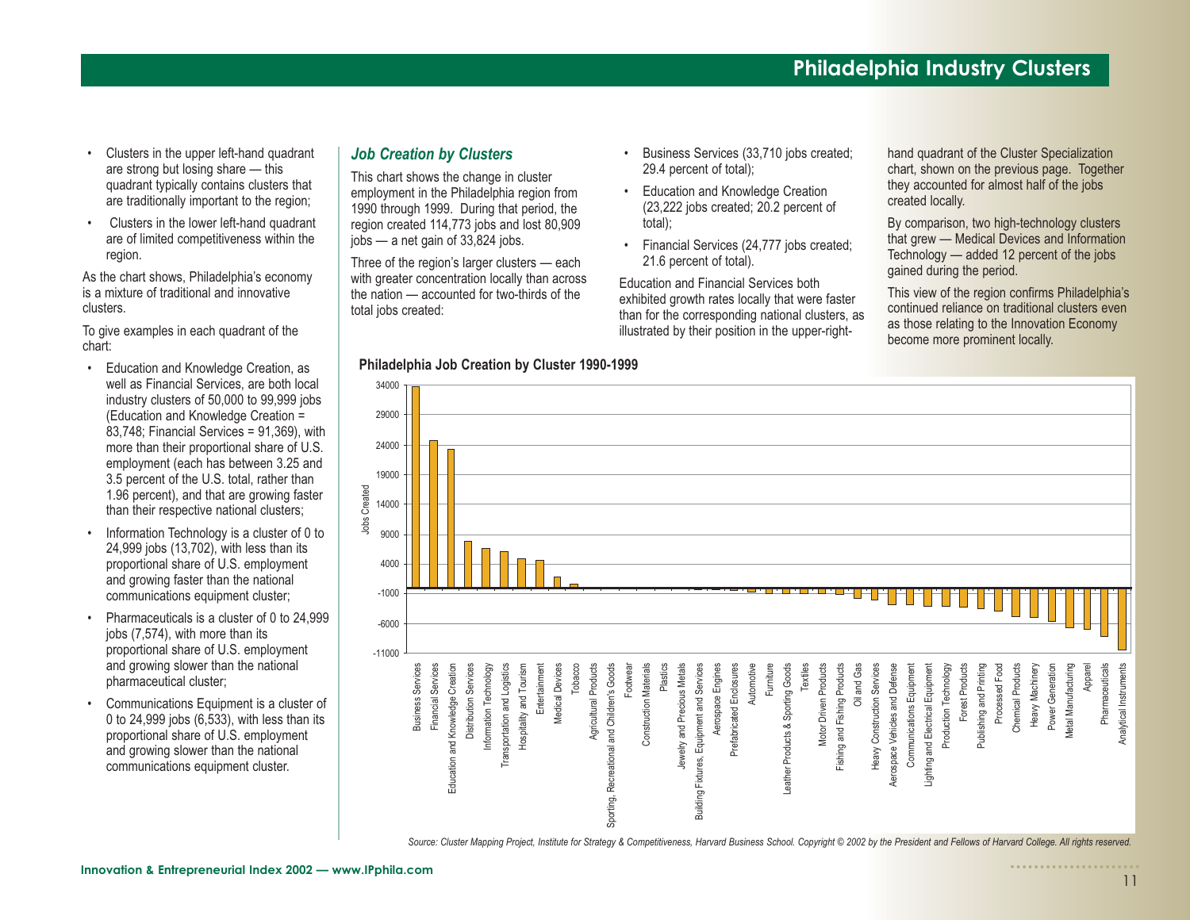## Philadelphia Industry Clusters

- Clusters in the upper left-hand quadrant are strong but losing share — this quadrant typically contains clusters that are traditionally important to the region;
- Clusters in the lower left-hand quadrant are of limited competitiveness within the region.

As the chart shows, Philadelphia's economy is a mixture of traditional and innovative clusters.

To give examples in each quadrant of the chart:

- Education and Knowledge Creation, as well as Financial Services, are both local industry clusters of 50,000 to 99,999 jobs (Education and Knowledge Creation = 83,748; Financial Services = 91,369), with more than their proportional share of U.S. employment (each has between 3.25 and 3.5 percent of the U.S. total, rather than 1.96 percent), and that are growing faster than their respective national clusters;
- Information Technology is a cluster of 0 to 24,999 jobs (13,702), with less than its proportional share of U.S. employment and growing faster than the national communications equipment cluster;
- Pharmaceuticals is a cluster of 0 to 24,999 jobs (7,574), with more than its proportional share of U.S. employment and growing slower than the national pharmaceutical cluster;
- Communications Equipment is a cluster of 0 to 24,999 jobs (6,533), with less than its proportional share of U.S. employment and growing slower than the national communications equipment cluster.

### *Job Creation by Clusters*

This chart shows the change in cluster employment in the Philadelphia region from 1990 through 1999. During that period, the region created 114,773 jobs and lost 80,909 jobs — a net gain of 33,824 jobs.

Three of the region's larger clusters — each with greater concentration locally than across the nation — accounted for two-thirds of the total jobs created:

- Business Services (33,710 jobs created; 29.4 percent of total);
- Education and Knowledge Creation (23,222 jobs created; 20.2 percent of total);
- Financial Services (24,777 jobs created; 21.6 percent of total).

Education and Financial Services both exhibited growth rates locally that were faster than for the corresponding national clusters, as illustrated by their position in the upper-right-hand quadrant of the Cluster Specialization chart, shown on the previous page. Together they accounted for almost half of the jobs created locally.

By comparison, two high-technology clusters that grew — Medical Devices and Information Technology — added 12 percent of the jobs gained during the period.

This view of the region confirms Philadelphia's continued reliance on traditional clusters even as those relating to the Innovation Economy become more prominent locally.

**Philadelphia Job Creation by Cluster 1990-1999**

*Source: Cluster Mapping Project, Institute for Strategy & Competitiveness, Harvard Business School. Copyright © 2002 by the President and Fellows of Harvard College. All rights reserved.*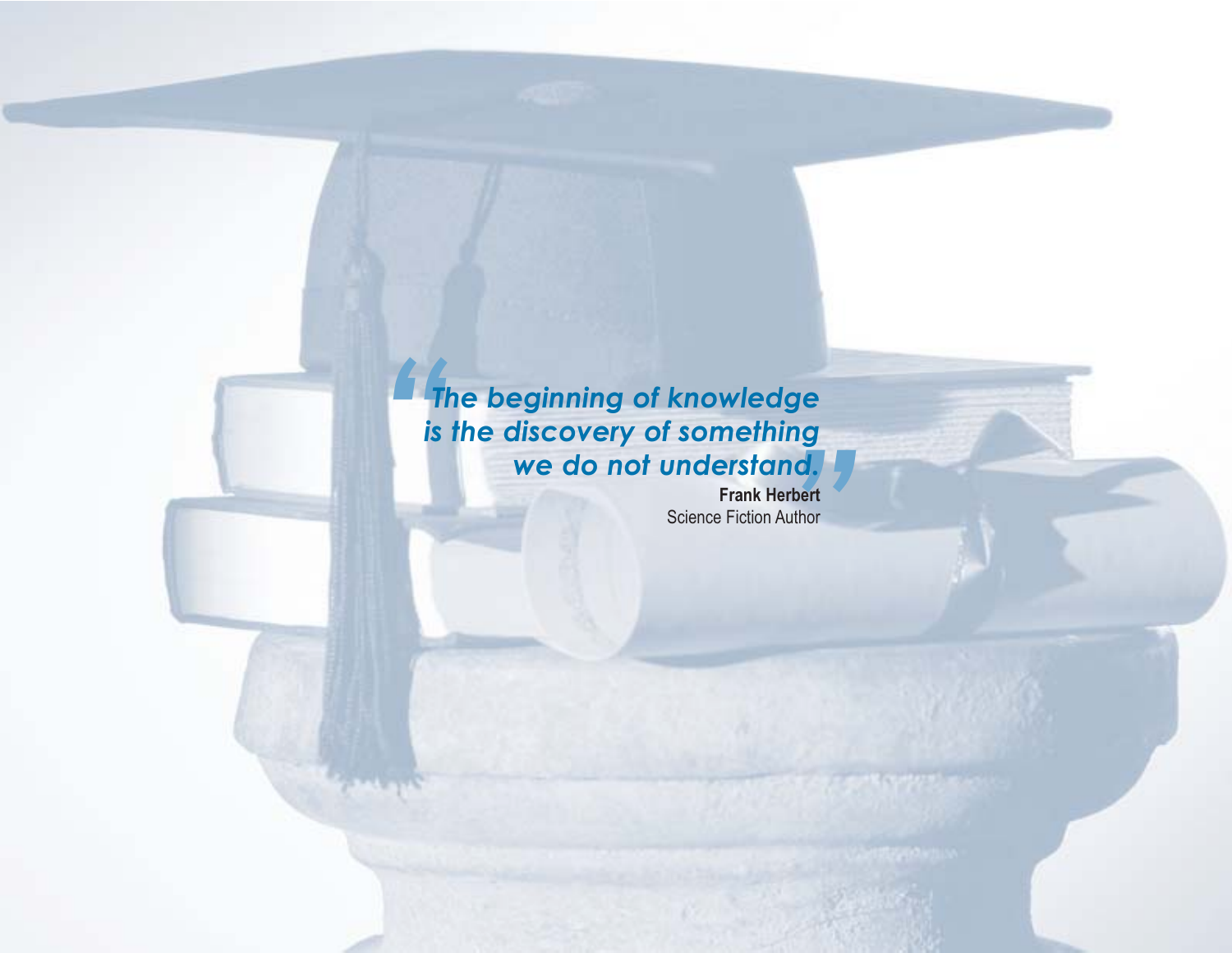*"The beginning of knowledge is the discovery of something we do not understand."*

**Frank Herbert**
Science Fiction Author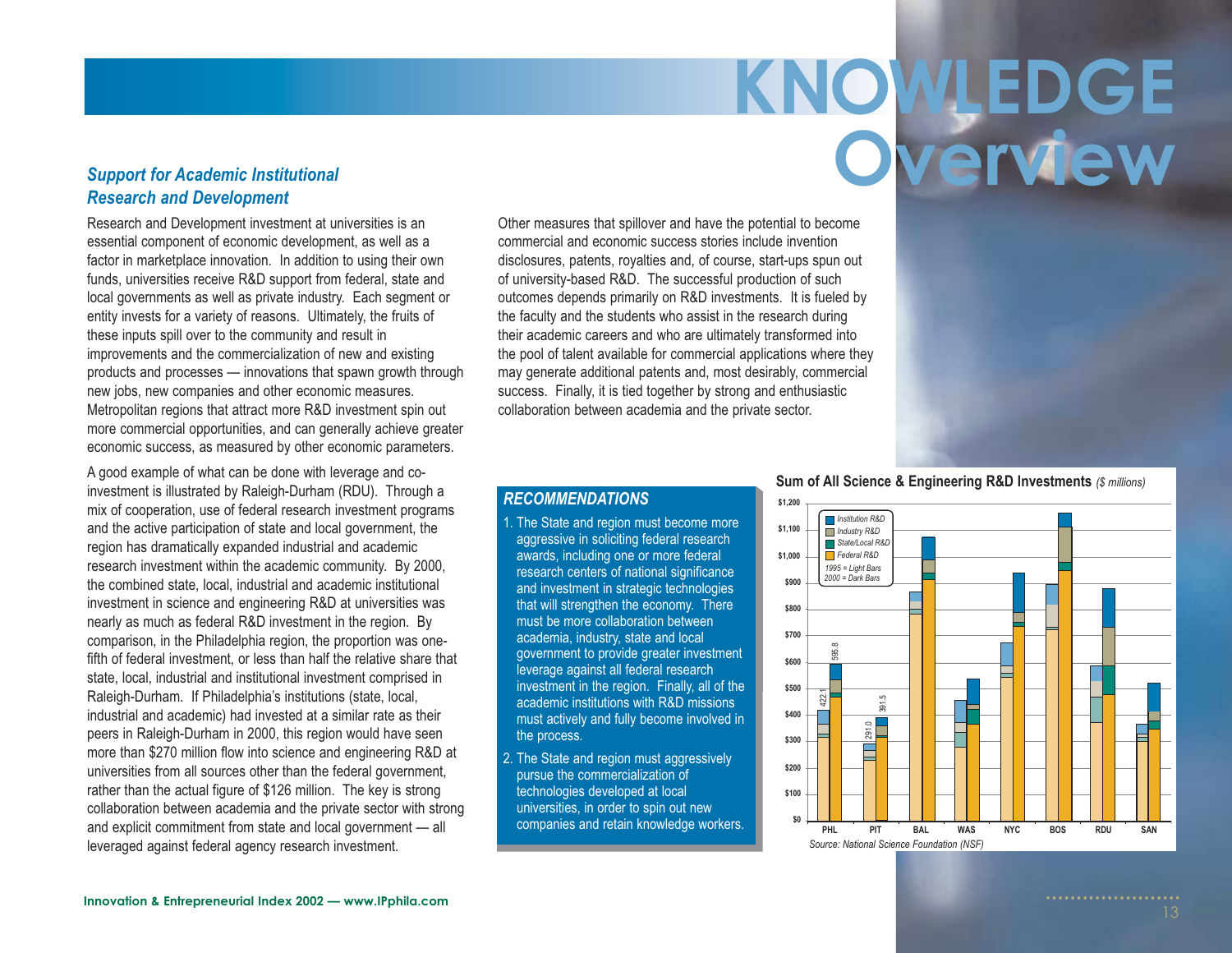# KNOWLEDGE Overview

### *Support for Academic Institutional Research and Development*

Research and Development investment at universities is an essential component of economic development, as well as a factor in marketplace innovation. In addition to using their own funds, universities receive R&D support from federal, state and local governments as well as private industry. Each segment or entity invests for a variety of reasons. Ultimately, the fruits of these inputs spill over to the community and result in improvements and the commercialization of new and existing products and processes — innovations that spawn growth through new jobs, new companies and other economic measures. Metropolitan regions that attract more R&D investment spin out more commercial opportunities, and can generally achieve greater economic success, as measured by other economic parameters.

A good example of what can be done with leverage and co-investment is illustrated by Raleigh-Durham (RDU). Through a mix of cooperation, use of federal research investment programs and the active participation of state and local government, the region has dramatically expanded industrial and academic research investment within the academic community. By 2000, the combined state, local, industrial and academic institutional investment in science and engineering R&D at universities was nearly as much as federal R&D investment in the region. By comparison, in the Philadelphia region, the proportion was one-fifth of federal investment, or less than half the relative share that state, local, industrial and institutional investment comprised in Raleigh-Durham. If Philadelphia's institutions (state, local, industrial and academic) had invested at a similar rate as their peers in Raleigh-Durham in 2000, this region would have seen more than $270 million flow into science and engineering R&D at universities from all sources other than the federal government, rather than the actual figure of $126 million. The key is strong collaboration between academia and the private sector with strong and explicit commitment from state and local government — all leveraged against federal agency research investment.

Other measures that spillover and have the potential to become commercial and economic success stories include invention disclosures, patents, royalties and, of course, start-ups spun out of university-based R&D. The successful production of such outcomes depends primarily on R&D investments. It is fueled by the faculty and the students who assist in the research during their academic careers and who are ultimately transformed into the pool of talent available for commercial applications where they may generate additional patents and, most desirably, commercial success. Finally, it is tied together by strong and enthusiastic collaboration between academia and the private sector.

### *RECOMMENDATIONS*

1. The State and region must become more aggressive in soliciting federal research awards, including one or more federal research centers of national significance and investment in strategic technologies that will strengthen the economy. There must be more collaboration between academia, industry, state and local government to provide greater investment leverage against all federal research investment in the region. Finally, all of the academic institutions with R&D missions must actively and fully become involved in the process.
2. The State and region must aggressively pursue the commercialization of technologies developed at local universities, in order to spin out new companies and retain knowledge workers.

**Sum of All Science & Engineering R&D Investments** *($ millions)*

$1,200
$1,100
$1,000
$900
$800
$700
$600
$500
$400
$300
$200
$100
$0

Institution R&D
Industry R&D
State/Local R&D
Federal R&D
1995 = Light Bars
2000 = Dark Bars

422.1
595.8
291.0
391.5

PHL PIT BAL WAS NYC BOS RDU SAN

*Source: National Science Foundation (NSF)*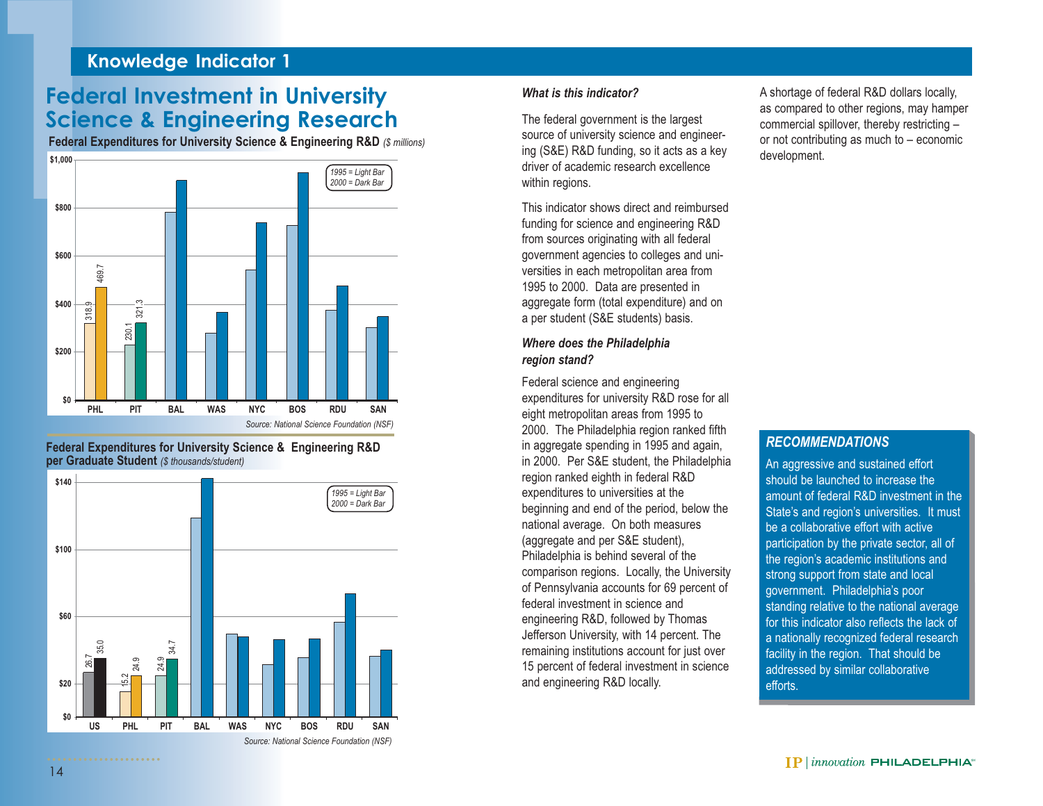## Knowledge Indicator 1

# Federal Investment in University Science & Engineering Research

**Federal Expenditures for University Science & Engineering R&D** *($ millions)*

$1,000
$800
$600
$400
$200
$0

1995 = Light Bar
2000 = Dark Bar

318.9
469.7
230.1
321.3

PHL PIT BAL WAS NYC BOS RDU SAN

*Source: National Science Foundation (NSF)*

**Federal Expenditures for University Science & Engineering R&D per Graduate Student** *($ thousands/student)*

$140
$100
$60
$20
$0

1995 = Light Bar
2000 = Dark Bar

26.7
35.0
15.2
24.9
24.9
34.7

US PHL PIT BAL WAS NYC BOS RDU SAN

*Source: National Science Foundation (NSF)*

***What is this indicator?***

The federal government is the largest source of university science and engineering (S&E) R&D funding, so it acts as a key driver of academic research excellence within regions.

This indicator shows direct and reimbursed funding for science and engineering R&D from sources originating with all federal government agencies to colleges and universities in each metropolitan area from 1995 to 2000. Data are presented in aggregate form (total expenditure) and on a per student (S&E students) basis.

***Where does the Philadelphia region stand?***

Federal science and engineering expenditures for university R&D rose for all eight metropolitan areas from 1995 to 2000. The Philadelphia region ranked fifth in aggregate spending in 1995 and again, in 2000. Per S&E student, the Philadelphia region ranked eighth in federal R&D expenditures to universities at the beginning and end of the period, below the national average. On both measures (aggregate and per S&E student), Philadelphia is behind several of the comparison regions. Locally, the University of Pennsylvania accounts for 69 percent of federal investment in science and engineering R&D, followed by Thomas Jefferson University, with 14 percent. The remaining institutions account for just over 15 percent of federal investment in science and engineering R&D locally.

A shortage of federal R&D dollars locally, as compared to other regions, may hamper commercial spillover, thereby restricting – or not contributing as much to – economic development.

### *RECOMMENDATIONS*

An aggressive and sustained effort should be launched to increase the amount of federal R&D investment in the State's and region's universities. It must be a collaborative effort with active participation by the private sector, all of the region's academic institutions and strong support from state and local government. Philadelphia's poor standing relative to the national average for this indicator also reflects the lack of a nationally recognized federal research facility in the region. That should be addressed by similar collaborative efforts.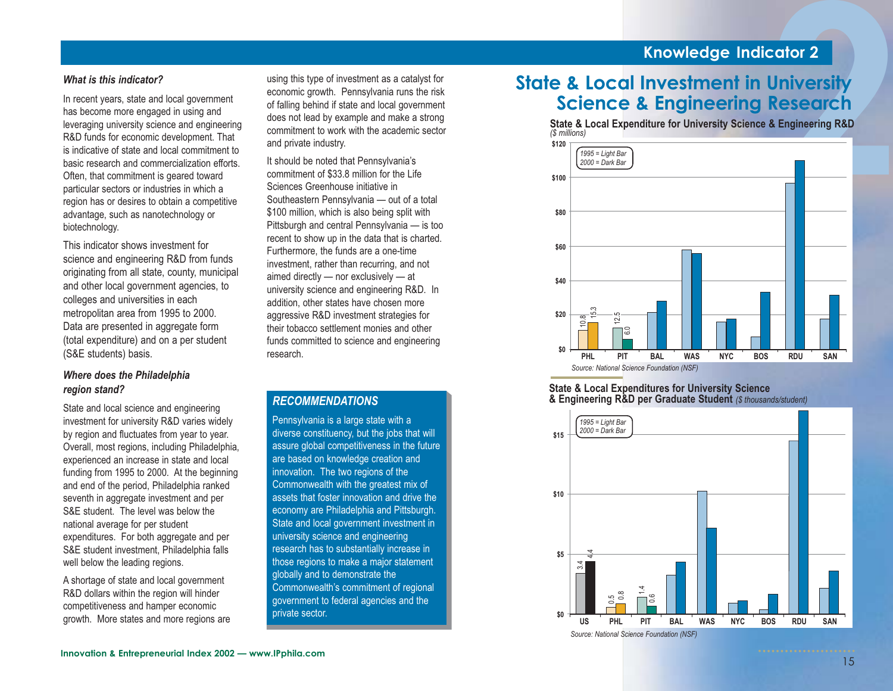# Knowledge Indicator 2

## State & Local Investment in University Science & Engineering Research

### What is this indicator?

In recent years, state and local government has become more engaged in using and leveraging university science and engineering R&D funds for economic development. That is indicative of state and local commitment to basic research and commercialization efforts. Often, that commitment is geared toward particular sectors or industries in which a region has or desires to obtain a competitive advantage, such as nanotechnology or biotechnology.

This indicator shows investment for science and engineering R&D from funds originating from all state, county, municipal and other local government agencies, to colleges and universities in each metropolitan area from 1995 to 2000. Data are presented in aggregate form (total expenditure) and on a per student (S&E students) basis.

### Where does the Philadelphia region stand?

State and local science and engineering investment for university R&D varies widely by region and fluctuates from year to year. Overall, most regions, including Philadelphia, experienced an increase in state and local funding from 1995 to 2000. At the beginning and end of the period, Philadelphia ranked seventh in aggregate investment and per S&E student. The level was below the national average for per student expenditures. For both aggregate and per S&E student investment, Philadelphia falls well below the leading regions.

A shortage of state and local government R&D dollars within the region will hinder competitiveness and hamper economic growth. More states and more regions are using this type of investment as a catalyst for economic growth. Pennsylvania runs the risk of falling behind if state and local government does not lead by example and make a strong commitment to work with the academic sector and private industry.

It should be noted that Pennsylvania's commitment of $33.8 million for the Life Sciences Greenhouse initiative in Southeastern Pennsylvania — out of a total $100 million, which is also being split with Pittsburgh and central Pennsylvania — is too recent to show up in the data that is charted. Furthermore, the funds are a one-time investment, rather than recurring, and not aimed directly — nor exclusively — at university science and engineering R&D. In addition, other states have chosen more aggressive R&D investment strategies for their tobacco settlement monies and other funds committed to science and engineering research.

### RECOMMENDATIONS

Pennsylvania is a large state with a diverse constituency, but the jobs that will assure global competitiveness in the future are based on knowledge creation and innovation. The two regions of the Commonwealth with the greatest mix of assets that foster innovation and drive the economy are Philadelphia and Pittsburgh. State and local government investment in university science and engineering research has to substantially increase in those regions to make a major statement globally and to demonstrate the Commonwealth's commitment of regional government to federal agencies and the private sector.

**State & Local Expenditure for University Science & Engineering R&D**
*($ millions)*

1995 = Light Bar
2000 = Dark Bar

$120, $100, $80, $60, $40, $20, $0

10.8, 15.3, 12.5, 6.0

PHL, PIT, BAL, WAS, NYC, BOS, RDU, SAN

*Source: National Science Foundation (NSF)*

**State & Local Expenditures for University Science & Engineering R&D per Graduate Student** *($ thousands/student)*

1995 = Light Bar
2000 = Dark Bar

$15, $10, $5, $0

3.4, 4.4, 0.5, 0.8, 1.4, 0.6

US, PHL, PIT, BAL, WAS, NYC, BOS, RDU, SAN

*Source: National Science Foundation (NSF)*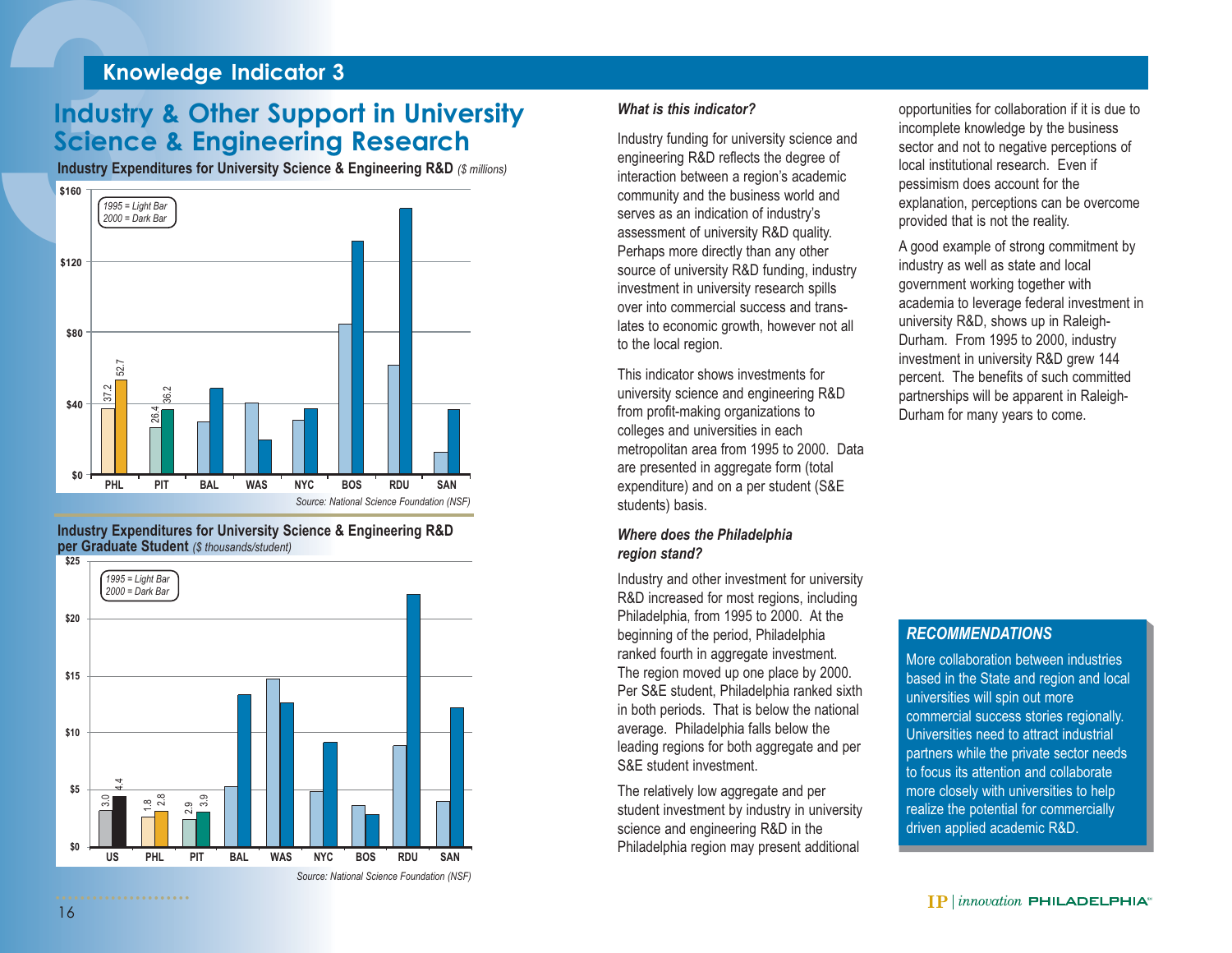## Knowledge Indicator 3

# Industry & Other Support in University Science & Engineering Research

**Industry Expenditures for University Science & Engineering R&D** *($ millions)*

1995 = Light Bar
2000 = Dark Bar

$160
$120
$80
$40
$0

37.2
52.7
26.4
36.2

PHL PIT BAL WAS NYC BOS RDU SAN

*Source: National Science Foundation (NSF)*

**Industry Expenditures for University Science & Engineering R&D per Graduate Student** *($ thousands/student)*

1995 = Light Bar
2000 = Dark Bar

$25
$20
$15
$10
$5
$0

3.0
4.4
1.8
2.8
2.9
3.9

US PHL PIT BAL WAS NYC BOS RDU SAN

*Source: National Science Foundation (NSF)*

***What is this indicator?***

Industry funding for university science and engineering R&D reflects the degree of interaction between a region's academic community and the business world and serves as an indication of industry's assessment of university R&D quality. Perhaps more directly than any other source of university R&D funding, industry investment in university research spills over into commercial success and translates to economic growth, however not all to the local region.

This indicator shows investments for university science and engineering R&D from profit-making organizations to colleges and universities in each metropolitan area from 1995 to 2000. Data are presented in aggregate form (total expenditure) and on a per student (S&E students) basis.

***Where does the Philadelphia region stand?***

Industry and other investment for university R&D increased for most regions, including Philadelphia, from 1995 to 2000. At the beginning of the period, Philadelphia ranked fourth in aggregate investment. The region moved up one place by 2000. Per S&E student, Philadelphia ranked sixth in both periods. That is below the national average. Philadelphia falls below the leading regions for both aggregate and per S&E student investment.

The relatively low aggregate and per student investment by industry in university science and engineering R&D in the Philadelphia region may present additional opportunities for collaboration if it is due to incomplete knowledge by the business sector and not to negative perceptions of local institutional research. Even if pessimism does account for the explanation, perceptions can be overcome provided that is not the reality.

A good example of strong commitment by industry as well as state and local government working together with academia to leverage federal investment in university R&D, shows up in Raleigh-Durham. From 1995 to 2000, industry investment in university R&D grew 144 percent. The benefits of such committed partnerships will be apparent in Raleigh-Durham for many years to come.

***RECOMMENDATIONS***

More collaboration between industries based in the State and region and local universities will spin out more commercial success stories regionally. Universities need to attract industrial partners while the private sector needs to focus its attention and collaborate more closely with universities to help realize the potential for commercially driven applied academic R&D.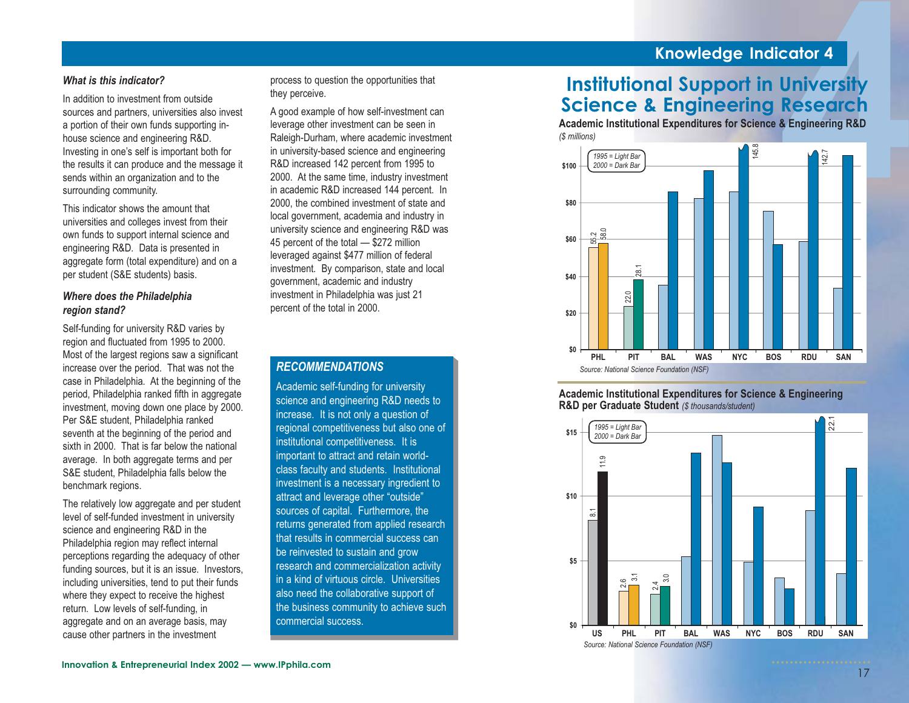## Knowledge Indicator 4

# Institutional Support in University Science & Engineering Research

### *What is this indicator?*

In addition to investment from outside sources and partners, universities also invest a portion of their own funds supporting in-house science and engineering R&D. Investing in one's self is important both for the results it can produce and the message it sends within an organization and to the surrounding community.

This indicator shows the amount that universities and colleges invest from their own funds to support internal science and engineering R&D. Data is presented in aggregate form (total expenditure) and on a per student (S&E students) basis.

### *Where does the Philadelphia region stand?*

Self-funding for university R&D varies by region and fluctuated from 1995 to 2000. Most of the largest regions saw a significant increase over the period. That was not the case in Philadelphia. At the beginning of the period, Philadelphia ranked fifth in aggregate investment, moving down one place by 2000. Per S&E student, Philadelphia ranked seventh at the beginning of the period and sixth in 2000. That is far below the national average. In both aggregate terms and per S&E student, Philadelphia falls below the benchmark regions.

The relatively low aggregate and per student level of self-funded investment in university science and engineering R&D in the Philadelphia region may reflect internal perceptions regarding the adequacy of other funding sources, but it is an issue. Investors, including universities, tend to put their funds where they expect to receive the highest return. Low levels of self-funding, in aggregate and on an average basis, may cause other partners in the investment process to question the opportunities that they perceive.

A good example of how self-investment can leverage other investment can be seen in Raleigh-Durham, where academic investment in university-based science and engineering R&D increased 142 percent from 1995 to 2000. At the same time, industry investment in academic R&D increased 144 percent. In 2000, the combined investment of state and local government, academia and industry in university science and engineering R&D was 45 percent of the total — $272 million leveraged against $477 million of federal investment. By comparison, state and local government, academic and industry investment in Philadelphia was just 21 percent of the total in 2000.

### *RECOMMENDATIONS*

Academic self-funding for university science and engineering R&D needs to increase. It is not only a question of regional competitiveness but also one of institutional competitiveness. It is important to attract and retain world-class faculty and students. Institutional investment is a necessary ingredient to attract and leverage other "outside" sources of capital. Furthermore, the returns generated from applied research that results in commercial success can be reinvested to sustain and grow research and commercialization activity in a kind of virtuous circle. Universities also need the collaborative support of the business community to achieve such commercial success.

**Academic Institutional Expenditures for Science & Engineering R&D**
*($ millions)*

1995 = Light Bar
2000 = Dark Bar

$0 $20 $40 $60 $80 $100

PHL 55.2 58.0
PIT 22.0 28.1
BAL WAS NYC 145.8 BOS RDU 142.7 SAN

*Source: National Science Foundation (NSF)*

**Academic Institutional Expenditures for Science & Engineering R&D per Graduate Student** *($ thousands/student)*

1995 = Light Bar
2000 = Dark Bar

$0 $5 $10 $15

US 8.1 11.9
PHL 2.6 3.1
PIT 2.4 3.0
BAL WAS NYC BOS RDU 22.1 SAN

*Source: National Science Foundation (NSF)*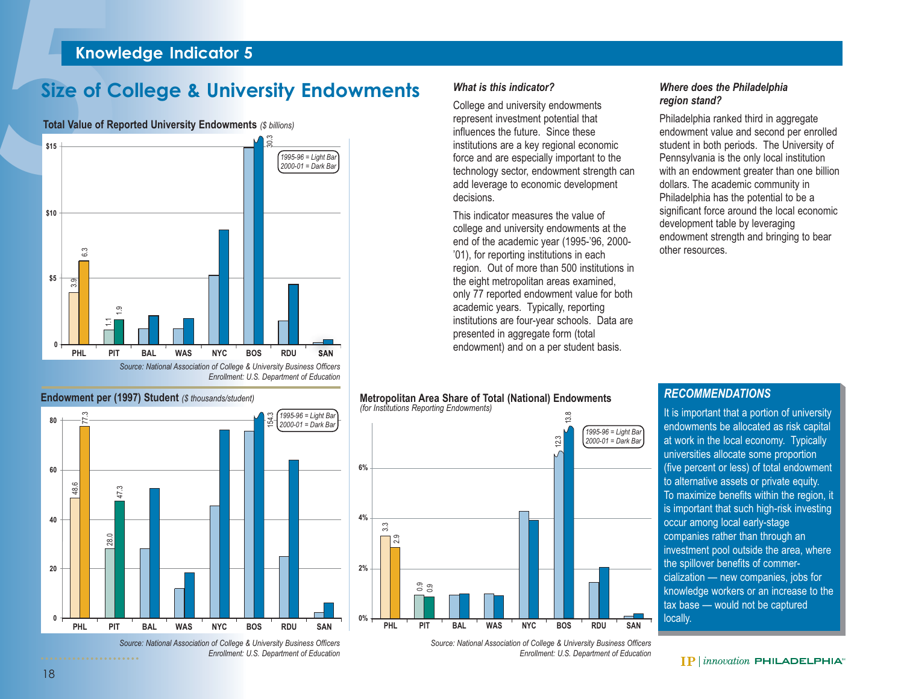## Knowledge Indicator 5

# Size of College & University Endowments

**Total Value of Reported University Endowments** *($ billions)*

*1995-96 = Light Bar, 2000-01 = Dark Bar*

| Region | 1995-96 | 2000-01 |
|---|---|---|
| PHL | 3.9 | 6.3 |
| PIT | 1.1 | 1.9 |
| BAL | | |
| WAS | | |
| NYC | | |
| BOS | | 30.3 |
| RDU | | |
| SAN | | |

*Source: National Association of College & University Business Officers*
*Enrollment: U.S. Department of Education*

**Endowment per (1997) Student** *($ thousands/student)*

*1995-96 = Light Bar, 2000-01 = Dark Bar*

| Region | 1995-96 | 2000-01 |
|---|---|---|
| PHL | 48.6 | 77.3 |
| PIT | 28.0 | 47.3 |
| BAL | | |
| WAS | | |
| NYC | | |
| BOS | | 154.3 |
| RDU | | |
| SAN | | |

*Source: National Association of College & University Business Officers*
*Enrollment: U.S. Department of Education*

### *What is this indicator?*

College and university endowments represent investment potential that influences the future. Since these institutions are a key regional economic force and are especially important to the technology sector, endowment strength can add leverage to economic development decisions.

This indicator measures the value of college and university endowments at the end of the academic year (1995-'96, 2000-'01), for reporting institutions in each region. Out of more than 500 institutions in the eight metropolitan areas examined, only 77 reported endowment value for both academic years. Typically, reporting institutions are four-year schools. Data are presented in aggregate form (total endowment) and on a per student basis.

### *Where does the Philadelphia region stand?*

Philadelphia ranked third in aggregate endowment value and second per enrolled student in both periods. The University of Pennsylvania is the only local institution with an endowment greater than one billion dollars. The academic community in Philadelphia has the potential to be a significant force around the local economic development table by leveraging endowment strength and bringing to bear other resources.

**Metropolitan Area Share of Total (National) Endowments**
*(for Institutions Reporting Endowments)*

*1995-96 = Light Bar, 2000-01 = Dark Bar*

| Region | 1995-96 | 2000-01 |
|---|---|---|
| PHL | 3.3 | 2.9 |
| PIT | 0.9 | 0.9 |
| BAL | | |
| WAS | | |
| NYC | | |
| BOS | 12.3 | 13.8 |
| RDU | | |
| SAN | | |

*Source: National Association of College & University Business Officers*
*Enrollment: U.S. Department of Education*

### *RECOMMENDATIONS*

It is important that a portion of university endowments be allocated as risk capital at work in the local economy. Typically universities allocate some proportion (five percent or less) of total endowment to alternative assets or private equity. To maximize benefits within the region, it is important that such high-risk investing occur among local early-stage companies rather than through an investment pool outside the area, where the spillover benefits of commercialization — new companies, jobs for knowledge workers or an increase to the tax base — would not be captured locally.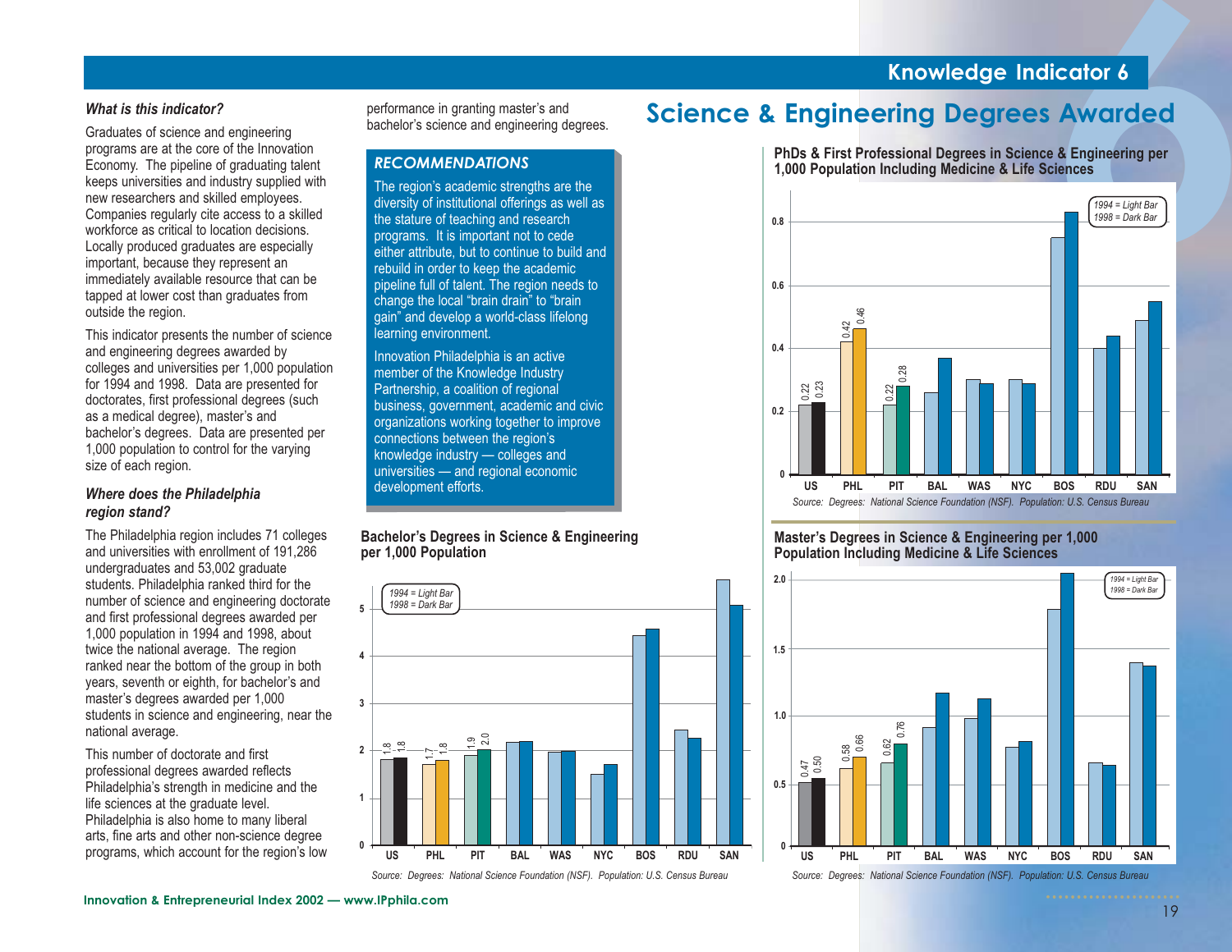# Knowledge Indicator 6

# Science & Engineering Degrees Awarded

### *What is this indicator?*

Graduates of science and engineering programs are at the core of the Innovation Economy. The pipeline of graduating talent keeps universities and industry supplied with new researchers and skilled employees. Companies regularly cite access to a skilled workforce as critical to location decisions. Locally produced graduates are especially important, because they represent an immediately available resource that can be tapped at lower cost than graduates from outside the region.

This indicator presents the number of science and engineering degrees awarded by colleges and universities per 1,000 population for 1994 and 1998. Data are presented for doctorates, first professional degrees (such as a medical degree), master's and bachelor's degrees. Data are presented per 1,000 population to control for the varying size of each region.

### *Where does the Philadelphia region stand?*

The Philadelphia region includes 71 colleges and universities with enrollment of 191,286 undergraduates and 53,002 graduate students. Philadelphia ranked third for the number of science and engineering doctorate and first professional degrees awarded per 1,000 population in 1994 and 1998, about twice the national average. The region ranked near the bottom of the group in both years, seventh or eighth, for bachelor's and master's degrees awarded per 1,000 students in science and engineering, near the national average.

This number of doctorate and first professional degrees awarded reflects Philadelphia's strength in medicine and the life sciences at the graduate level. Philadelphia is also home to many liberal arts, fine arts and other non-science degree programs, which account for the region's low performance in granting master's and bachelor's science and engineering degrees.

### *RECOMMENDATIONS*

The region's academic strengths are the diversity of institutional offerings as well as the stature of teaching and research programs. It is important not to cede either attribute, but to continue to build and rebuild in order to keep the academic pipeline full of talent. The region needs to change the local "brain drain" to "brain gain" and develop a world-class lifelong learning environment.

Innovation Philadelphia is an active member of the Knowledge Industry Partnership, a coalition of regional business, government, academic and civic organizations working together to improve connections between the region's knowledge industry — colleges and universities — and regional economic development efforts.

**Bachelor's Degrees in Science & Engineering per 1,000 Population**

*1994 = Light Bar, 1998 = Dark Bar*

| | 1994 | 1998 |
|---|---|---|
| US | 1.8 | 1.8 |
| PHL | 1.7 | 1.8 |
| PIT | 1.9 | 2.0 |

*Source: Degrees: National Science Foundation (NSF). Population: U.S. Census Bureau*

**PhDs & First Professional Degrees in Science & Engineering per 1,000 Population Including Medicine & Life Sciences**

*1994 = Light Bar, 1998 = Dark Bar*

| | 1994 | 1998 |
|---|---|---|
| US | 0.22 | 0.23 |
| PHL | 0.42 | 0.46 |
| PIT | 0.22 | 0.28 |

*Source: Degrees: National Science Foundation (NSF). Population: U.S. Census Bureau*

**Master's Degrees in Science & Engineering per 1,000 Population Including Medicine & Life Sciences**

*1994 = Light Bar, 1998 = Dark Bar*

| | 1994 | 1998 |
|---|---|---|
| US | 0.47 | 0.50 |
| PHL | 0.58 | 0.66 |
| PIT | 0.62 | 0.76 |

*Source: Degrees: National Science Foundation (NSF). Population: U.S. Census Bureau*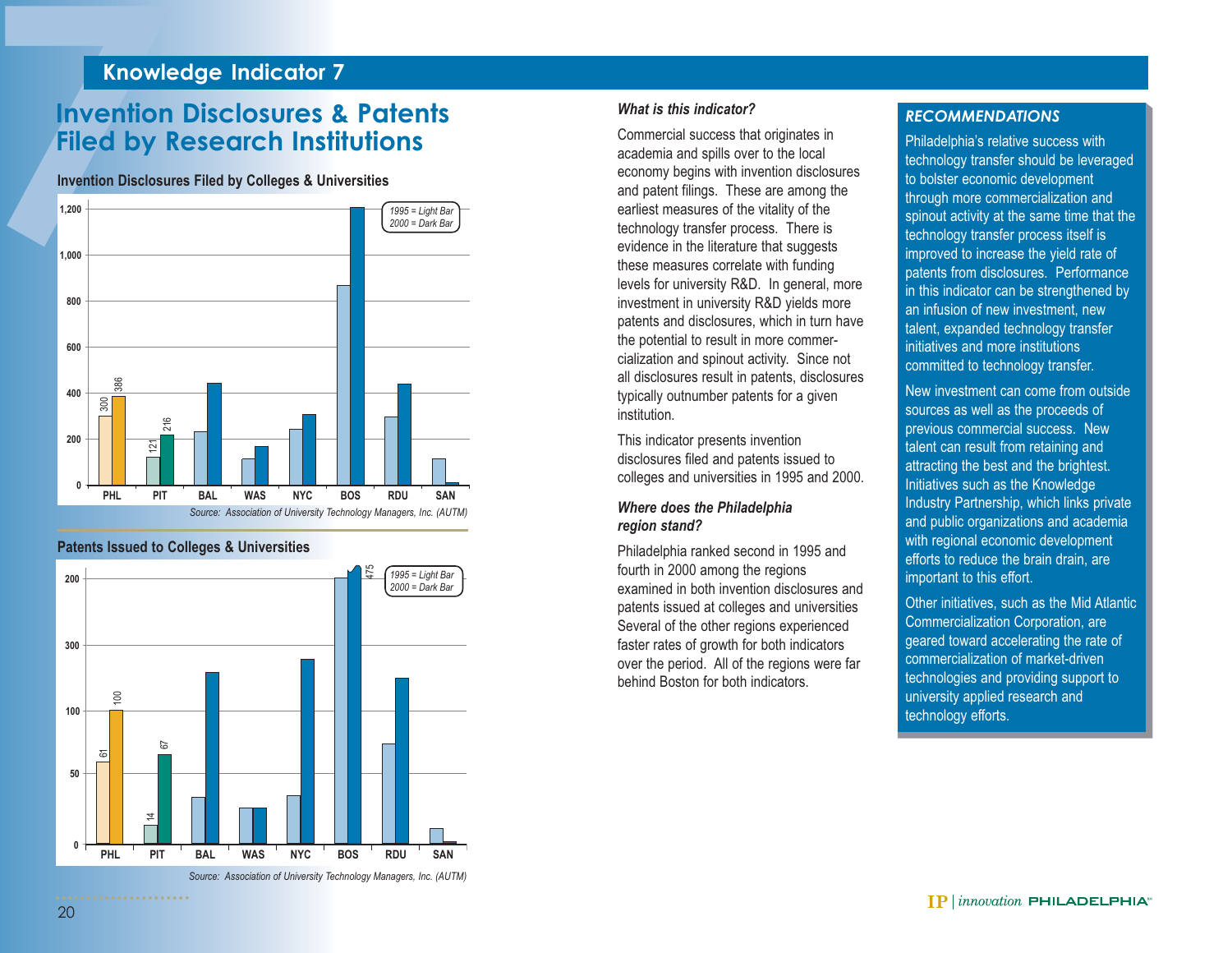## Knowledge Indicator 7

# Invention Disclosures & Patents Filed by Research Institutions

### Invention Disclosures Filed by Colleges & Universities

1995 = Light Bar
2000 = Dark Bar

1,200
1,000
800
600
400
200
0

300
386
121
216

PHL PIT BAL WAS NYC BOS RDU SAN

Source: Association of University Technology Managers, Inc. (AUTM)

### Patents Issued to Colleges & Universities

1995 = Light Bar
2000 = Dark Bar

200
300
100
50
0

475
100
61
67
14

PHL PIT BAL WAS NYC BOS RDU SAN

Source: Association of University Technology Managers, Inc. (AUTM)

***What is this indicator?***

Commercial success that originates in academia and spills over to the local economy begins with invention disclosures and patent filings. These are among the earliest measures of the vitality of the technology transfer process. There is evidence in the literature that suggests these measures correlate with funding levels for university R&D. In general, more investment in university R&D yields more patents and disclosures, which in turn have the potential to result in more commercialization and spinout activity. Since not all disclosures result in patents, disclosures typically outnumber patents for a given institution.

This indicator presents invention disclosures filed and patents issued to colleges and universities in 1995 and 2000.

***Where does the Philadelphia region stand?***

Philadelphia ranked second in 1995 and fourth in 2000 among the regions examined in both invention disclosures and patents issued at colleges and universities Several of the other regions experienced faster rates of growth for both indicators over the period. All of the regions were far behind Boston for both indicators.

***RECOMMENDATIONS***

Philadelphia's relative success with technology transfer should be leveraged to bolster economic development through more commercialization and spinout activity at the same time that the technology transfer process itself is improved to increase the yield rate of patents from disclosures. Performance in this indicator can be strengthened by an infusion of new investment, new talent, expanded technology transfer initiatives and more institutions committed to technology transfer.

New investment can come from outside sources as well as the proceeds of previous commercial success. New talent can result from retaining and attracting the best and the brightest. Initiatives such as the Knowledge Industry Partnership, which links private and public organizations and academia with regional economic development efforts to reduce the brain drain, are important to this effort.

Other initiatives, such as the Mid Atlantic Commercialization Corporation, are geared toward accelerating the rate of commercialization of market-driven technologies and providing support to university applied research and technology efforts.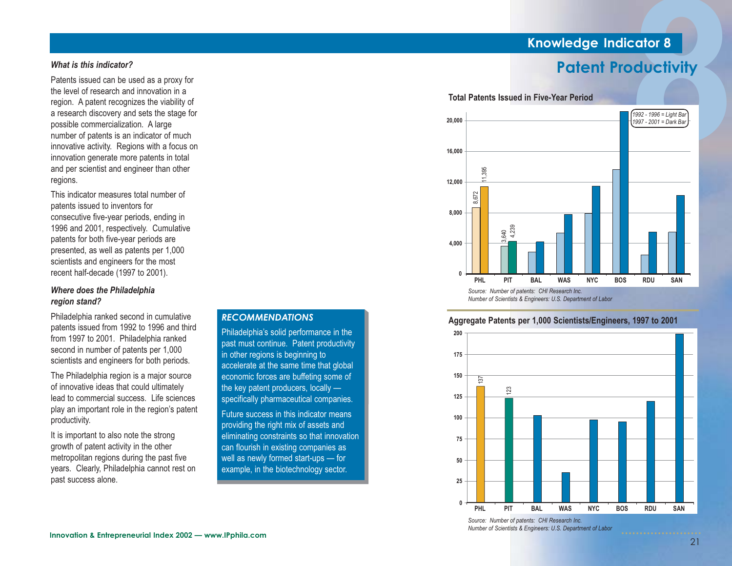## Knowledge Indicator 8

# Patent Productivity

***What is this indicator?***

Patents issued can be used as a proxy for the level of research and innovation in a region. A patent recognizes the viability of a research discovery and sets the stage for possible commercialization. A large number of patents is an indicator of much innovative activity. Regions with a focus on innovation generate more patents in total and per scientist and engineer than other regions.

This indicator measures total number of patents issued to inventors for consecutive five-year periods, ending in 1996 and 2001, respectively. Cumulative patents for both five-year periods are presented, as well as patents per 1,000 scientists and engineers for the most recent half-decade (1997 to 2001).

***Where does the Philadelphia region stand?***

Philadelphia ranked second in cumulative patents issued from 1992 to 1996 and third from 1997 to 2001. Philadelphia ranked second in number of patents per 1,000 scientists and engineers for both periods.

The Philadelphia region is a major source of innovative ideas that could ultimately lead to commercial success. Life sciences play an important role in the region's patent productivity.

It is important to also note the strong growth of patent activity in the other metropolitan regions during the past five years. Clearly, Philadelphia cannot rest on past success alone.

### *RECOMMENDATIONS*

Philadelphia's solid performance in the past must continue. Patent productivity in other regions is beginning to accelerate at the same time that global economic forces are buffeting some of the key patent producers, locally — specifically pharmaceutical companies.

Future success in this indicator means providing the right mix of assets and eliminating constraints so that innovation can flourish in existing companies as well as newly formed start-ups — for example, in the biotechnology sector.

**Total Patents Issued in Five-Year Period**

1992 - 1996 = Light Bar
1997 - 2001 = Dark Bar

20,000
16,000
12,000
8,000
4,000
0

8,672
11,395
3,640
4,239

PHL PIT BAL WAS NYC BOS RDU SAN

*Source: Number of patents: CHI Research Inc.*
*Number of Scientists & Engineers: U.S. Department of Labor*

**Aggregate Patents per 1,000 Scientists/Engineers, 1997 to 2001**

200
175
150
125
100
75
50
25
0

137
123

PHL PIT BAL WAS NYC BOS RDU SAN

*Source: Number of patents: CHI Research Inc.*
*Number of Scientists & Engineers: U.S. Department of Labor*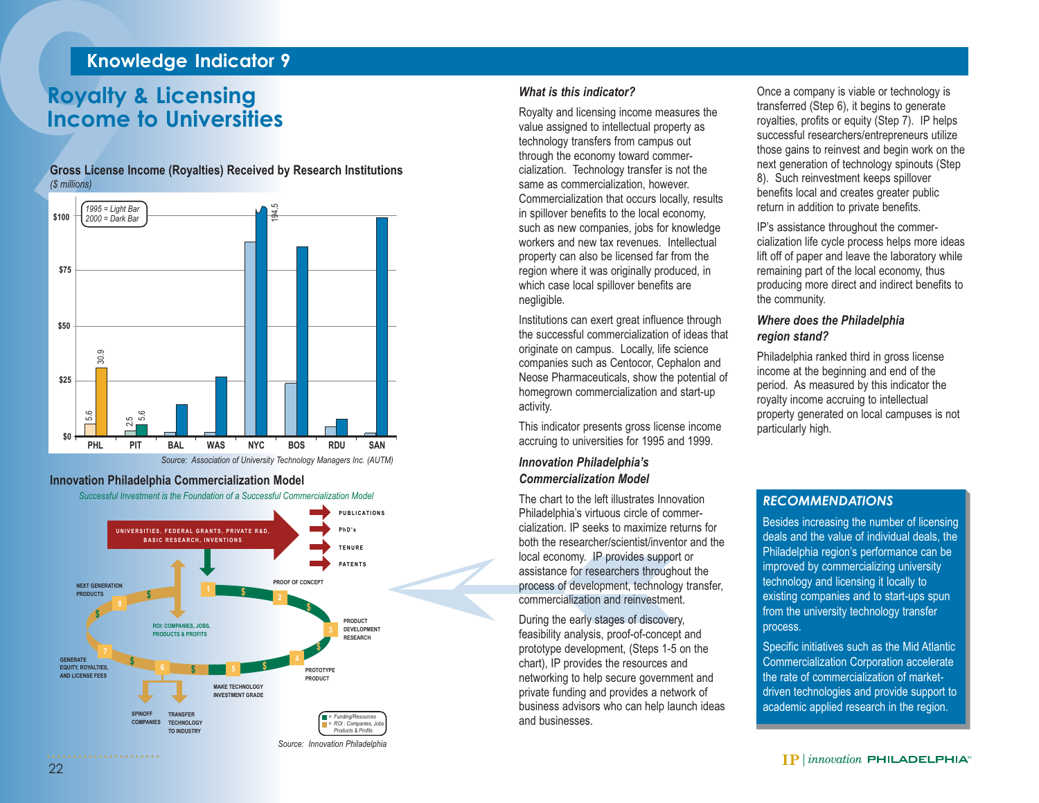## Knowledge Indicator 9

# Royalty & Licensing Income to Universities

**Gross License Income (Royalties) Received by Research Institutions**
*($ millions)*

1995 = Light Bar
2000 = Dark Bar

$100
$75
$50
$25
$0

5.6
30.9
2.5
5.6
194.5

PHL
PIT
BAL
WAS
NYC
BOS
RDU
SAN

*Source: Association of University Technology Managers Inc. (AUTM)*

**Innovation Philadelphia Commercialization Model**

*Successful Investment is the Foundation of a Successful Commercialization Model*

UNIVERSITIES, FEDERAL GRANTS, PRIVATE R&D, BASIC RESEARCH, INVENTIONS

PUBLICATIONS
PhD's
TENURE
PATENTS

1
2 PROOF OF CONCEPT
3 PRODUCT DEVELOPMENT RESEARCH
4 PROTOTYPE PRODUCT
5 MAKE TECHNOLOGY INVESTMENT GRADE
6
7 GENERATE EQUITY, ROYALTIES, AND LICENSE FEES
8 NEXT GENERATION PRODUCTS

ROI: COMPANIES, JOBS, PRODUCTS & PROFITS

SPINOFF COMPANIES
TRANSFER TECHNOLOGY TO INDUSTRY

= Funding/Resources
= ROI : Companies, Jobs Products & Profits

*Source: Innovation Philadelphia*

***What is this indicator?***

Royalty and licensing income measures the value assigned to intellectual property as technology transfers from campus out through the economy toward commercialization. Technology transfer is not the same as commercialization, however. Commercialization that occurs locally, results in spillover benefits to the local economy, such as new companies, jobs for knowledge workers and new tax revenues. Intellectual property can also be licensed far from the region where it was originally produced, in which case local spillover benefits are negligible.

Institutions can exert great influence through the successful commercialization of ideas that originate on campus. Locally, life science companies such as Centocor, Cephalon and Neose Pharmaceuticals, show the potential of homegrown commercialization and start-up activity.

This indicator presents gross license income accruing to universities for 1995 and 1999.

***Innovation Philadelphia's Commercialization Model***

The chart to the left illustrates Innovation Philadelphia's virtuous circle of commercialization. IP seeks to maximize returns for both the researcher/scientist/inventor and the local economy. IP provides support or assistance for researchers throughout the process of development, technology transfer, commercialization and reinvestment.

During the early stages of discovery, feasibility analysis, proof-of-concept and prototype development, (Steps 1-5 on the chart), IP provides the resources and networking to help secure government and private funding and provides a network of business advisors who can help launch ideas and businesses.

Once a company is viable or technology is transferred (Step 6), it begins to generate royalties, profits or equity (Step 7). IP helps successful researchers/entrepreneurs utilize those gains to reinvest and begin work on the next generation of technology spinouts (Step 8). Such reinvestment keeps spillover benefits local and creates greater public return in addition to private benefits.

IP's assistance throughout the commercialization life cycle process helps more ideas lift off of paper and leave the laboratory while remaining part of the local economy, thus producing more direct and indirect benefits to the community.

***Where does the Philadelphia region stand?***

Philadelphia ranked third in gross license income at the beginning and end of the period. As measured by this indicator the royalty income accruing to intellectual property generated on local campuses is not particularly high.

***RECOMMENDATIONS***

Besides increasing the number of licensing deals and the value of individual deals, the Philadelphia region's performance can be improved by commercializing university technology and licensing it locally to existing companies and to start-ups spun from the university technology transfer process.

Specific initiatives such as the Mid Atlantic Commercialization Corporation accelerate the rate of commercialization of market-driven technologies and provide support to academic applied research in the region.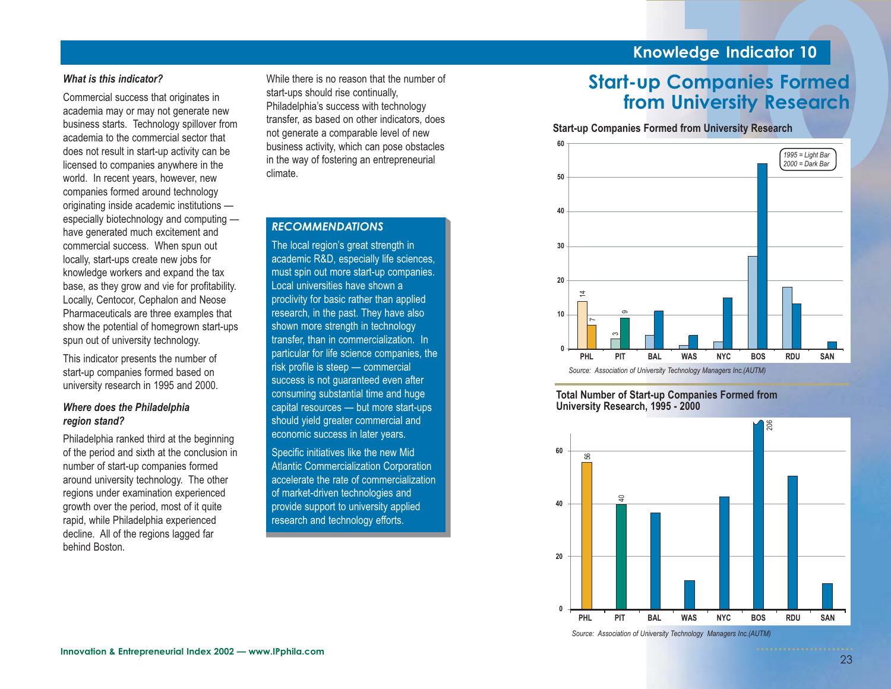## Knowledge Indicator 10

# Start-up Companies Formed from University Research

***What is this indicator?***

Commercial success that originates in academia may or may not generate new business starts. Technology spillover from academia to the commercial sector that does not result in start-up activity can be licensed to companies anywhere in the world. In recent years, however, new companies formed around technology originating inside academic institutions — especially biotechnology and computing — have generated much excitement and commercial success. When spun out locally, start-ups create new jobs for knowledge workers and expand the tax base, as they grow and vie for profitability. Locally, Centocor, Cephalon and Neose Pharmaceuticals are three examples that show the potential of homegrown start-ups spun out of university technology.

This indicator presents the number of start-up companies formed based on university research in 1995 and 2000.

***Where does the Philadelphia region stand?***

Philadelphia ranked third at the beginning of the period and sixth at the conclusion in number of start-up companies formed around university technology. The other regions under examination experienced growth over the period, most of it quite rapid, while Philadelphia experienced decline. All of the regions lagged far behind Boston.

While there is no reason that the number of start-ups should rise continually, Philadelphia's success with technology transfer, as based on other indicators, does not generate a comparable level of new business activity, which can pose obstacles in the way of fostering an entrepreneurial climate.

### *RECOMMENDATIONS*

The local region's great strength in academic R&D, especially life sciences, must spin out more start-up companies. Local universities have shown a proclivity for basic rather than applied research, in the past. They have also shown more strength in technology transfer, than in commercialization. In particular for life science companies, the risk profile is steep — commercial success is not guaranteed even after consuming substantial time and huge capital resources — but more start-ups should yield greater commercial and economic success in later years.

Specific initiatives like the new Mid Atlantic Commercialization Corporation accelerate the rate of commercialization of market-driven technologies and provide support to university applied research and technology efforts.

**Start-up Companies Formed from University Research**

1995 = Light Bar
2000 = Dark Bar

0, 10, 20, 30, 40, 50, 60

14, 7, 3, 9

PHL, PIT, BAL, WAS, NYC, BOS, RDU, SAN

*Source: Association of University Technology Managers Inc.(AUTM)*

**Total Number of Start-up Companies Formed from University Research, 1995 - 2000**

0, 20, 40, 60

56, 40, 206

PHL, PIT, BAL, WAS, NYC, BOS, RDU, SAN

*Source: Association of University Technology Managers Inc.(AUTM)*

Innovation & Entrepreneurial Index 2002 — www.IPphila.com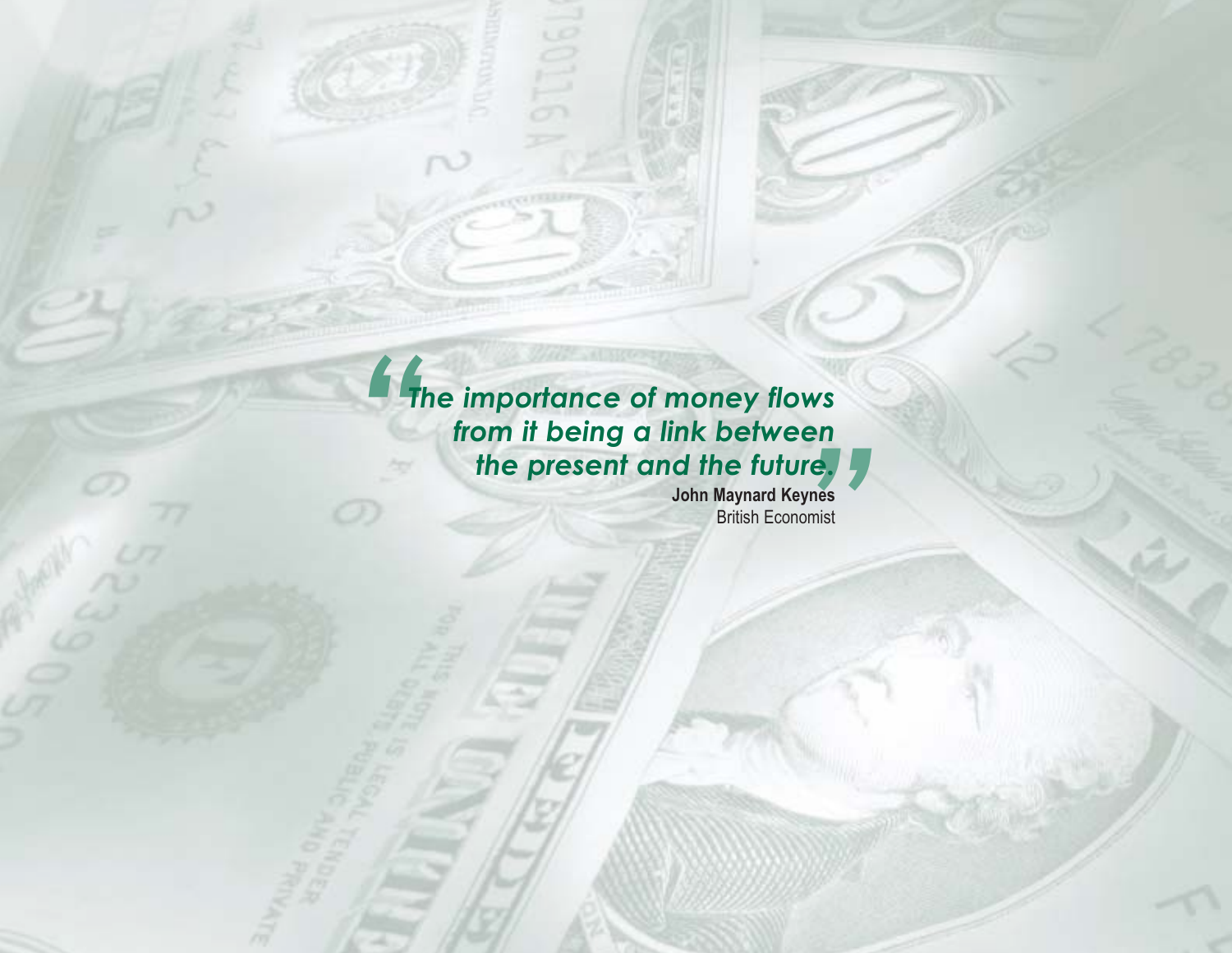> *"The importance of money flows from it being a link between the present and the future."*
>
> **John Maynard Keynes**
> British Economist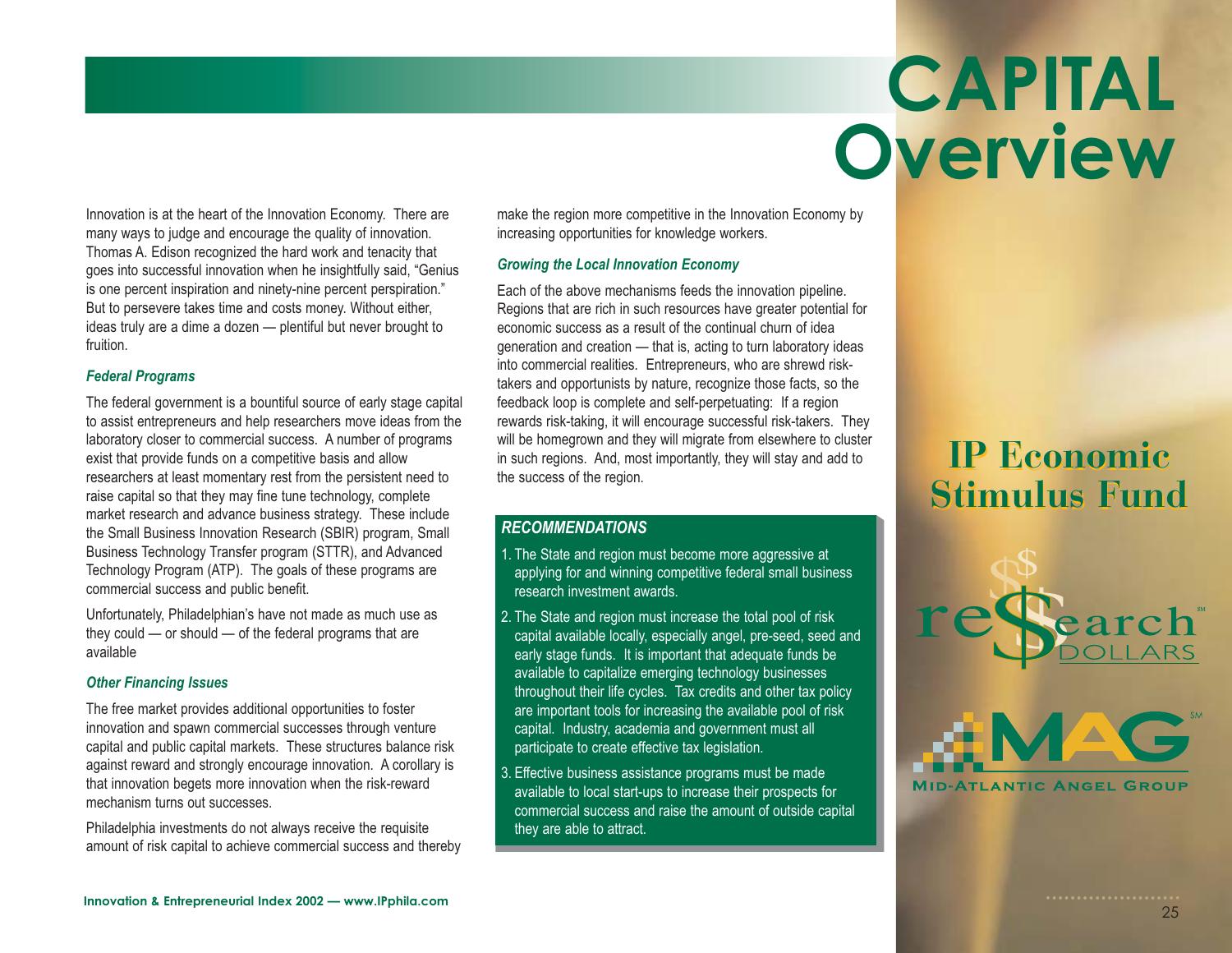# CAPITAL Overview

Innovation is at the heart of the Innovation Economy. There are many ways to judge and encourage the quality of innovation. Thomas A. Edison recognized the hard work and tenacity that goes into successful innovation when he insightfully said, "Genius is one percent inspiration and ninety-nine percent perspiration." But to persevere takes time and costs money. Without either, ideas truly are a dime a dozen — plentiful but never brought to fruition.

### *Federal Programs*

The federal government is a bountiful source of early stage capital to assist entrepreneurs and help researchers move ideas from the laboratory closer to commercial success. A number of programs exist that provide funds on a competitive basis and allow researchers at least momentary rest from the persistent need to raise capital so that they may fine tune technology, complete market research and advance business strategy. These include the Small Business Innovation Research (SBIR) program, Small Business Technology Transfer program (STTR), and Advanced Technology Program (ATP). The goals of these programs are commercial success and public benefit.

Unfortunately, Philadelphian's have not made as much use as they could — or should — of the federal programs that are available

### *Other Financing Issues*

The free market provides additional opportunities to foster innovation and spawn commercial successes through venture capital and public capital markets. These structures balance risk against reward and strongly encourage innovation. A corollary is that innovation begets more innovation when the risk-reward mechanism turns out successes.

Philadelphia investments do not always receive the requisite amount of risk capital to achieve commercial success and thereby make the region more competitive in the Innovation Economy by increasing opportunities for knowledge workers.

### *Growing the Local Innovation Economy*

Each of the above mechanisms feeds the innovation pipeline. Regions that are rich in such resources have greater potential for economic success as a result of the continual churn of idea generation and creation — that is, acting to turn laboratory ideas into commercial realities. Entrepreneurs, who are shrewd risk-takers and opportunists by nature, recognize those facts, so the feedback loop is complete and self-perpetuating: If a region rewards risk-taking, it will encourage successful risk-takers. They will be homegrown and they will migrate from elsewhere to cluster in such regions. And, most importantly, they will stay and add to the success of the region.

### *RECOMMENDATIONS*

1. The State and region must become more aggressive at applying for and winning competitive federal small business research investment awards.
2. The State and region must increase the total pool of risk capital available locally, especially angel, pre-seed, seed and early stage funds. It is important that adequate funds be available to capitalize emerging technology businesses throughout their life cycles. Tax credits and other tax policy are important tools for increasing the available pool of risk capital. Industry, academia and government must all participate to create effective tax legislation.
3. Effective business assistance programs must be made available to local start-ups to increase their prospects for commercial success and raise the amount of outside capital they are able to attract.

**IP Economic Stimulus Fund**

re$earch DOLLARS℠

MAG℠ MID-ATLANTIC ANGEL GROUP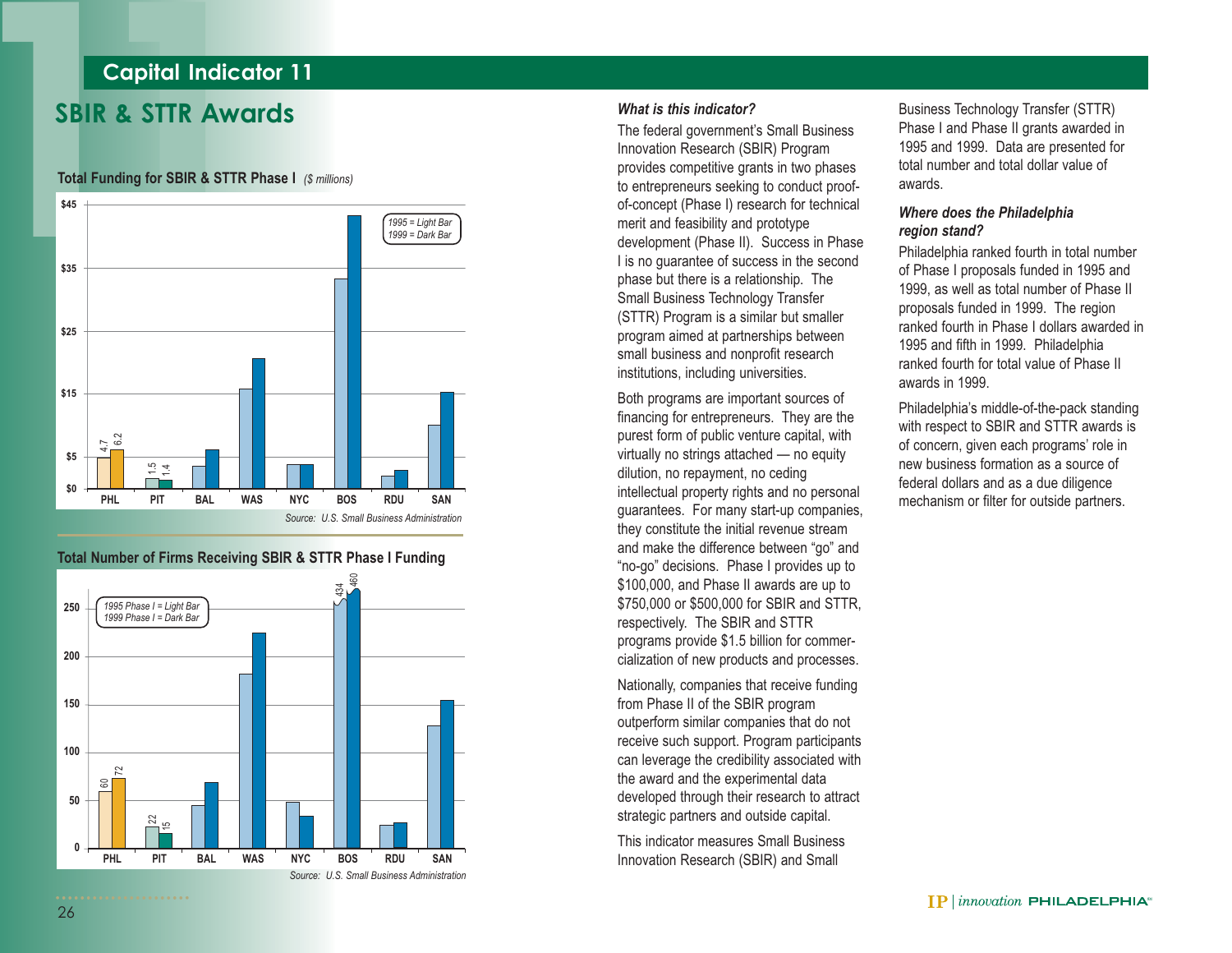## Capital Indicator 11

# SBIR & STTR Awards

**Total Funding for SBIR & STTR Phase I** *($ millions)*

$45
$35
$25
$15
$5
$0

1995 = Light Bar
1999 = Dark Bar

4.7
6.2
1.5
1.4

PHL PIT BAL WAS NYC BOS RDU SAN

Source: U.S. Small Business Administration

**Total Number of Firms Receiving SBIR & STTR Phase I Funding**

250
200
150
100
50
0

1995 Phase I = Light Bar
1999 Phase I = Dark Bar

60
72
22
15
434
460

PHL PIT BAL WAS NYC BOS RDU SAN

Source: U.S. Small Business Administration

### *What is this indicator?*

The federal government's Small Business Innovation Research (SBIR) Program provides competitive grants in two phases to entrepreneurs seeking to conduct proof-of-concept (Phase I) research for technical merit and feasibility and prototype development (Phase II). Success in Phase I is no guarantee of success in the second phase but there is a relationship. The Small Business Technology Transfer (STTR) Program is a similar but smaller program aimed at partnerships between small business and nonprofit research institutions, including universities.

Both programs are important sources of financing for entrepreneurs. They are the purest form of public venture capital, with virtually no strings attached — no equity dilution, no repayment, no ceding intellectual property rights and no personal guarantees. For many start-up companies, they constitute the initial revenue stream and make the difference between "go" and "no-go" decisions. Phase I provides up to $100,000, and Phase II awards are up to $750,000 or $500,000 for SBIR and STTR, respectively. The SBIR and STTR programs provide $1.5 billion for commercialization of new products and processes.

Nationally, companies that receive funding from Phase II of the SBIR program outperform similar companies that do not receive such support. Program participants can leverage the credibility associated with the award and the experimental data developed through their research to attract strategic partners and outside capital.

This indicator measures Small Business Innovation Research (SBIR) and Small Business Technology Transfer (STTR) Phase I and Phase II grants awarded in 1995 and 1999. Data are presented for total number and total dollar value of awards.

### *Where does the Philadelphia region stand?*

Philadelphia ranked fourth in total number of Phase I proposals funded in 1995 and 1999, as well as total number of Phase II proposals funded in 1999. The region ranked fourth in Phase I dollars awarded in 1995 and fifth in 1999. Philadelphia ranked fourth for total value of Phase II awards in 1999.

Philadelphia's middle-of-the-pack standing with respect to SBIR and STTR awards is of concern, given each programs' role in new business formation as a source of federal dollars and as a due diligence mechanism or filter for outside partners.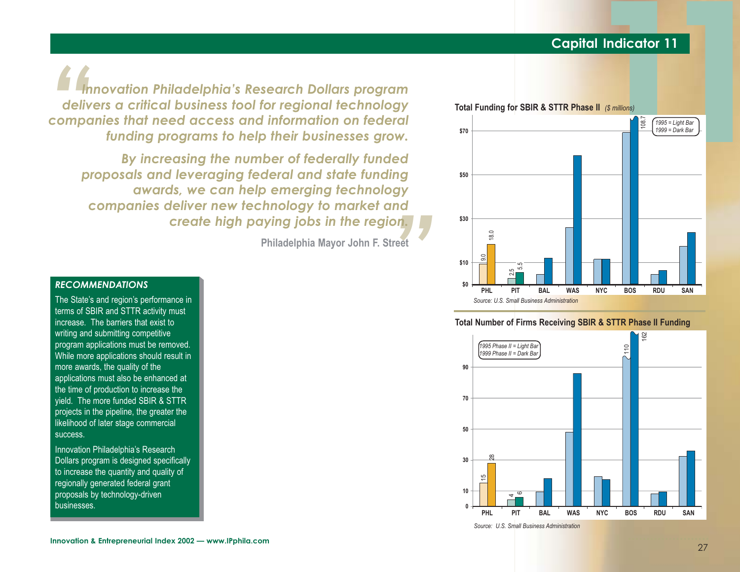# Capital Indicator 11

*"Innovation Philadelphia's Research Dollars program delivers a critical business tool for regional technology companies that need access and information on federal funding programs to help their businesses grow.*

*By increasing the number of federally funded proposals and leveraging federal and state funding awards, we can help emerging technology companies deliver new technology to market and create high paying jobs in the region."*

**Philadelphia Mayor John F. Street**

### RECOMMENDATIONS

The State's and region's performance in terms of SBIR and STTR activity must increase. The barriers that exist to writing and submitting competitive program applications must be removed. While more applications should result in more awards, the quality of the applications must also be enhanced at the time of production to increase the yield. The more funded SBIR & STTR projects in the pipeline, the greater the likelihood of later stage commercial success.

Innovation Philadelphia's Research Dollars program is designed specifically to increase the quantity and quality of regionally generated federal grant proposals by technology-driven businesses.

**Total Funding for SBIR & STTR Phase II** *($ millions)*

1995 = Light Bar
1999 = Dark Bar

$70
$50
$30
$10
$0

9.0
18.0
2.5
5.5
108.7

PHL PIT BAL WAS NYC BOS RDU SAN

Source: U.S. Small Business Administration

**Total Number of Firms Receiving SBIR & STTR Phase II Funding**

1995 Phase II = Light Bar
1999 Phase II = Dark Bar

90
70
50
30
10
0

15
28
4
6
110
162

PHL PIT BAL WAS NYC BOS RDU SAN

Source: U.S. Small Business Administration

Innovation & Entrepreneurial Index 2002 — www.IPphila.com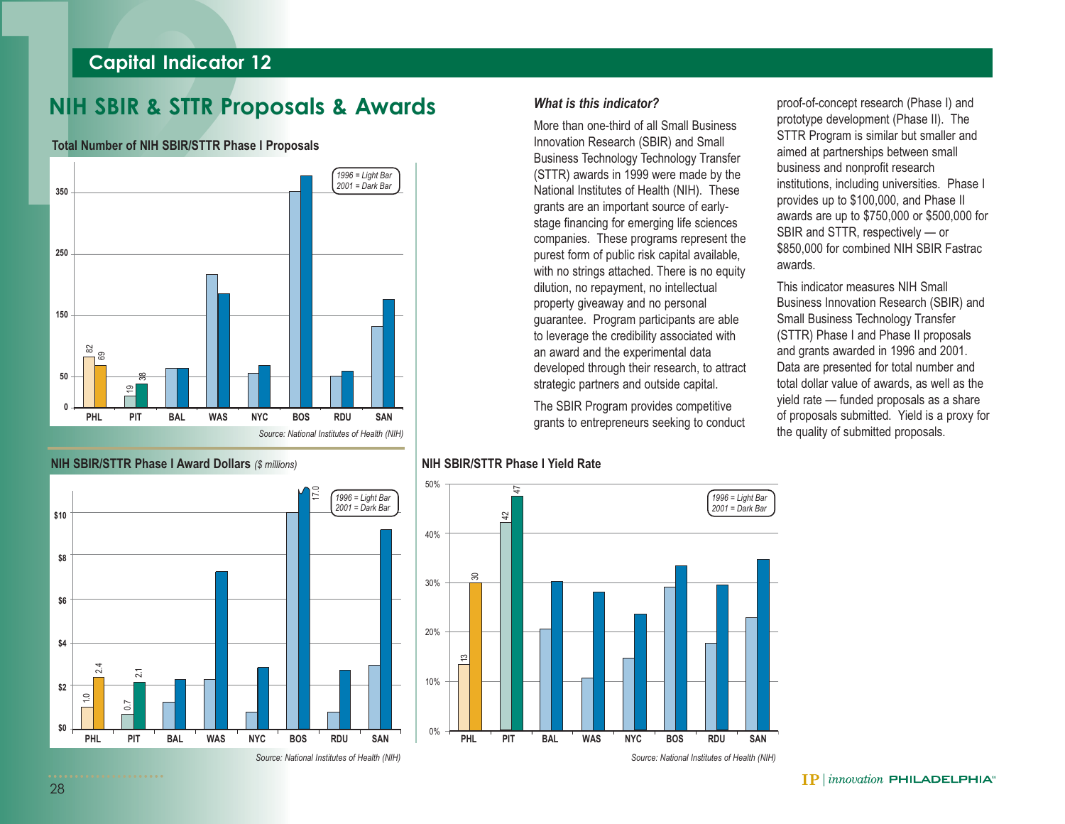## Capital Indicator 12

# NIH SBIR & STTR Proposals & Awards

### Total Number of NIH SBIR/STTR Phase I Proposals

1996 = Light Bar
2001 = Dark Bar

350
250
150
50
0

82
69
19
38

PHL PIT BAL WAS NYC BOS RDU SAN

Source: National Institutes of Health (NIH)

### NIH SBIR/STTR Phase I Award Dollars *($ millions)*

1996 = Light Bar
2001 = Dark Bar

$10
$8
$6
$4
$2
$0

1.0
2.4
0.7
2.1
17.0

PHL PIT BAL WAS NYC BOS RDU SAN

Source: National Institutes of Health (NIH)

***What is this indicator?***

More than one-third of all Small Business Innovation Research (SBIR) and Small Business Technology Technology Transfer (STTR) awards in 1999 were made by the National Institutes of Health (NIH). These grants are an important source of early-stage financing for emerging life sciences companies. These programs represent the purest form of public risk capital available, with no strings attached. There is no equity dilution, no repayment, no intellectual property giveaway and no personal guarantee. Program participants are able to leverage the credibility associated with an award and the experimental data developed through their research, to attract strategic partners and outside capital.

The SBIR Program provides competitive grants to entrepreneurs seeking to conduct proof-of-concept research (Phase I) and prototype development (Phase II). The STTR Program is similar but smaller and aimed at partnerships between small business and nonprofit research institutions, including universities. Phase I provides up to $100,000, and Phase II awards are up to $750,000 or $500,000 for SBIR and STTR, respectively — or $850,000 for combined NIH SBIR Fastrac awards.

This indicator measures NIH Small Business Innovation Research (SBIR) and Small Business Technology Transfer (STTR) Phase I and Phase II proposals and grants awarded in 1996 and 2001. Data are presented for total number and total dollar value of awards, as well as the yield rate — funded proposals as a share of proposals submitted. Yield is a proxy for the quality of submitted proposals.

### NIH SBIR/STTR Phase I Yield Rate

1996 = Light Bar
2001 = Dark Bar

50%
40%
30%
20%
10%
0%

13
30
42
47

PHL PIT BAL WAS NYC BOS RDU SAN

Source: National Institutes of Health (NIH)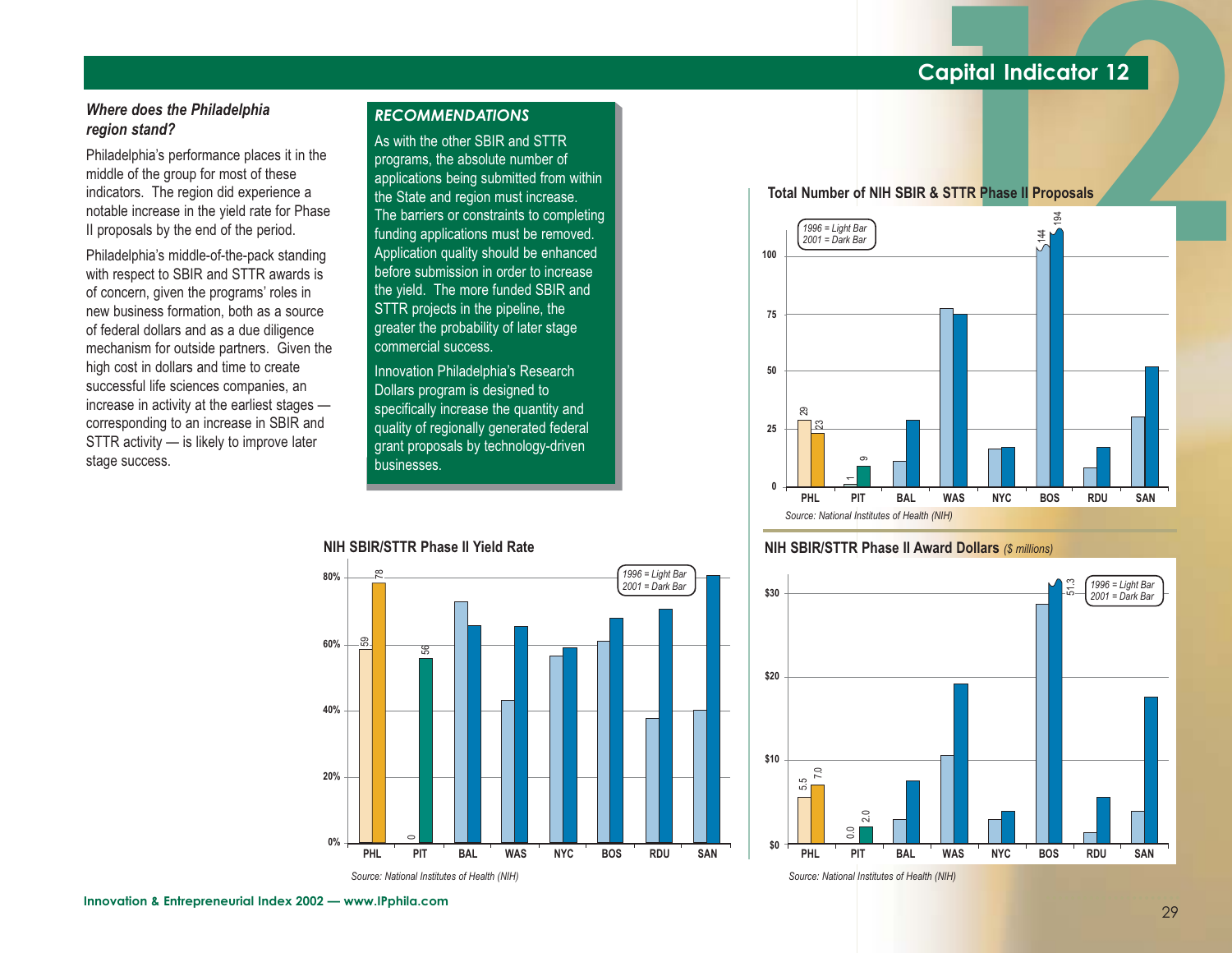# Capital Indicator 12

***Where does the Philadelphia region stand?***

Philadelphia's performance places it in the middle of the group for most of these indicators. The region did experience a notable increase in the yield rate for Phase II proposals by the end of the period.

Philadelphia's middle-of-the-pack standing with respect to SBIR and STTR awards is of concern, given the programs' roles in new business formation, both as a source of federal dollars and as a due diligence mechanism for outside partners. Given the high cost in dollars and time to create successful life sciences companies, an increase in activity at the earliest stages — corresponding to an increase in SBIR and STTR activity — is likely to improve later stage success.

## *RECOMMENDATIONS*

As with the other SBIR and STTR programs, the absolute number of applications being submitted from within the State and region must increase. The barriers or constraints to completing funding applications must be removed. Application quality should be enhanced before submission in order to increase the yield. The more funded SBIR and STTR projects in the pipeline, the greater the probability of later stage commercial success.

Innovation Philadelphia's Research Dollars program is designed to specifically increase the quantity and quality of regionally generated federal grant proposals by technology-driven businesses.

### Total Number of NIH SBIR & STTR Phase II Proposals

1996 = Light Bar
2001 = Dark Bar

0, 25, 50, 75, 100

PHL, PIT, BAL, WAS, NYC, BOS, RDU, SAN

29, 23, 1, 9, 144, 194

*Source: National Institutes of Health (NIH)*

### NIH SBIR/STTR Phase II Yield Rate

1996 = Light Bar
2001 = Dark Bar

0%, 20%, 40%, 60%, 80%

PHL, PIT, BAL, WAS, NYC, BOS, RDU, SAN

59, 78, 0, 56

*Source: National Institutes of Health (NIH)*

### NIH SBIR/STTR Phase II Award Dollars *($ millions)*

1996 = Light Bar
2001 = Dark Bar

$0, $10, $20, $30

PHL, PIT, BAL, WAS, NYC, BOS, RDU, SAN

5.5, 7.0, 0.0, 2.0, 51.3

*Source: National Institutes of Health (NIH)*

Innovation & Entrepreneurial Index 2002 — www.IPphila.com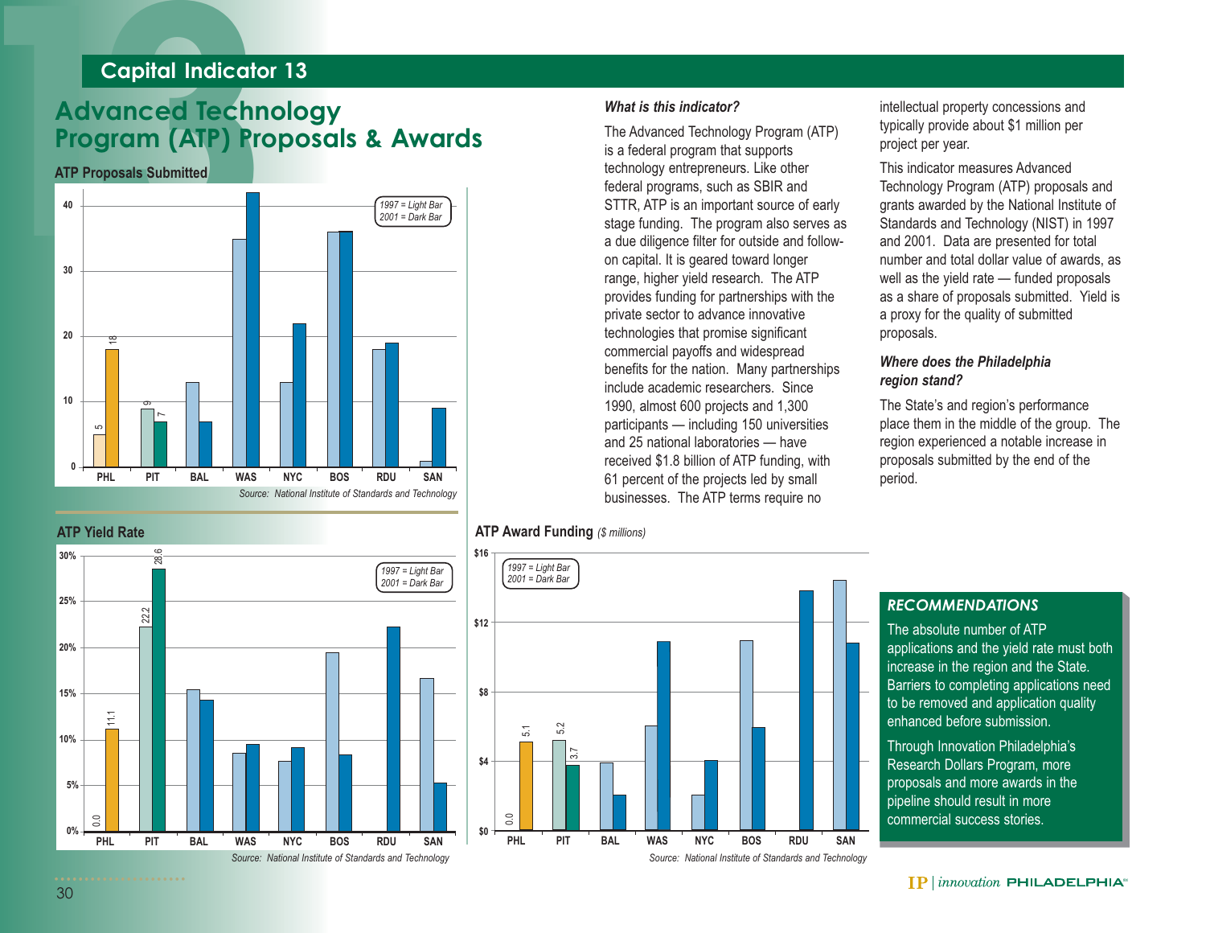# Capital Indicator 13

## Advanced Technology Program (ATP) Proposals & Awards

**ATP Proposals Submitted**

1997 = Light Bar
2001 = Dark Bar

40
30
20
10
0

5
18
9
7

PHL PIT BAL WAS NYC BOS RDU SAN

Source: National Institute of Standards and Technology

**ATP Yield Rate**

1997 = Light Bar
2001 = Dark Bar

30%
25%
20%
15%
10%
5%
0%

0.0
11.1
22.2
28.6

PHL PIT BAL WAS NYC BOS RDU SAN

Source: National Institute of Standards and Technology

***What is this indicator?***

The Advanced Technology Program (ATP) is a federal program that supports technology entrepreneurs. Like other federal programs, such as SBIR and STTR, ATP is an important source of early stage funding. The program also serves as a due diligence filter for outside and follow-on capital. It is geared toward longer range, higher yield research. The ATP provides funding for partnerships with the private sector to advance innovative technologies that promise significant commercial payoffs and widespread benefits for the nation. Many partnerships include academic researchers. Since 1990, almost 600 projects and 1,300 participants — including 150 universities and 25 national laboratories — have received $1.8 billion of ATP funding, with 61 percent of the projects led by small businesses. The ATP terms require no intellectual property concessions and typically provide about $1 million per project per year.

This indicator measures Advanced Technology Program (ATP) proposals and grants awarded by the National Institute of Standards and Technology (NIST) in 1997 and 2001. Data are presented for total number and total dollar value of awards, as well as the yield rate — funded proposals as a share of proposals submitted. Yield is a proxy for the quality of submitted proposals.

***Where does the Philadelphia region stand?***

The State's and region's performance place them in the middle of the group. The region experienced a notable increase in proposals submitted by the end of the period.

**ATP Award Funding** *($ millions)*

1997 = Light Bar
2001 = Dark Bar

$16
$12
$8
$4
$0

0.0
5.1
5.2
3.7

PHL PIT BAL WAS NYC BOS RDU SAN

Source: National Institute of Standards and Technology

### *RECOMMENDATIONS*

The absolute number of ATP applications and the yield rate must both increase in the region and the State. Barriers to completing applications need to be removed and application quality enhanced before submission.

Through Innovation Philadelphia's Research Dollars Program, more proposals and more awards in the pipeline should result in more commercial success stories.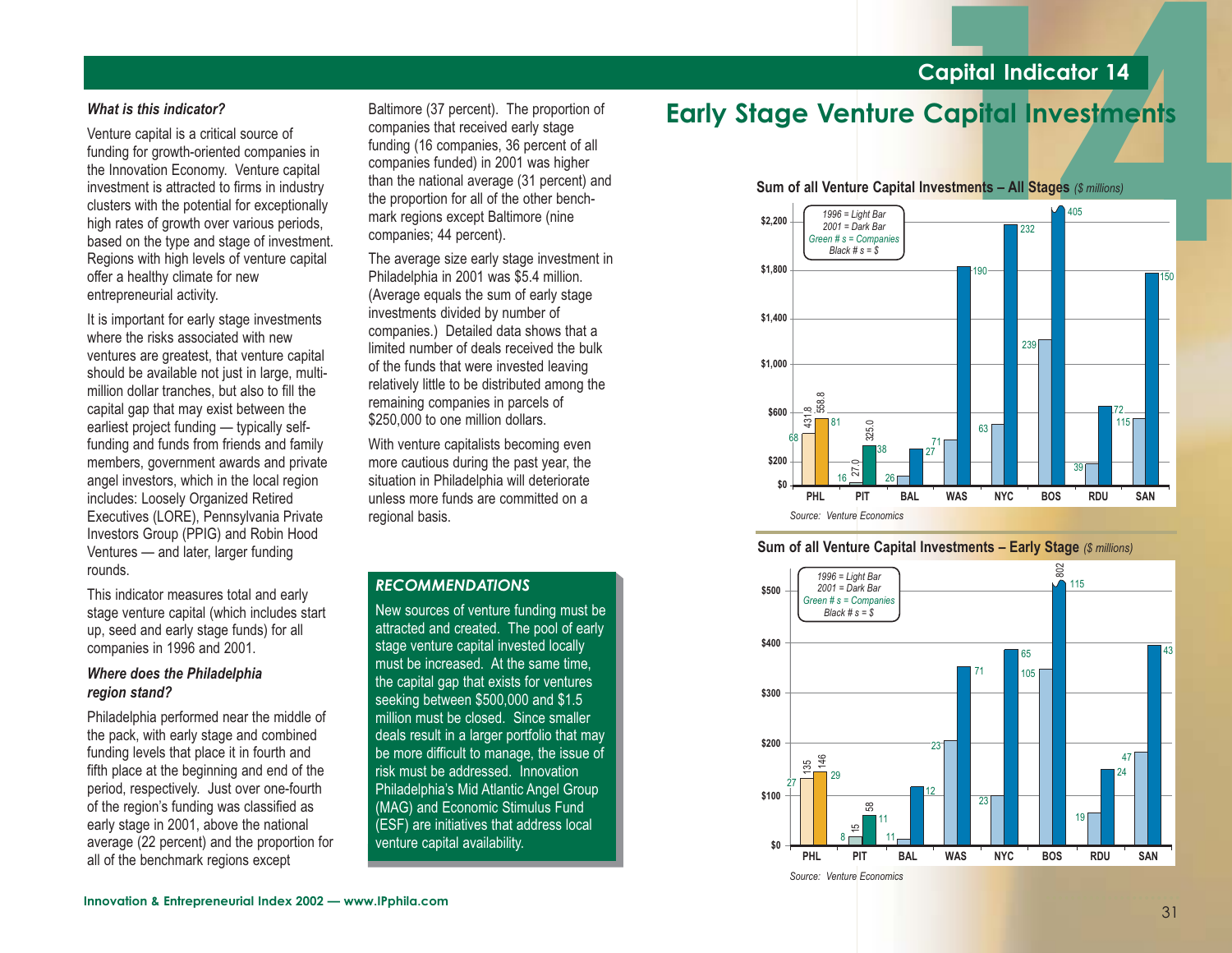## Capital Indicator 14

# Early Stage Venture Capital Investments

### *What is this indicator?*

Venture capital is a critical source of funding for growth-oriented companies in the Innovation Economy. Venture capital investment is attracted to firms in industry clusters with the potential for exceptionally high rates of growth over various periods, based on the type and stage of investment. Regions with high levels of venture capital offer a healthy climate for new entrepreneurial activity.

It is important for early stage investments where the risks associated with new ventures are greatest, that venture capital should be available not just in large, multi-million dollar tranches, but also to fill the capital gap that may exist between the earliest project funding — typically self-funding and funds from friends and family members, government awards and private angel investors, which in the local region includes: Loosely Organized Retired Executives (LORE), Pennsylvania Private Investors Group (PPIG) and Robin Hood Ventures — and later, larger funding rounds.

This indicator measures total and early stage venture capital (which includes start up, seed and early stage funds) for all companies in 1996 and 2001.

### *Where does the Philadelphia region stand?*

Philadelphia performed near the middle of the pack, with early stage and combined funding levels that place it in fourth and fifth place at the beginning and end of the period, respectively. Just over one-fourth of the region's funding was classified as early stage in 2001, above the national average (22 percent) and the proportion for all of the benchmark regions except Baltimore (37 percent). The proportion of companies that received early stage funding (16 companies, 36 percent of all companies funded) in 2001 was higher than the national average (31 percent) and the proportion for all of the other benchmark regions except Baltimore (nine companies; 44 percent).

The average size early stage investment in Philadelphia in 2001 was $5.4 million. (Average equals the sum of early stage investments divided by number of companies.) Detailed data shows that a limited number of deals received the bulk of the funds that were invested leaving relatively little to be distributed among the remaining companies in parcels of $250,000 to one million dollars.

With venture capitalists becoming even more cautious during the past year, the situation in Philadelphia will deteriorate unless more funds are committed on a regional basis.

### *RECOMMENDATIONS*

New sources of venture funding must be attracted and created. The pool of early stage venture capital invested locally must be increased. At the same time, the capital gap that exists for ventures seeking between $500,000 and $1.5 million must be closed. Since smaller deals result in a larger portfolio that may be more difficult to manage, the issue of risk must be addressed. Innovation Philadelphia's Mid Atlantic Angel Group (MAG) and Economic Stimulus Fund (ESF) are initiatives that address local venture capital availability.

**Sum of all Venture Capital Investments – All Stages** *($ millions)*

1996 = Light Bar
2001 = Dark Bar
Green # s = Companies
Black # s = $

$0, $200, $600, $1,000, $1,400, $1,800, $2,200

PHL: 68, 431.8, 568.8, 81
PIT: 16, 27.0, 325.0, 38
BAL: 26, 71, 27
WAS: 190
NYC: 63, 232
BOS: 239, 405
RDU: 39, 72
SAN: 115, 150

Source: Venture Economics

**Sum of all Venture Capital Investments – Early Stage** *($ millions)*

1996 = Light Bar
2001 = Dark Bar
Green # s = Companies
Black # s = $

$0, $100, $200, $300, $400, $500

PHL: 27, 135, 146, 29
PIT: 8, 15, 58, 11
BAL: 11, 12
WAS: 23, 71
NYC: 23, 65, 105
BOS: 802, 115
RDU: 19, 24
SAN: 47, 43

Source: Venture Economics

Innovation & Entrepreneurial Index 2002 — www.IPphila.com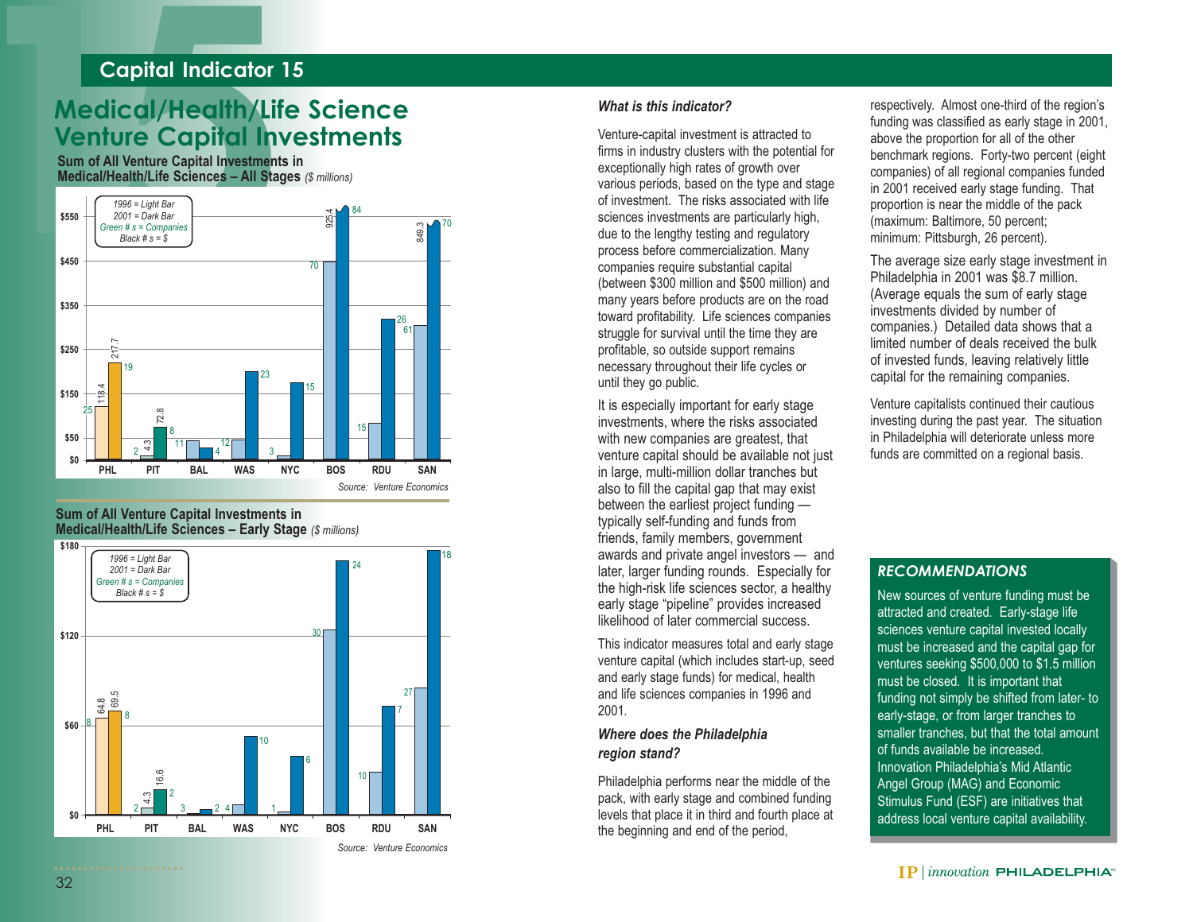## Capital Indicator 15

# Medical/Health/Life Science Venture Capital Investments

**Sum of All Venture Capital Investments in Medical/Health/Life Sciences – All Stages** *($ millions)*

1996 = Light Bar
2001 = Dark Bar
Green #s = Companies
Black #s = $

$550
$450
$350
$250
$150
$50
$0

PHL: 25, 118.4, 19, 217.7
PIT: 2, 4.3, 8, 72.8
BAL: 11, 4
WAS: 12, 23
NYC: 3, 15
BOS: 70, 925.4, 84
RDU: 15, 26
SAN: 61, 849.3, 70

Source: Venture Economics

**Sum of All Venture Capital Investments in Medical/Health/Life Sciences – Early Stage** *($ millions)*

1996 = Light Bar
2001 = Dark Bar
Green #s = Companies
Black #s = $

$180
$120
$60
$0

PHL: 8, 64.8, 8, 69.5
PIT: 2, 4.3, 2, 16.6
BAL: 3, 2
WAS: 4, 10
NYC: 1, 6
BOS: 30, 24
RDU: 10, 7
SAN: 27, 18

Source: Venture Economics

### *What is this indicator?*

Venture-capital investment is attracted to firms in industry clusters with the potential for exceptionally high rates of growth over various periods, based on the type and stage of investment. The risks associated with life sciences investments are particularly high, due to the lengthy testing and regulatory process before commercialization. Many companies require substantial capital (between $300 million and $500 million) and many years before products are on the road toward profitability. Life sciences companies struggle for survival until the time they are profitable, so outside support remains necessary throughout their life cycles or until they go public.

It is especially important for early stage investments, where the risks associated with new companies are greatest, that venture capital should be available not just in large, multi-million dollar tranches but also to fill the capital gap that may exist between the earliest project funding — typically self-funding and funds from friends, family members, government awards and private angel investors — and later, larger funding rounds. Especially for the high-risk life sciences sector, a healthy early stage "pipeline" provides increased likelihood of later commercial success.

This indicator measures total and early stage venture capital (which includes start-up, seed and early stage funds) for medical, health and life sciences companies in 1996 and 2001.

### *Where does the Philadelphia region stand?*

Philadelphia performs near the middle of the pack, with early stage and combined funding levels that place it in third and fourth place at the beginning and end of the period, respectively. Almost one-third of the region's funding was classified as early stage in 2001, above the proportion for all of the other benchmark regions. Forty-two percent (eight companies) of all regional companies funded in 2001 received early stage funding. That proportion is near the middle of the pack (maximum: Baltimore, 50 percent; minimum: Pittsburgh, 26 percent).

The average size early stage investment in Philadelphia in 2001 was $8.7 million. (Average equals the sum of early stage investments divided by number of companies.) Detailed data shows that a limited number of deals received the bulk of invested funds, leaving relatively little capital for the remaining companies.

Venture capitalists continued their cautious investing during the past year. The situation in Philadelphia will deteriorate unless more funds are committed on a regional basis.

### *RECOMMENDATIONS*

New sources of venture funding must be attracted and created. Early-stage life sciences venture capital invested locally must be increased and the capital gap for ventures seeking $500,000 to $1.5 million must be closed. It is important that funding not simply be shifted from later- to early-stage, or from larger tranches to smaller tranches, but that the total amount of funds available be increased. Innovation Philadelphia's Mid Atlantic Angel Group (MAG) and Economic Stimulus Fund (ESF) are initiatives that address local venture capital availability.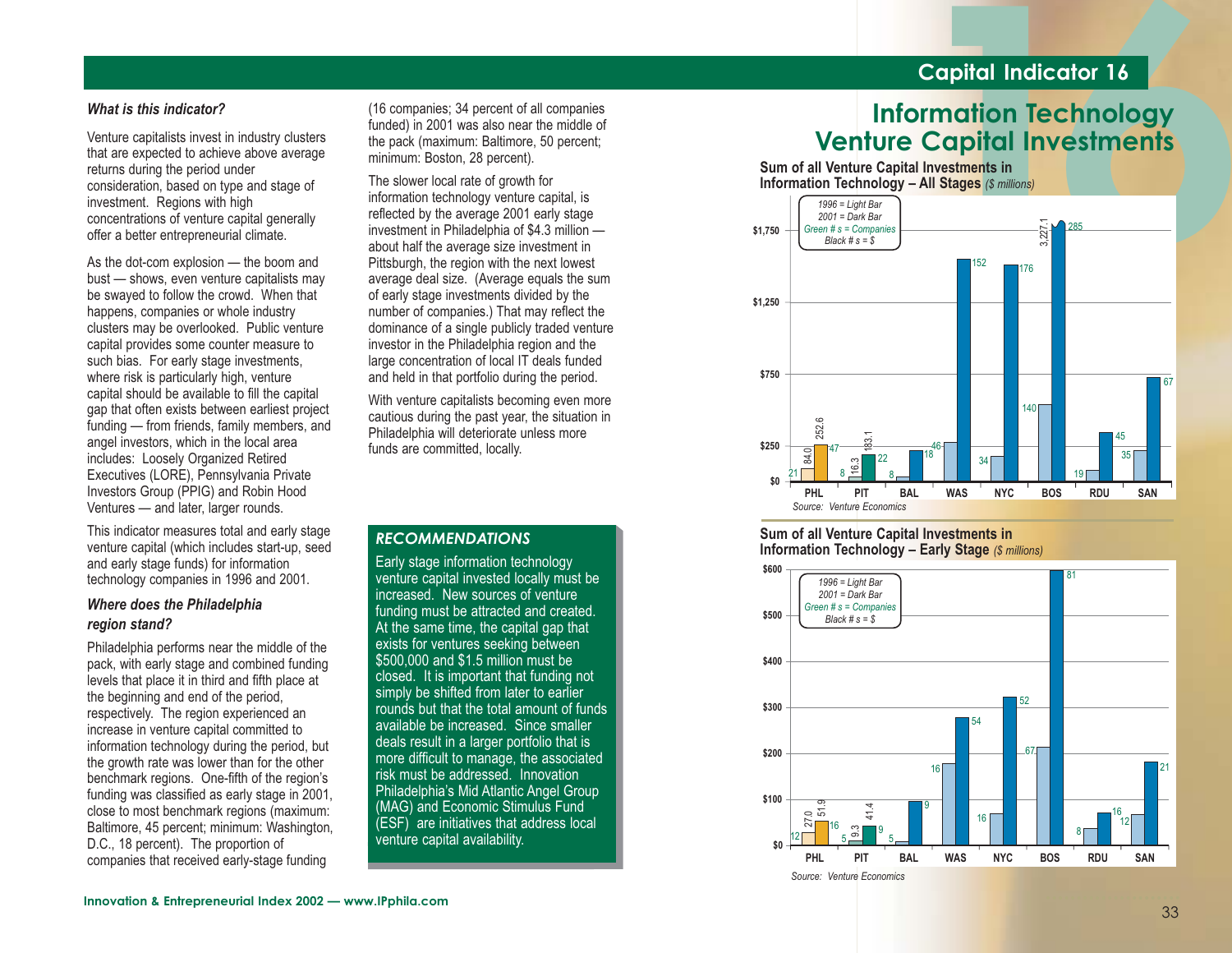## Capital Indicator 16

# Information Technology Venture Capital Investments

### *What is this indicator?*

Venture capitalists invest in industry clusters that are expected to achieve above average returns during the period under consideration, based on type and stage of investment. Regions with high concentrations of venture capital generally offer a better entrepreneurial climate.

As the dot-com explosion — the boom and bust — shows, even venture capitalists may be swayed to follow the crowd. When that happens, companies or whole industry clusters may be overlooked. Public venture capital provides some counter measure to such bias. For early stage investments, where risk is particularly high, venture capital should be available to fill the capital gap that often exists between earliest project funding — from friends, family members, and angel investors, which in the local area includes: Loosely Organized Retired Executives (LORE), Pennsylvania Private Investors Group (PPIG) and Robin Hood Ventures — and later, larger rounds.

This indicator measures total and early stage venture capital (which includes start-up, seed and early stage funds) for information technology companies in 1996 and 2001.

### *Where does the Philadelphia region stand?*

Philadelphia performs near the middle of the pack, with early stage and combined funding levels that place it in third and fifth place at the beginning and end of the period, respectively. The region experienced an increase in venture capital committed to information technology during the period, but the growth rate was lower than for the other benchmark regions. One-fifth of the region's funding was classified as early stage in 2001, close to most benchmark regions (maximum: Baltimore, 45 percent; minimum: Washington, D.C., 18 percent). The proportion of companies that received early-stage funding (16 companies; 34 percent of all companies funded) in 2001 was also near the middle of the pack (maximum: Baltimore, 50 percent; minimum: Boston, 28 percent).

The slower local rate of growth for information technology venture capital, is reflected by the average 2001 early stage investment in Philadelphia of $4.3 million — about half the average size investment in Pittsburgh, the region with the next lowest average deal size. (Average equals the sum of early stage investments divided by the number of companies.) That may reflect the dominance of a single publicly traded venture investor in the Philadelphia region and the large concentration of local IT deals funded and held in that portfolio during the period.

With venture capitalists becoming even more cautious during the past year, the situation in Philadelphia will deteriorate unless more funds are committed, locally.

### *RECOMMENDATIONS*

Early stage information technology venture capital invested locally must be increased. New sources of venture funding must be attracted and created. At the same time, the capital gap that exists for ventures seeking between $500,000 and $1.5 million must be closed. It is important that funding not simply be shifted from later to earlier rounds but that the total amount of funds available be increased. Since smaller deals result in a larger portfolio that is more difficult to manage, the associated risk must be addressed. Innovation Philadelphia's Mid Atlantic Angel Group (MAG) and Economic Stimulus Fund (ESF) are initiatives that address local venture capital availability.

**Sum of all Venture Capital Investments in Information Technology – All Stages** *($ millions)*

1996 = Light Bar
2001 = Dark Bar
Green #s = Companies
Black #s = $

$0, $250, $750, $1,250, $1,750

PHL: 21, 84.0, 47, 252.6
PIT: 8, 16.3, 22, 183.1
BAL: 8, 18
WAS: 46, 152
NYC: 34, 176
BOS: 140, 3,227.1, 285
RDU: 19, 45
SAN: 35, 67

Source: Venture Economics

**Sum of all Venture Capital Investments in Information Technology – Early Stage** *($ millions)*

1996 = Light Bar
2001 = Dark Bar
Green #s = Companies
Black #s = $

$0, $100, $200, $300, $400, $500, $600

PHL: 12, 27.0, 16, 51.9
PIT: 5, 9.3, 9, 41.4
BAL: 5, 9
WAS: 16, 54
NYC: 16, 52
BOS: 67, 81
RDU: 8, 16
SAN: 12, 21

Source: Venture Economics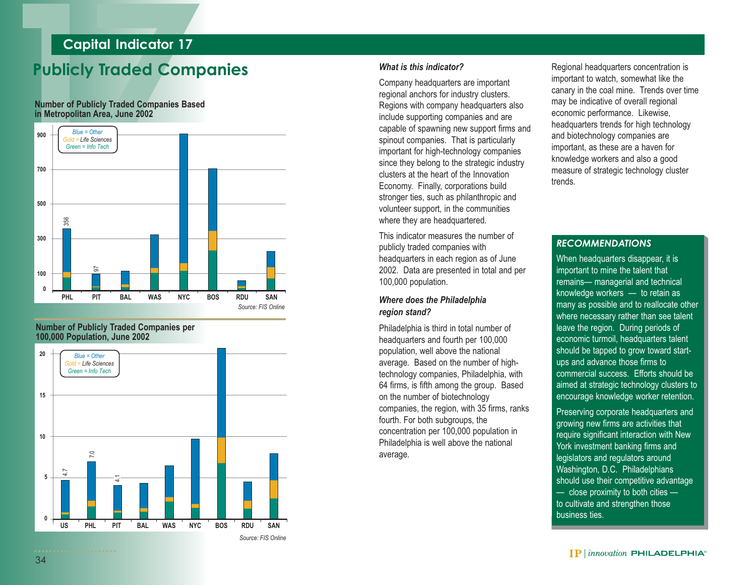## Capital Indicator 17

# Publicly Traded Companies

**Number of Publicly Traded Companies Based in Metropolitan Area, June 2002**

Blue = Other
Gold = Life Sciences
Green = Info Tech

900
700
500
300
100
0

356
97

PHL PIT BAL WAS NYC BOS RDU SAN

Source: FIS Online

**Number of Publicly Traded Companies per 100,000 Population, June 2002**

Blue = Other
Gold = Life Sciences
Green = Info Tech

20
15
10
5
0

4.7
7.0
4.1

US PHL PIT BAL WAS NYC BOS RDU SAN

Source: FIS Online

### *What is this indicator?*

Company headquarters are important regional anchors for industry clusters. Regions with company headquarters also include supporting companies and are capable of spawning new support firms and spinout companies. That is particularly important for high-technology companies since they belong to the strategic industry clusters at the heart of the Innovation Economy. Finally, corporations build stronger ties, such as philanthropic and volunteer support, in the communities where they are headquartered.

This indicator measures the number of publicly traded companies with headquarters in each region as of June 2002. Data are presented in total and per 100,000 population.

### *Where does the Philadelphia region stand?*

Philadelphia is third in total number of headquarters and fourth per 100,000 population, well above the national average. Based on the number of high-technology companies, Philadelphia, with 64 firms, is fifth among the group. Based on the number of biotechnology companies, the region, with 35 firms, ranks fourth. For both subgroups, the concentration per 100,000 population in Philadelphia is well above the national average.

Regional headquarters concentration is important to watch, somewhat like the canary in the coal mine. Trends over time may be indicative of overall regional economic performance. Likewise, headquarters trends for high technology and biotechnology companies are important, as these are a haven for knowledge workers and also a good measure of strategic technology cluster trends.

### *RECOMMENDATIONS*

When headquarters disappear, it is important to mine the talent that remains— managerial and technical knowledge workers — to retain as many as possible and to reallocate other where necessary rather than see talent leave the region. During periods of economic turmoil, headquarters talent should be tapped to grow toward start-ups and advance those firms to commercial success. Efforts should be aimed at strategic technology clusters to encourage knowledge worker retention.

Preserving corporate headquarters and growing new firms are activities that require significant interaction with New York investment banking firms and legislators and regulators around Washington, D.C. Philadelphians should use their competitive advantage — close proximity to both cities — to cultivate and strengthen those business ties.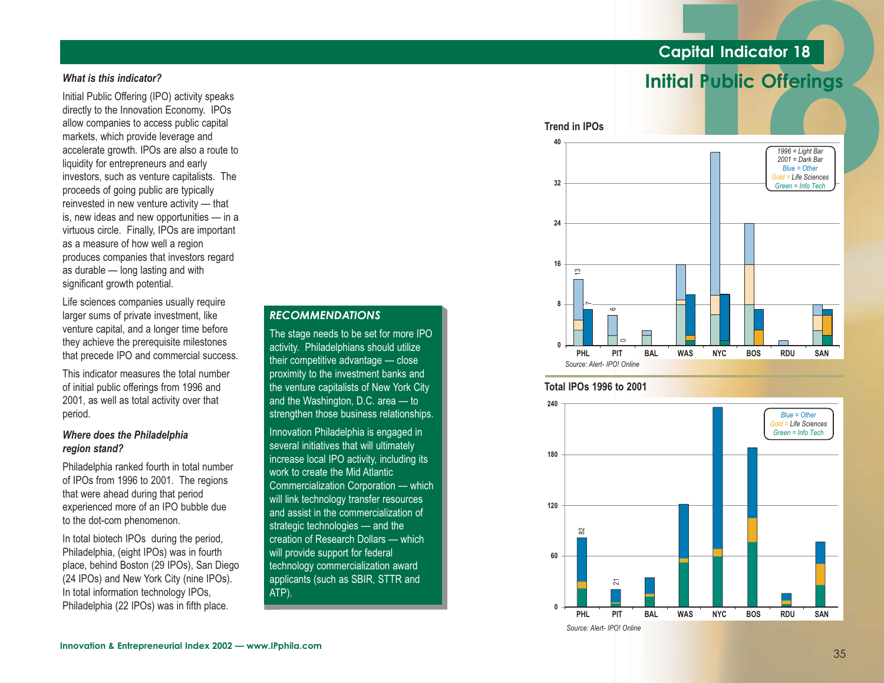# Capital Indicator 18

## Initial Public Offerings

### *What is this indicator?*

Initial Public Offering (IPO) activity speaks directly to the Innovation Economy. IPOs allow companies to access public capital markets, which provide leverage and accelerate growth. IPOs are also a route to liquidity for entrepreneurs and early investors, such as venture capitalists. The proceeds of going public are typically reinvested in new venture activity — that is, new ideas and new opportunities — in a virtuous circle. Finally, IPOs are important as a measure of how well a region produces companies that investors regard as durable — long lasting and with significant growth potential.

Life sciences companies usually require larger sums of private investment, like venture capital, and a longer time before they achieve the prerequisite milestones that precede IPO and commercial success.

This indicator measures the total number of initial public offerings from 1996 and 2001, as well as total activity over that period.

### *Where does the Philadelphia region stand?*

Philadelphia ranked fourth in total number of IPOs from 1996 to 2001. The regions that were ahead during that period experienced more of an IPO bubble due to the dot-com phenomenon.

In total biotech IPOs during the period, Philadelphia, (eight IPOs) was in fourth place, behind Boston (29 IPOs), San Diego (24 IPOs) and New York City (nine IPOs). In total information technology IPOs, Philadelphia (22 IPOs) was in fifth place.

### *RECOMMENDATIONS*

The stage needs to be set for more IPO activity. Philadelphians should utilize their competitive advantage — close proximity to the investment banks and the venture capitalists of New York City and the Washington, D.C. area — to strengthen those business relationships.

Innovation Philadelphia is engaged in several initiatives that will ultimately increase local IPO activity, including its work to create the Mid Atlantic Commercialization Corporation — which will link technology transfer resources and assist in the commercialization of strategic technologies — and the creation of Research Dollars — which will provide support for federal technology commercialization award applicants (such as SBIR, STTR and ATP).

**Trend in IPOs**

1996 = Light Bar
2001 = Dark Bar
Blue = Other
Gold = Life Sciences
Green = Info Tech

40
32
24
16
8
0

13
7
6
0

PHL PIT BAL WAS NYC BOS RDU SAN

Source: Alert- IPO! Online

**Total IPOs 1996 to 2001**

Blue = Other
Gold = Life Sciences
Green = Info Tech

240
180
120
60
0

82
21

PHL PIT BAL WAS NYC BOS RDU SAN

Source: Alert- IPO! Online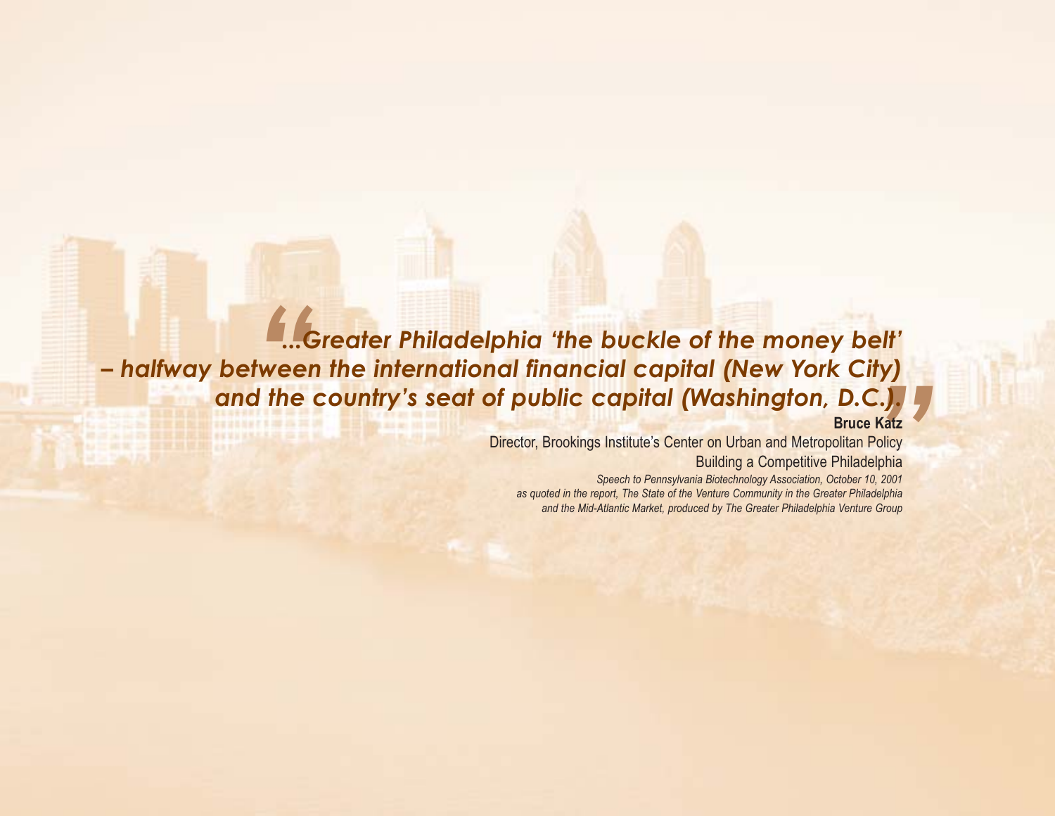*"...Greater Philadelphia 'the buckle of the money belt' – halfway between the international financial capital (New York City) and the country's seat of public capital (Washington, D.C.)."*

**Bruce Katz**

Director, Brookings Institute's Center on Urban and Metropolitan Policy

Building a Competitive Philadelphia

*Speech to Pennsylvania Biotechnology Association, October 10, 2001*
*as quoted in the report, The State of the Venture Community in the Greater Philadelphia and the Mid-Atlantic Market, produced by The Greater Philadelphia Venture Group*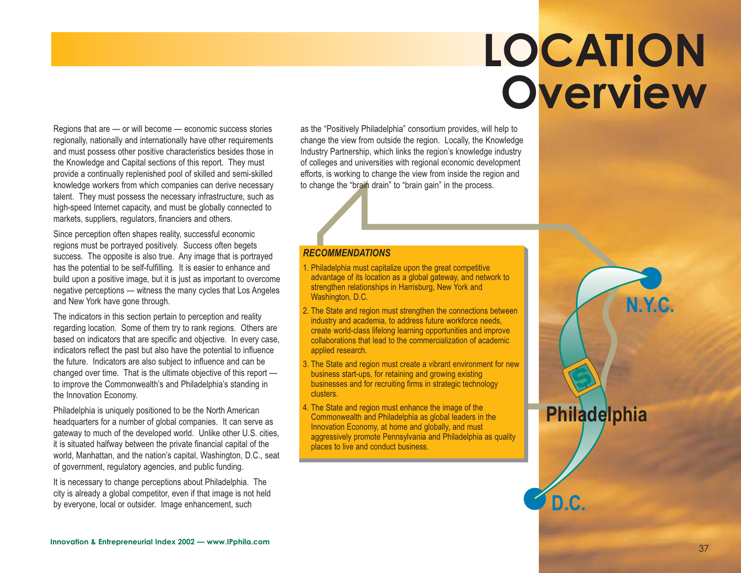# LOCATION Overview

Regions that are — or will become — economic success stories regionally, nationally and internationally have other requirements and must possess other positive characteristics besides those in the Knowledge and Capital sections of this report. They must provide a continually replenished pool of skilled and semi-skilled knowledge workers from which companies can derive necessary talent. They must possess the necessary infrastructure, such as high-speed Internet capacity, and must be globally connected to markets, suppliers, regulators, financiers and others.

Since perception often shapes reality, successful economic regions must be portrayed positively. Success often begets success. The opposite is also true. Any image that is portrayed has the potential to be self-fulfilling. It is easier to enhance and build upon a positive image, but it is just as important to overcome negative perceptions — witness the many cycles that Los Angeles and New York have gone through.

The indicators in this section pertain to perception and reality regarding location. Some of them try to rank regions. Others are based on indicators that are specific and objective. In every case, indicators reflect the past but also have the potential to influence the future. Indicators are also subject to influence and can be changed over time. That is the ultimate objective of this report — to improve the Commonwealth's and Philadelphia's standing in the Innovation Economy.

Philadelphia is uniquely positioned to be the North American headquarters for a number of global companies. It can serve as gateway to much of the developed world. Unlike other U.S. cities, it is situated halfway between the private financial capital of the world, Manhattan, and the nation's capital, Washington, D.C., seat of government, regulatory agencies, and public funding.

It is necessary to change perceptions about Philadelphia. The city is already a global competitor, even if that image is not held by everyone, local or outsider. Image enhancement, such as the "Positively Philadelphia" consortium provides, will help to change the view from outside the region. Locally, the Knowledge Industry Partnership, which links the region's knowledge industry of colleges and universities with regional economic development efforts, is working to change the view from inside the region and to change the "brain drain" to "brain gain" in the process.

***RECOMMENDATIONS***

1. Philadelphia must capitalize upon the great competitive advantage of its location as a global gateway, and network to strengthen relationships in Harrisburg, New York and Washington, D.C.
2. The State and region must strengthen the connections between industry and academia, to address future workforce needs, create world-class lifelong learning opportunities and improve collaborations that lead to the commercialization of academic applied research.
3. The State and region must create a vibrant environment for new business start-ups, for retaining and growing existing businesses and for recruiting firms in strategic technology clusters.
4. The State and region must enhance the image of the Commonwealth and Philadelphia as global leaders in the Innovation Economy, at home and globally, and must aggressively promote Pennsylvania and Philadelphia as quality places to live and conduct business.

N.Y.C.

Philadelphia

D.C.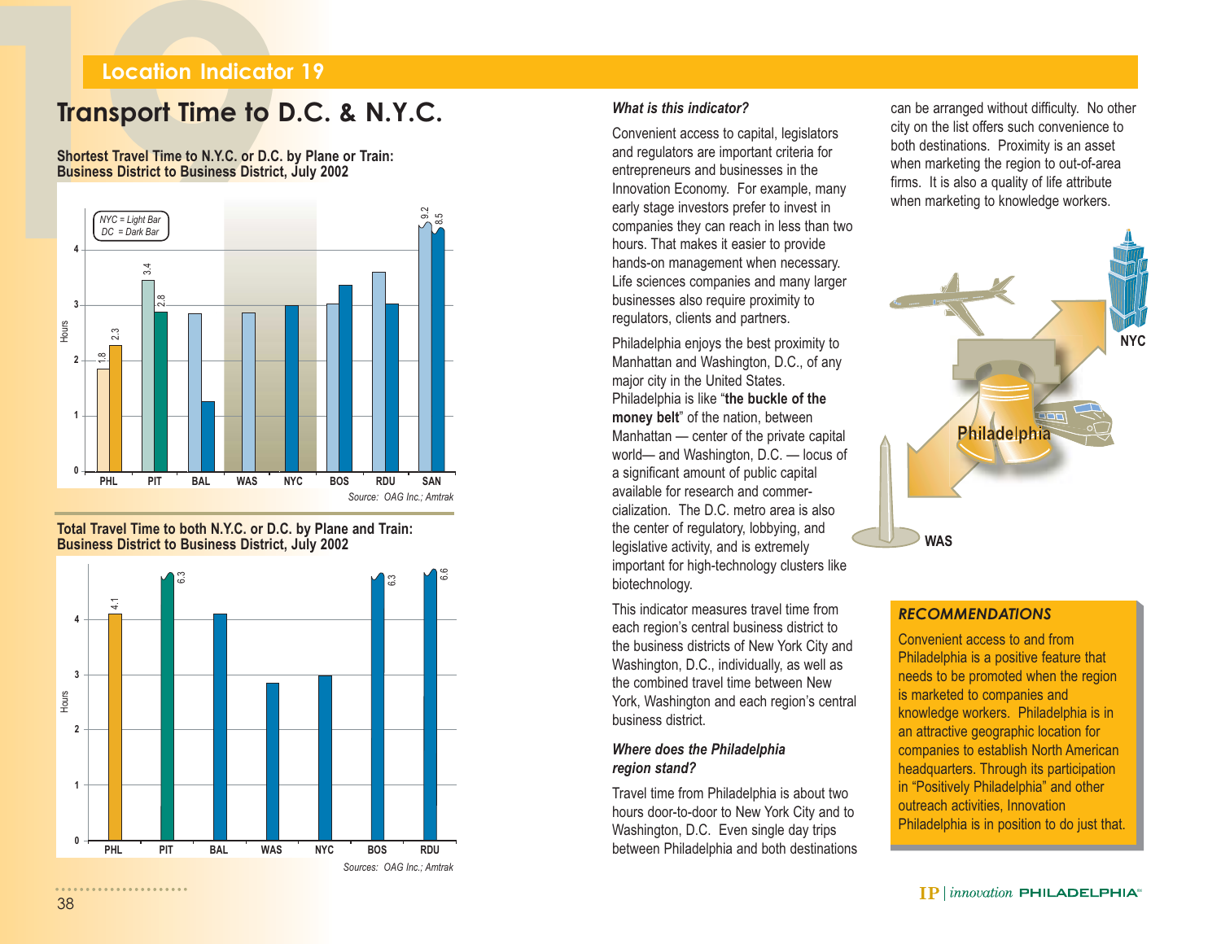## Location Indicator 19

# Transport Time to D.C. & N.Y.C.

**Shortest Travel Time to N.Y.C. or D.C. by Plane or Train: Business District to Business District, July 2002**

NYC = Light Bar
DC = Dark Bar

Hours

0 1 2 3 4

1.8 2.3 3.4 2.8 9.2 8.5

PHL PIT BAL WAS NYC BOS RDU SAN

Source: OAG Inc.; Amtrak

**Total Travel Time to both N.Y.C. or D.C. by Plane and Train: Business District to Business District, July 2002**

Hours

0 1 2 3 4

4.1 6.3 6.3 6.6

PHL PIT BAL WAS NYC BOS RDU

Sources: OAG Inc.; Amtrak

### *What is this indicator?*

Convenient access to capital, legislators and regulators are important criteria for entrepreneurs and businesses in the Innovation Economy. For example, many early stage investors prefer to invest in companies they can reach in less than two hours. That makes it easier to provide hands-on management when necessary. Life sciences companies and many larger businesses also require proximity to regulators, clients and partners.

Philadelphia enjoys the best proximity to Manhattan and Washington, D.C., of any major city in the United States. Philadelphia is like "**the buckle of the money belt**" of the nation, between Manhattan — center of the private capital world— and Washington, D.C. — locus of a significant amount of public capital available for research and commercialization. The D.C. metro area is also the center of regulatory, lobbying, and legislative activity, and is extremely important for high-technology clusters like biotechnology.

This indicator measures travel time from each region's central business district to the business districts of New York City and Washington, D.C., individually, as well as the combined travel time between New York, Washington and each region's central business district.

### *Where does the Philadelphia region stand?*

Travel time from Philadelphia is about two hours door-to-door to New York City and to Washington, D.C. Even single day trips between Philadelphia and both destinations can be arranged without difficulty. No other city on the list offers such convenience to both destinations. Proximity is an asset when marketing the region to out-of-area firms. It is also a quality of life attribute when marketing to knowledge workers.

NYC

Philadelphia

WAS

### *RECOMMENDATIONS*

Convenient access to and from Philadelphia is a positive feature that needs to be promoted when the region is marketed to companies and knowledge workers. Philadelphia is in an attractive geographic location for companies to establish North American headquarters. Through its participation in "Positively Philadelphia" and other outreach activities, Innovation Philadelphia is in position to do just that.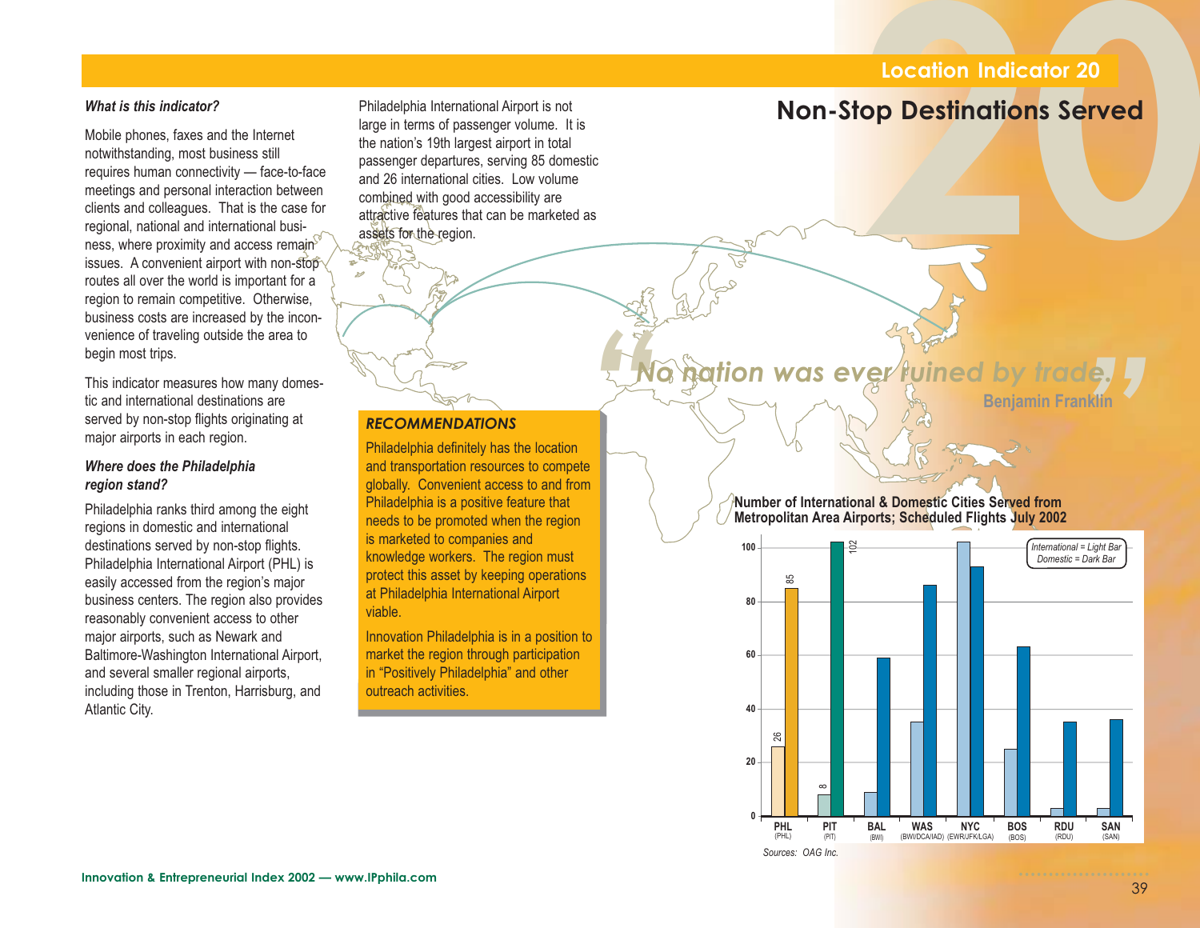# Location Indicator 20

## Non-Stop Destinations Served

### *What is this indicator?*

Mobile phones, faxes and the Internet notwithstanding, most business still requires human connectivity — face-to-face meetings and personal interaction between clients and colleagues. That is the case for regional, national and international business, where proximity and access remain issues. A convenient airport with non-stop routes all over the world is important for a region to remain competitive. Otherwise, business costs are increased by the inconvenience of traveling outside the area to begin most trips.

This indicator measures how many domestic and international destinations are served by non-stop flights originating at major airports in each region.

### *Where does the Philadelphia region stand?*

Philadelphia ranks third among the eight regions in domestic and international destinations served by non-stop flights. Philadelphia International Airport (PHL) is easily accessed from the region's major business centers. The region also provides reasonably convenient access to other major airports, such as Newark and Baltimore-Washington International Airport, and several smaller regional airports, including those in Trenton, Harrisburg, and Atlantic City.

Philadelphia International Airport is not large in terms of passenger volume. It is the nation's 19th largest airport in total passenger departures, serving 85 domestic and 26 international cities. Low volume combined with good accessibility are attractive features that can be marketed as assets for the region.

### *RECOMMENDATIONS*

Philadelphia definitely has the location and transportation resources to compete globally. Convenient access to and from Philadelphia is a positive feature that needs to be promoted when the region is marketed to companies and knowledge workers. The region must protect this asset by keeping operations at Philadelphia International Airport viable.

Innovation Philadelphia is in a position to market the region through participation in "Positively Philadelphia" and other outreach activities.

*"No nation was ever ruined by trade."*
**Benjamin Franklin**

**Number of International & Domestic Cities Served from Metropolitan Area Airports; Scheduled Flights July 2002**

*International = Light Bar*
*Domestic = Dark Bar*

26
85
8
102

0
20
40
60
80
100

PHL (PHL)
PIT (PIT)
BAL (BWI)
WAS (BWI/DCA/IAD)
NYC (EWR/JFK/LGA)
BOS (BOS)
RDU (RDU)
SAN (SAN)

*Sources: OAG Inc.*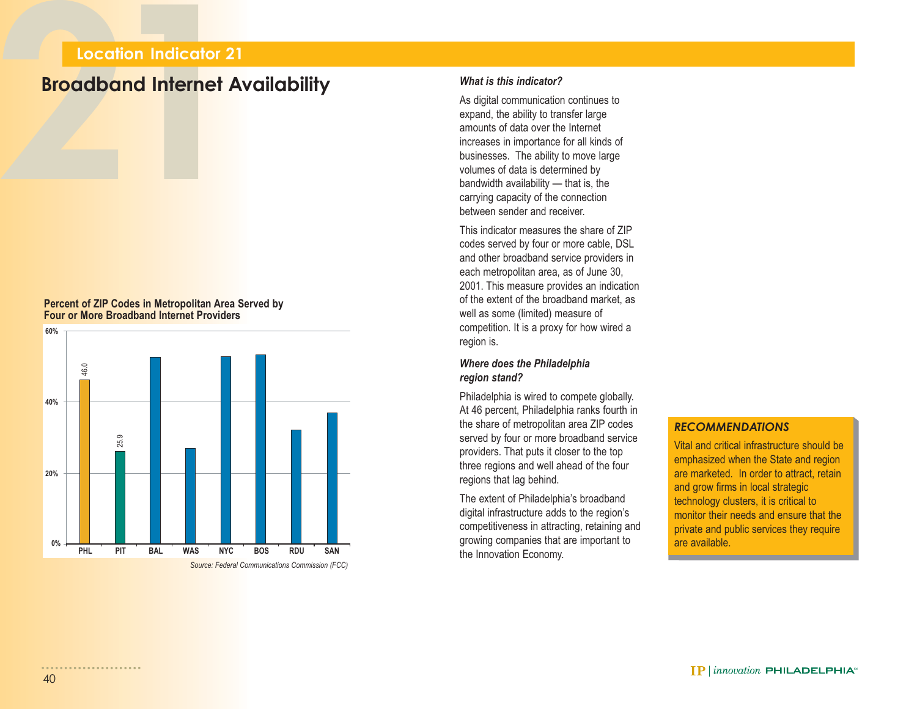## Location Indicator 21

# Broadband Internet Availability

**Percent of ZIP Codes in Metropolitan Area Served by Four or More Broadband Internet Providers**

60%
40%
20%
0%

46.0
25.9

PHL PIT BAL WAS NYC BOS RDU SAN

*Source: Federal Communications Commission (FCC)*

***What is this indicator?***

As digital communication continues to expand, the ability to transfer large amounts of data over the Internet increases in importance for all kinds of businesses. The ability to move large volumes of data is determined by bandwidth availability — that is, the carrying capacity of the connection between sender and receiver.

This indicator measures the share of ZIP codes served by four or more cable, DSL and other broadband service providers in each metropolitan area, as of June 30, 2001. This measure provides an indication of the extent of the broadband market, as well as some (limited) measure of competition. It is a proxy for how wired a region is.

***Where does the Philadelphia region stand?***

Philadelphia is wired to compete globally. At 46 percent, Philadelphia ranks fourth in the share of metropolitan area ZIP codes served by four or more broadband service providers. That puts it closer to the top three regions and well ahead of the four regions that lag behind.

The extent of Philadelphia's broadband digital infrastructure adds to the region's competitiveness in attracting, retaining and growing companies that are important to the Innovation Economy.

***RECOMMENDATIONS***

Vital and critical infrastructure should be emphasized when the State and region are marketed. In order to attract, retain and grow firms in local strategic technology clusters, it is critical to monitor their needs and ensure that the private and public services they require are available.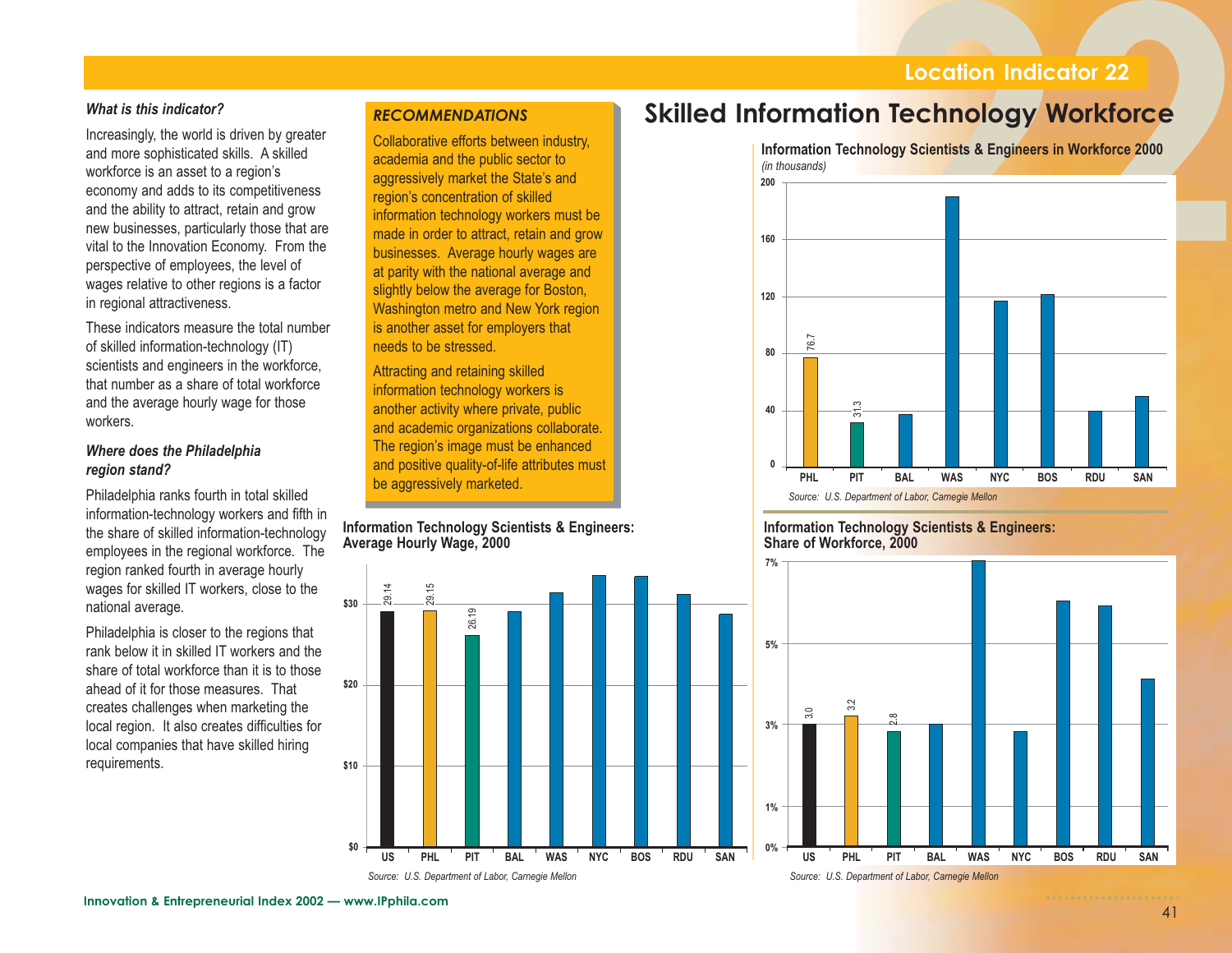## Location Indicator 22

# Skilled Information Technology Workforce

***What is this indicator?***

Increasingly, the world is driven by greater and more sophisticated skills. A skilled workforce is an asset to a region's economy and adds to its competitiveness and the ability to attract, retain and grow new businesses, particularly those that are vital to the Innovation Economy. From the perspective of employees, the level of wages relative to other regions is a factor in regional attractiveness.

These indicators measure the total number of skilled information-technology (IT) scientists and engineers in the workforce, that number as a share of total workforce and the average hourly wage for those workers.

***Where does the Philadelphia region stand?***

Philadelphia ranks fourth in total skilled information-technology workers and fifth in the share of skilled information-technology employees in the regional workforce. The region ranked fourth in average hourly wages for skilled IT workers, close to the national average.

Philadelphia is closer to the regions that rank below it in skilled IT workers and the share of total workforce than it is to those ahead of it for those measures. That creates challenges when marketing the local region. It also creates difficulties for local companies that have skilled hiring requirements.

***RECOMMENDATIONS***

Collaborative efforts between industry, academia and the public sector to aggressively market the State's and region's concentration of skilled information technology workers must be made in order to attract, retain and grow businesses. Average hourly wages are at parity with the national average and slightly below the average for Boston, Washington metro and New York region is another asset for employers that needs to be stressed.

Attracting and retaining skilled information technology workers is another activity where private, public and academic organizations collaborate. The region's image must be enhanced and positive quality-of-life attributes must be aggressively marketed.

**Information Technology Scientists & Engineers in Workforce 2000**
*(in thousands)*

200, 160, 120, 80, 40, 0
76.7
31.3
PHL PIT BAL WAS NYC BOS RDU SAN

*Source: U.S. Department of Labor, Carnegie Mellon*

**Information Technology Scientists & Engineers: Average Hourly Wage, 2000**

$30, $20, $10, $0
29.14
29.15
26.19
US PHL PIT BAL WAS NYC BOS RDU SAN

*Source: U.S. Department of Labor, Carnegie Mellon*

**Information Technology Scientists & Engineers: Share of Workforce, 2000**

7%, 5%, 3%, 1%, 0%
3.0
3.2
2.8
US PHL PIT BAL WAS NYC BOS RDU SAN

*Source: U.S. Department of Labor, Carnegie Mellon*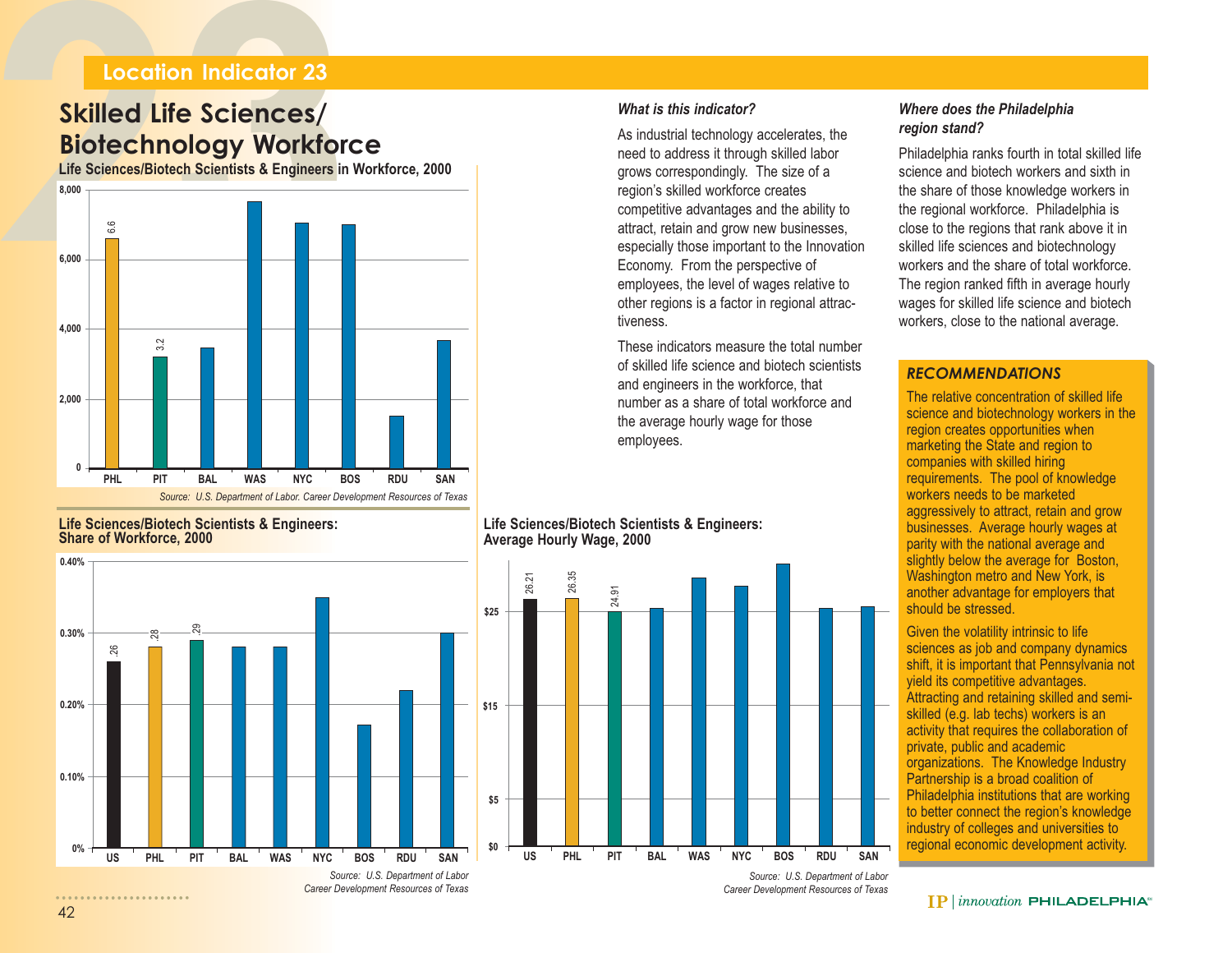## Location Indicator 23

# Skilled Life Sciences/ Biotechnology Workforce

**Life Sciences/Biotech Scientists & Engineers in Workforce, 2000**

8,000
6,000
4,000
2,000
0

6.6
3.2

PHL PIT BAL WAS NYC BOS RDU SAN

*Source: U.S. Department of Labor. Career Development Resources of Texas*

**Life Sciences/Biotech Scientists & Engineers: Share of Workforce, 2000**

0.40%
0.30%
0.20%
0.10%
0%

26
.28
.29

US PHL PIT BAL WAS NYC BOS RDU SAN

*Source: U.S. Department of Labor*
*Career Development Resources of Texas*

***What is this indicator?***

As industrial technology accelerates, the need to address it through skilled labor grows correspondingly. The size of a region's skilled workforce creates competitive advantages and the ability to attract, retain and grow new businesses, especially those important to the Innovation Economy. From the perspective of employees, the level of wages relative to other regions is a factor in regional attractiveness.

These indicators measure the total number of skilled life science and biotech scientists and engineers in the workforce, that number as a share of total workforce and the average hourly wage for those employees.

**Life Sciences/Biotech Scientists & Engineers: Average Hourly Wage, 2000**

$25
$15
$5
$0

26.21
26.35
24.91

US PHL PIT BAL WAS NYC BOS RDU SAN

*Source: U.S. Department of Labor*
*Career Development Resources of Texas*

***Where does the Philadelphia region stand?***

Philadelphia ranks fourth in total skilled life science and biotech workers and sixth in the share of those knowledge workers in the regional workforce. Philadelphia is close to the regions that rank above it in skilled life sciences and biotechnology workers and the share of total workforce. The region ranked fifth in average hourly wages for skilled life science and biotech workers, close to the national average.

### *RECOMMENDATIONS*

The relative concentration of skilled life science and biotechnology workers in the region creates opportunities when marketing the State and region to companies with skilled hiring requirements. The pool of knowledge workers needs to be marketed aggressively to attract, retain and grow businesses. Average hourly wages at parity with the national average and slightly below the average for Boston, Washington metro and New York, is another advantage for employers that should be stressed.

Given the volatility intrinsic to life sciences as job and company dynamics shift, it is important that Pennsylvania not yield its competitive advantages. Attracting and retaining skilled and semi-skilled (e.g. lab techs) workers is an activity that requires the collaboration of private, public and academic organizations. The Knowledge Industry Partnership is a broad coalition of Philadelphia institutions that are working to better connect the region's knowledge industry of colleges and universities to regional economic development activity.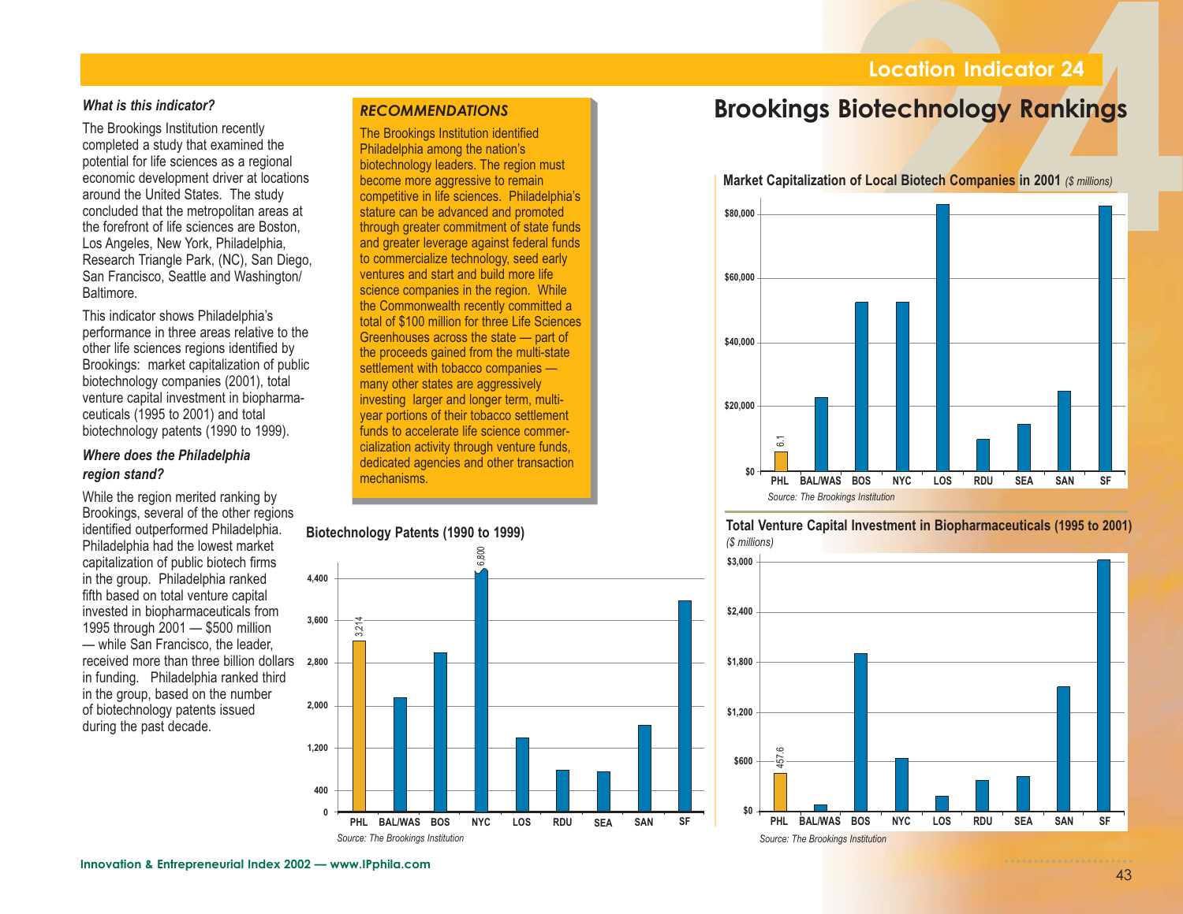## Location Indicator 24

# Brookings Biotechnology Rankings

### *What is this indicator?*

The Brookings Institution recently completed a study that examined the potential for life sciences as a regional economic development driver at locations around the United States. The study concluded that the metropolitan areas at the forefront of life sciences are Boston, Los Angeles, New York, Philadelphia, Research Triangle Park, (NC), San Diego, San Francisco, Seattle and Washington/ Baltimore.

This indicator shows Philadelphia's performance in three areas relative to the other life sciences regions identified by Brookings: market capitalization of public biotechnology companies (2001), total venture capital investment in biopharma-ceuticals (1995 to 2001) and total biotechnology patents (1990 to 1999).

### *Where does the Philadelphia region stand?*

While the region merited ranking by Brookings, several of the other regions identified outperformed Philadelphia. Philadelphia had the lowest market capitalization of public biotech firms in the group. Philadelphia ranked fifth based on total venture capital invested in biopharmaceuticals from 1995 through 2001 — $500 million — while San Francisco, the leader, received more than three billion dollars in funding. Philadelphia ranked third in the group, based on the number of biotechnology patents issued during the past decade.

### *RECOMMENDATIONS*

The Brookings Institution identified Philadelphia among the nation's biotechnology leaders. The region must become more aggressive to remain competitive in life sciences. Philadelphia's stature can be advanced and promoted through greater commitment of state funds and greater leverage against federal funds to commercialize technology, seed early ventures and start and build more life science companies in the region. While the Commonwealth recently committed a total of $100 million for three Life Sciences Greenhouses across the state — part of the proceeds gained from the multi-state settlement with tobacco companies — many other states are aggressively investing larger and longer term, multi-year portions of their tobacco settlement funds to accelerate life science commer-cialization activity through venture funds, dedicated agencies and other transaction mechanisms.

**Biotechnology Patents (1990 to 1999)**

4,400
3,600
2,800
2,000
1,200
400
0

3,214
6,800

PHL BAL/WAS BOS NYC LOS RDU SEA SAN SF

*Source: The Brookings Institution*

**Market Capitalization of Local Biotech Companies in 2001** *($ millions)*

$80,000
$60,000
$40,000
$20,000
$0

6.1

PHL BAL/WAS BOS NYC LOS RDU SEA SAN SF

*Source: The Brookings Institution*

**Total Venture Capital Investment in Biopharmaceuticals (1995 to 2001)**
*($ millions)*

$3,000
$2,400
$1,800
$1,200
$600
$0

457.6

PHL BAL/WAS BOS NYC LOS RDU SEA SAN SF

*Source: The Brookings Institution*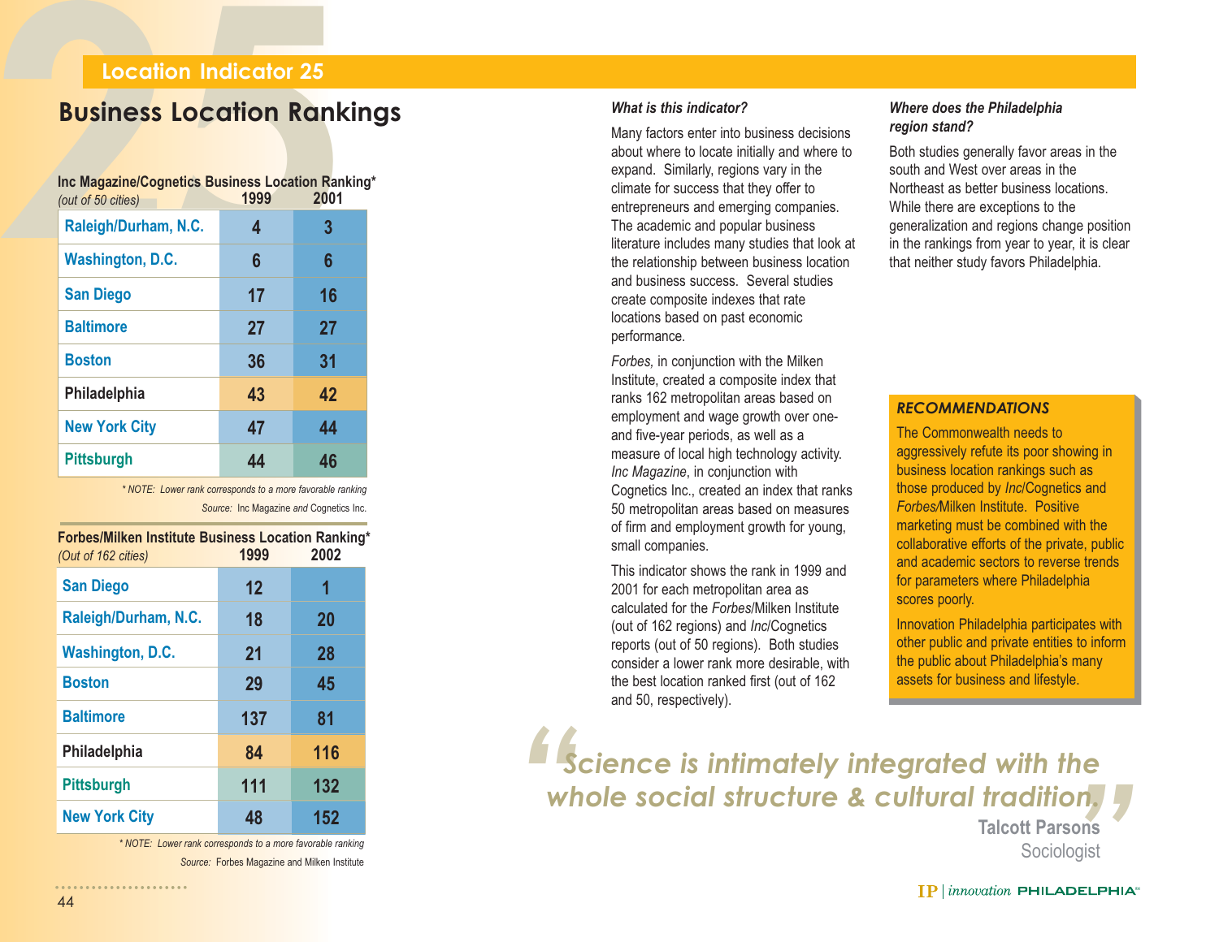## Location Indicator 25

# Business Location Rankings

**Inc Magazine/Cognetics Business Location Ranking***

*(out of 50 cities)*

| | 1999 | 2001 |
|---|---|---|
| Raleigh/Durham, N.C. | 4 | 3 |
| Washington, D.C. | 6 | 6 |
| San Diego | 17 | 16 |
| Baltimore | 27 | 27 |
| Boston | 36 | 31 |
| Philadelphia | 43 | 42 |
| New York City | 47 | 44 |
| Pittsburgh | 44 | 46 |

*\* NOTE: Lower rank corresponds to a more favorable ranking*

*Source:* Inc Magazine *and* Cognetics Inc.

**Forbes/Milken Institute Business Location Ranking***

*(Out of 162 cities)*

| | 1999 | 2002 |
|---|---|---|
| San Diego | 12 | 1 |
| Raleigh/Durham, N.C. | 18 | 20 |
| Washington, D.C. | 21 | 28 |
| Boston | 29 | 45 |
| Baltimore | 137 | 81 |
| Philadelphia | 84 | 116 |
| Pittsburgh | 111 | 132 |
| New York City | 48 | 152 |

*\* NOTE: Lower rank corresponds to a more favorable ranking*

*Source:* Forbes Magazine and Milken Institute

***What is this indicator?***

Many factors enter into business decisions about where to locate initially and where to expand. Similarly, regions vary in the climate for success that they offer to entrepreneurs and emerging companies. The academic and popular business literature includes many studies that look at the relationship between business location and business success. Several studies create composite indexes that rate locations based on past economic performance.

*Forbes,* in conjunction with the Milken Institute, created a composite index that ranks 162 metropolitan areas based on employment and wage growth over one- and five-year periods, as well as a measure of local high technology activity. *Inc Magazine*, in conjunction with Cognetics Inc., created an index that ranks 50 metropolitan areas based on measures of firm and employment growth for young, small companies.

This indicator shows the rank in 1999 and 2001 for each metropolitan area as calculated for the *Forbes*/Milken Institute (out of 162 regions) and *Inc*/Cognetics reports (out of 50 regions). Both studies consider a lower rank more desirable, with the best location ranked first (out of 162 and 50, respectively).

***Where does the Philadelphia region stand?***

Both studies generally favor areas in the south and West over areas in the Northeast as better business locations. While there are exceptions to the generalization and regions change position in the rankings from year to year, it is clear that neither study favors Philadelphia.

***RECOMMENDATIONS***

The Commonwealth needs to aggressively refute its poor showing in business location rankings such as those produced by *Inc*/Cognetics and *Forbes*/Milken Institute. Positive marketing must be combined with the collaborative efforts of the private, public and academic sectors to reverse trends for parameters where Philadelphia scores poorly.

Innovation Philadelphia participates with other public and private entities to inform the public about Philadelphia's many assets for business and lifestyle.

> "Science is intimately integrated with the whole social structure & cultural tradition."
>
> **Talcott Parsons**
> Sociologist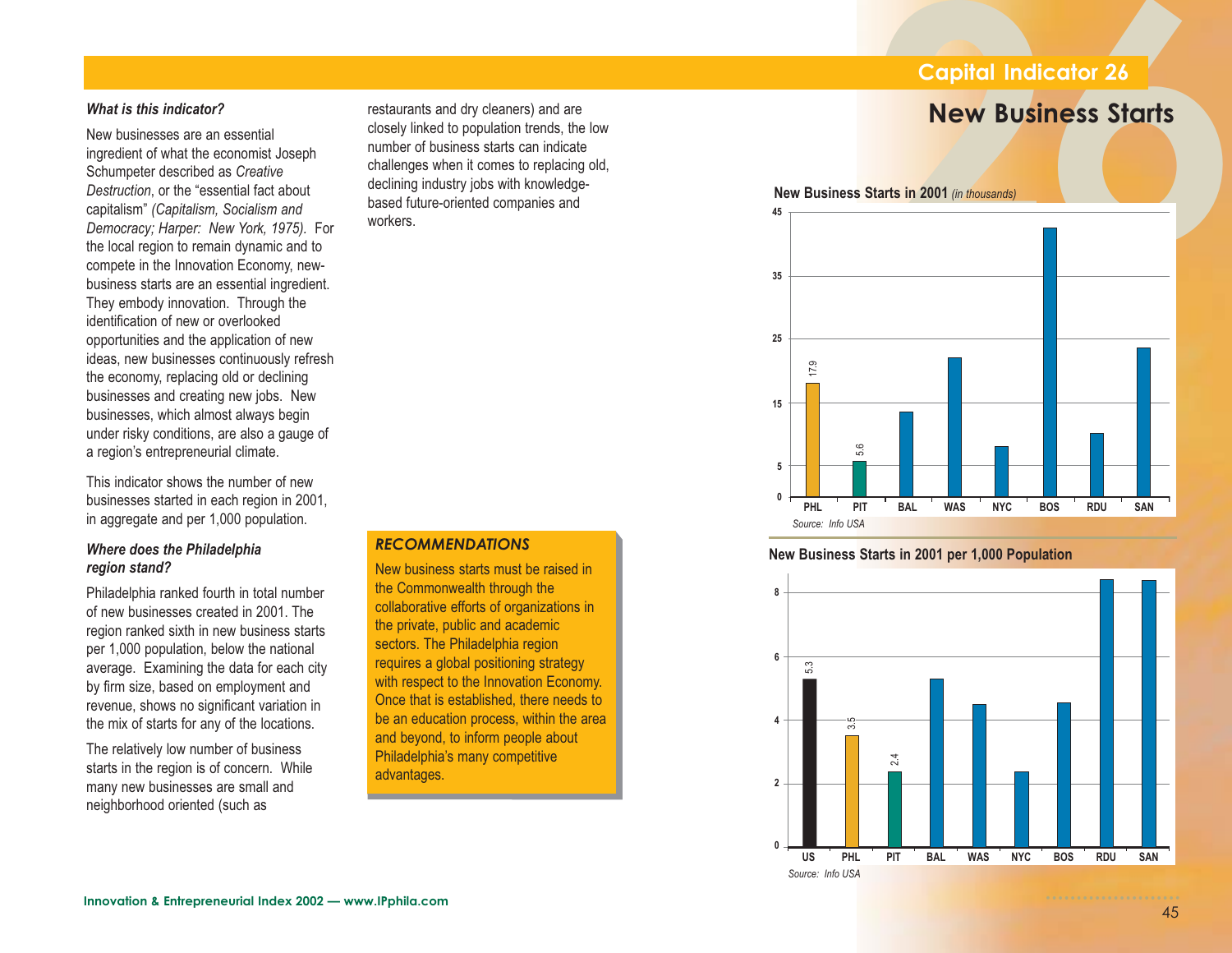# Capital Indicator 26

## New Business Starts

### *What is this indicator?*

New businesses are an essential ingredient of what the economist Joseph Schumpeter described as *Creative Destruction*, or the "essential fact about capitalism" *(Capitalism, Socialism and Democracy; Harper: New York, 1975).* For the local region to remain dynamic and to compete in the Innovation Economy, new-business starts are an essential ingredient. They embody innovation. Through the identification of new or overlooked opportunities and the application of new ideas, new businesses continuously refresh the economy, replacing old or declining businesses and creating new jobs. New businesses, which almost always begin under risky conditions, are also a gauge of a region's entrepreneurial climate.

This indicator shows the number of new businesses started in each region in 2001, in aggregate and per 1,000 population.

### *Where does the Philadelphia region stand?*

Philadelphia ranked fourth in total number of new businesses created in 2001. The region ranked sixth in new business starts per 1,000 population, below the national average. Examining the data for each city by firm size, based on employment and revenue, shows no significant variation in the mix of starts for any of the locations.

The relatively low number of business starts in the region is of concern. While many new businesses are small and neighborhood oriented (such as restaurants and dry cleaners) and are closely linked to population trends, the low number of business starts can indicate challenges when it comes to replacing old, declining industry jobs with knowledge-based future-oriented companies and workers.

### *RECOMMENDATIONS*

New business starts must be raised in the Commonwealth through the collaborative efforts of organizations in the private, public and academic sectors. The Philadelphia region requires a global positioning strategy with respect to the Innovation Economy. Once that is established, there needs to be an education process, within the area and beyond, to inform people about Philadelphia's many competitive advantages.

**New Business Starts in 2001** *(in thousands)*

0, 5, 15, 25, 35, 45

17.9, 5.6

PHL, PIT, BAL, WAS, NYC, BOS, RDU, SAN

*Source: Info USA*

**New Business Starts in 2001 per 1,000 Population**

0, 2, 4, 6, 8

5.3, 3.5, 2.4

US, PHL, PIT, BAL, WAS, NYC, BOS, RDU, SAN

*Source: Info USA*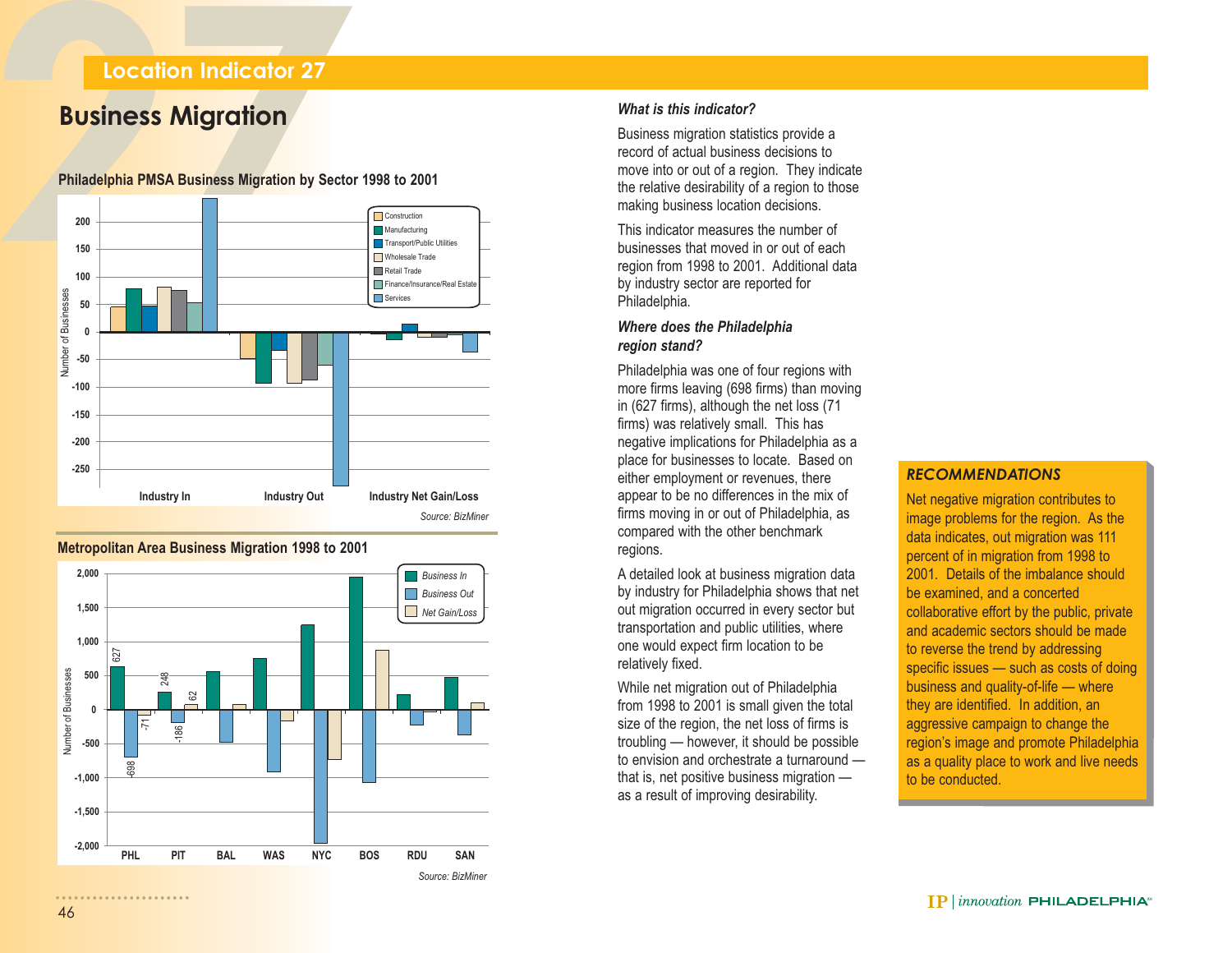## Location Indicator 27

# Business Migration

### Philadelphia PMSA Business Migration by Sector 1998 to 2001

Number of Businesses

200
150
100
50
0
-50
-100
-150
-200
-250

Industry In
Industry Out
Industry Net Gain/Loss

Construction
Manufacturing
Transport/Public Utilities
Wholesale Trade
Retail Trade
Finance/Insurance/Real Estate
Services

*Source: BizMiner*

### Metropolitan Area Business Migration 1998 to 2001

Number of Businesses

2,000
1,500
1,000
500
0
-500
-1,000
-1,500
-2,000

627
-698
-71
248
-186
62

PHL PIT BAL WAS NYC BOS RDU SAN

*Business In*
*Business Out*
*Net Gain/Loss*

*Source: BizMiner*

***What is this indicator?***

Business migration statistics provide a record of actual business decisions to move into or out of a region. They indicate the relative desirability of a region to those making business location decisions.

This indicator measures the number of businesses that moved in or out of each region from 1998 to 2001. Additional data by industry sector are reported for Philadelphia.

***Where does the Philadelphia region stand?***

Philadelphia was one of four regions with more firms leaving (698 firms) than moving in (627 firms), although the net loss (71 firms) was relatively small. This has negative implications for Philadelphia as a place for businesses to locate. Based on either employment or revenues, there appear to be no differences in the mix of firms moving in or out of Philadelphia, as compared with the other benchmark regions.

A detailed look at business migration data by industry for Philadelphia shows that net out migration occurred in every sector but transportation and public utilities, where one would expect firm location to be relatively fixed.

While net migration out of Philadelphia from 1998 to 2001 is small given the total size of the region, the net loss of firms is troubling — however, it should be possible to envision and orchestrate a turnaround — that is, net positive business migration — as a result of improving desirability.

***RECOMMENDATIONS***

Net negative migration contributes to image problems for the region. As the data indicates, out migration was 111 percent of in migration from 1998 to 2001. Details of the imbalance should be examined, and a concerted collaborative effort by the public, private and academic sectors should be made to reverse the trend by addressing specific issues — such as costs of doing business and quality-of-life — where they are identified. In addition, an aggressive campaign to change the region's image and promote Philadelphia as a quality place to work and live needs to be conducted.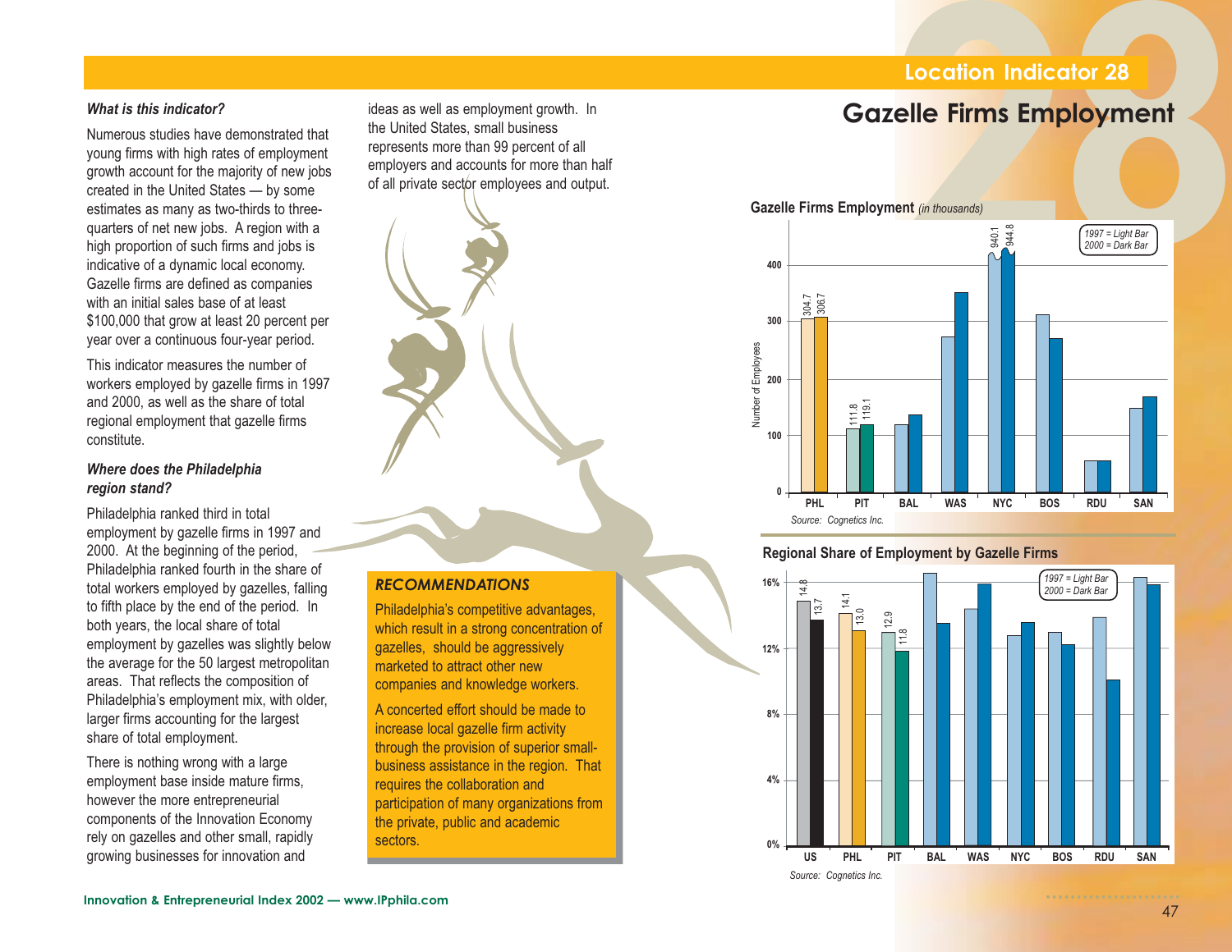## Location Indicator 28

# Gazelle Firms Employment

***What is this indicator?***

Numerous studies have demonstrated that young firms with high rates of employment growth account for the majority of new jobs created in the United States — by some estimates as many as two-thirds to three-quarters of net new jobs. A region with a high proportion of such firms and jobs is indicative of a dynamic local economy. Gazelle firms are defined as companies with an initial sales base of at least $100,000 that grow at least 20 percent per year over a continuous four-year period.

This indicator measures the number of workers employed by gazelle firms in 1997 and 2000, as well as the share of total regional employment that gazelle firms constitute.

***Where does the Philadelphia region stand?***

Philadelphia ranked third in total employment by gazelle firms in 1997 and 2000. At the beginning of the period, Philadelphia ranked fourth in the share of total workers employed by gazelles, falling to fifth place by the end of the period. In both years, the local share of total employment by gazelles was slightly below the average for the 50 largest metropolitan areas. That reflects the composition of Philadelphia's employment mix, with older, larger firms accounting for the largest share of total employment.

There is nothing wrong with a large employment base inside mature firms, however the more entrepreneurial components of the Innovation Economy rely on gazelles and other small, rapidly growing businesses for innovation and ideas as well as employment growth. In the United States, small business represents more than 99 percent of all employers and accounts for more than half of all private sector employees and output.

***RECOMMENDATIONS***

Philadelphia's competitive advantages, which result in a strong concentration of gazelles, should be aggressively marketed to attract other new companies and knowledge workers.

A concerted effort should be made to increase local gazelle firm activity through the provision of superior small-business assistance in the region. That requires the collaboration and participation of many organizations from the private, public and academic sectors.

**Gazelle Firms Employment** *(in thousands)*

1997 = Light Bar
2000 = Dark Bar

Number of Employees

0, 100, 200, 300, 400

PHL, PIT, BAL, WAS, NYC, BOS, RDU, SAN

304.7, 306.7, 111.8, 119.1, 940.1, 944.8

Source: Cognetics Inc.

**Regional Share of Employment by Gazelle Firms**

1997 = Light Bar
2000 = Dark Bar

0%, 4%, 8%, 12%, 16%

US, PHL, PIT, BAL, WAS, NYC, BOS, RDU, SAN

14.8, 13.7, 14.1, 13.0, 12.9, 11.8

Source: Cognetics Inc.

Innovation & Entrepreneurial Index 2002 — www.IPphila.com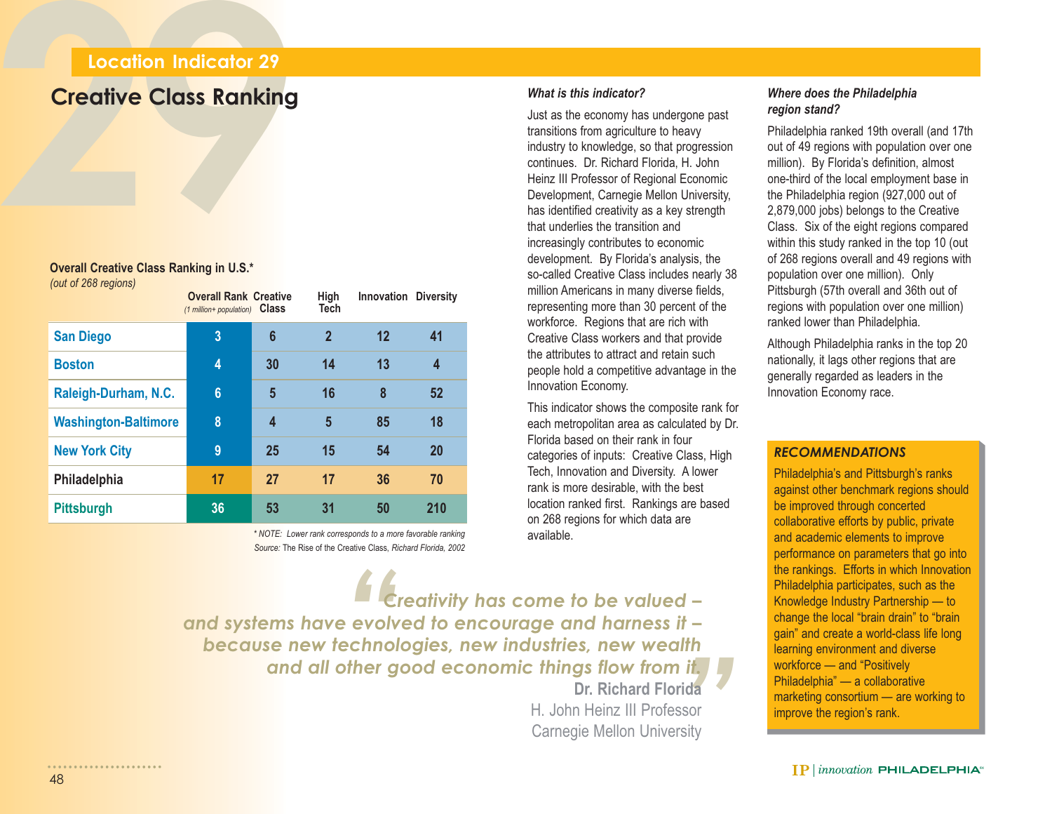## Location Indicator 29

# Creative Class Ranking

**Overall Creative Class Ranking in U.S.***
*(out of 268 regions)*

| | Overall Rank *(1 million+ population)* | Creative Class | High Tech | Innovation | Diversity |
|---|---|---|---|---|---|
| San Diego | 3 | 6 | 2 | 12 | 41 |
| Boston | 4 | 30 | 14 | 13 | 4 |
| Raleigh-Durham, N.C. | 6 | 5 | 16 | 8 | 52 |
| Washington-Baltimore | 8 | 4 | 5 | 85 | 18 |
| New York City | 9 | 25 | 15 | 54 | 20 |
| Philadelphia | 17 | 27 | 17 | 36 | 70 |
| Pittsburgh | 36 | 53 | 31 | 50 | 210 |

*\* NOTE: Lower rank corresponds to a more favorable ranking*
*Source:* The Rise of the Creative Class, *Richard Florida, 2002*

### *What is this indicator?*

Just as the economy has undergone past transitions from agriculture to heavy industry to knowledge, so that progression continues. Dr. Richard Florida, H. John Heinz III Professor of Regional Economic Development, Carnegie Mellon University, has identified creativity as a key strength that underlies the transition and increasingly contributes to economic development. By Florida's analysis, the so-called Creative Class includes nearly 38 million Americans in many diverse fields, representing more than 30 percent of the workforce. Regions that are rich with Creative Class workers and that provide the attributes to attract and retain such people hold a competitive advantage in the Innovation Economy.

This indicator shows the composite rank for each metropolitan area as calculated by Dr. Florida based on their rank in four categories of inputs: Creative Class, High Tech, Innovation and Diversity. A lower rank is more desirable, with the best location ranked first. Rankings are based on 268 regions for which data are available.

### *Where does the Philadelphia region stand?*

Philadelphia ranked 19th overall (and 17th out of 49 regions with population over one million). By Florida's definition, almost one-third of the local employment base in the Philadelphia region (927,000 out of 2,879,000 jobs) belongs to the Creative Class. Six of the eight regions compared within this study ranked in the top 10 (out of 268 regions overall and 49 regions with population over one million). Only Pittsburgh (57th overall and 36th out of regions with population over one million) ranked lower than Philadelphia.

Although Philadelphia ranks in the top 20 nationally, it lags other regions that are generally regarded as leaders in the Innovation Economy race.

> *"Creativity has come to be valued – and systems have evolved to encourage and harness it – because new technologies, new industries, new wealth and all other good economic things flow from it."*
>
> **Dr. Richard Florida**
> H. John Heinz III Professor
> Carnegie Mellon University

### *RECOMMENDATIONS*

Philadelphia's and Pittsburgh's ranks against other benchmark regions should be improved through concerted collaborative efforts by public, private and academic elements to improve performance on parameters that go into the rankings. Efforts in which Innovation Philadelphia participates, such as the Knowledge Industry Partnership — to change the local "brain drain" to "brain gain" and create a world-class life long learning environment and diverse workforce — and "Positively Philadelphia" — a collaborative marketing consortium — are working to improve the region's rank.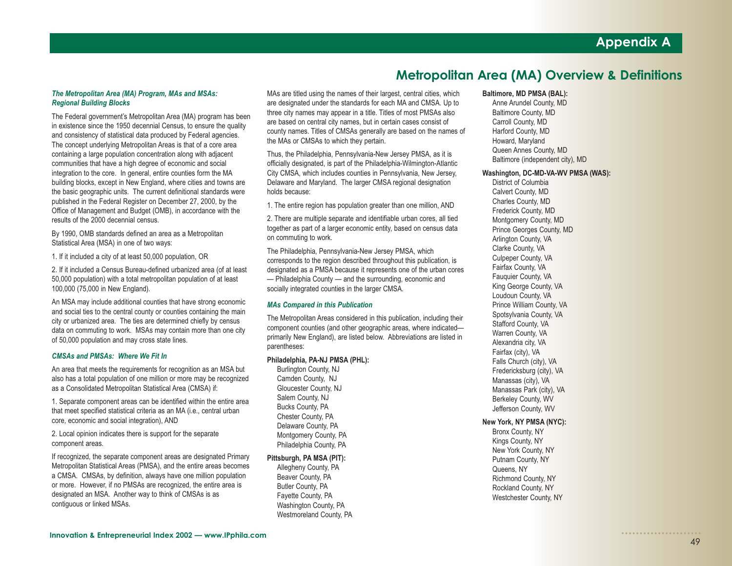# Appendix A

## Metropolitan Area (MA) Overview & Definitions

### *The Metropolitan Area (MA) Program, MAs and MSAs: Regional Building Blocks*

The Federal government's Metropolitan Area (MA) program has been in existence since the 1950 decennial Census, to ensure the quality and consistency of statistical data produced by Federal agencies. The concept underlying Metropolitan Areas is that of a core area containing a large population concentration along with adjacent communities that have a high degree of economic and social integration to the core. In general, entire counties form the MA building blocks, except in New England, where cities and towns are the basic geographic units. The current definitional standards were published in the Federal Register on December 27, 2000, by the Office of Management and Budget (OMB), in accordance with the results of the 2000 decennial census.

By 1990, OMB standards defined an area as a Metropolitan Statistical Area (MSA) in one of two ways:

1. If it included a city of at least 50,000 population, OR

2. If it included a Census Bureau-defined urbanized area (of at least 50,000 population) with a total metropolitan population of at least 100,000 (75,000 in New England).

An MSA may include additional counties that have strong economic and social ties to the central county or counties containing the main city or urbanized area. The ties are determined chiefly by census data on commuting to work. MSAs may contain more than one city of 50,000 population and may cross state lines.

### *CMSAs and PMSAs: Where We Fit In*

An area that meets the requirements for recognition as an MSA but also has a total population of one million or more may be recognized as a Consolidated Metropolitan Statistical Area (CMSA) if:

1. Separate component areas can be identified within the entire area that meet specified statistical criteria as an MA (i.e., central urban core, economic and social integration), AND

2. Local opinion indicates there is support for the separate component areas.

If recognized, the separate component areas are designated Primary Metropolitan Statistical Areas (PMSA), and the entire areas becomes a CMSA. CMSAs, by definition, always have one million population or more. However, if no PMSAs are recognized, the entire area is designated an MSA. Another way to think of CMSAs is as contiguous or linked MSAs.

MAs are titled using the names of their largest, central cities, which are designated under the standards for each MA and CMSA. Up to three city names may appear in a title. Titles of most PMSAs also are based on central city names, but in certain cases consist of county names. Titles of CMSAs generally are based on the names of the MAs or CMSAs to which they pertain.

Thus, the Philadelphia, Pennsylvania-New Jersey PMSA, as it is officially designated, is part of the Philadelphia-Wilmington-Atlantic City CMSA, which includes counties in Pennsylvania, New Jersey, Delaware and Maryland. The larger CMSA regional designation holds because:

1. The entire region has population greater than one million, AND

2. There are multiple separate and identifiable urban cores, all tied together as part of a larger economic entity, based on census data on commuting to work.

The Philadelphia, Pennsylvania-New Jersey PMSA, which corresponds to the region described throughout this publication, is designated as a PMSA because it represents one of the urban cores — Philadelphia County — and the surrounding, economic and socially integrated counties in the larger CMSA.

### *MAs Compared in this Publication*

The Metropolitan Areas considered in this publication, including their component counties (and other geographic areas, where indicated—primarily New England), are listed below. Abbreviations are listed in parentheses:

**Philadelphia, PA-NJ PMSA (PHL):**
- Burlington County, NJ
- Camden County, NJ
- Gloucester County, NJ
- Salem County, NJ
- Bucks County, PA
- Chester County, PA
- Delaware County, PA
- Montgomery County, PA
- Philadelphia County, PA

**Pittsburgh, PA MSA (PIT):**
- Allegheny County, PA
- Beaver County, PA
- Butler County, PA
- Fayette County, PA
- Washington County, PA
- Westmoreland County, PA

**Baltimore, MD PMSA (BAL):**
- Anne Arundel County, MD
- Baltimore County, MD
- Carroll County, MD
- Harford County, MD
- Howard, Maryland
- Queen Annes County, MD
- Baltimore (independent city), MD

**Washington, DC-MD-VA-WV PMSA (WAS):**
- District of Columbia
- Calvert County, MD
- Charles County, MD
- Frederick County, MD
- Montgomery County, MD
- Prince Georges County, MD
- Arlington County, VA
- Clarke County, VA
- Culpeper County, VA
- Fairfax County, VA
- Fauquier County, VA
- King George County, VA
- Loudoun County, VA
- Prince William County, VA
- Spotsylvania County, VA
- Stafford County, VA
- Warren County, VA
- Alexandria city, VA
- Fairfax (city), VA
- Falls Church (city), VA
- Fredericksburg (city), VA
- Manassas (city), VA
- Manassas Park (city), VA
- Berkeley County, WV
- Jefferson County, WV

**New York, NY PMSA (NYC):**
- Bronx County, NY
- Kings County, NY
- New York County, NY
- Putnam County, NY
- Queens, NY
- Richmond County, NY
- Rockland County, NY
- Westchester County, NY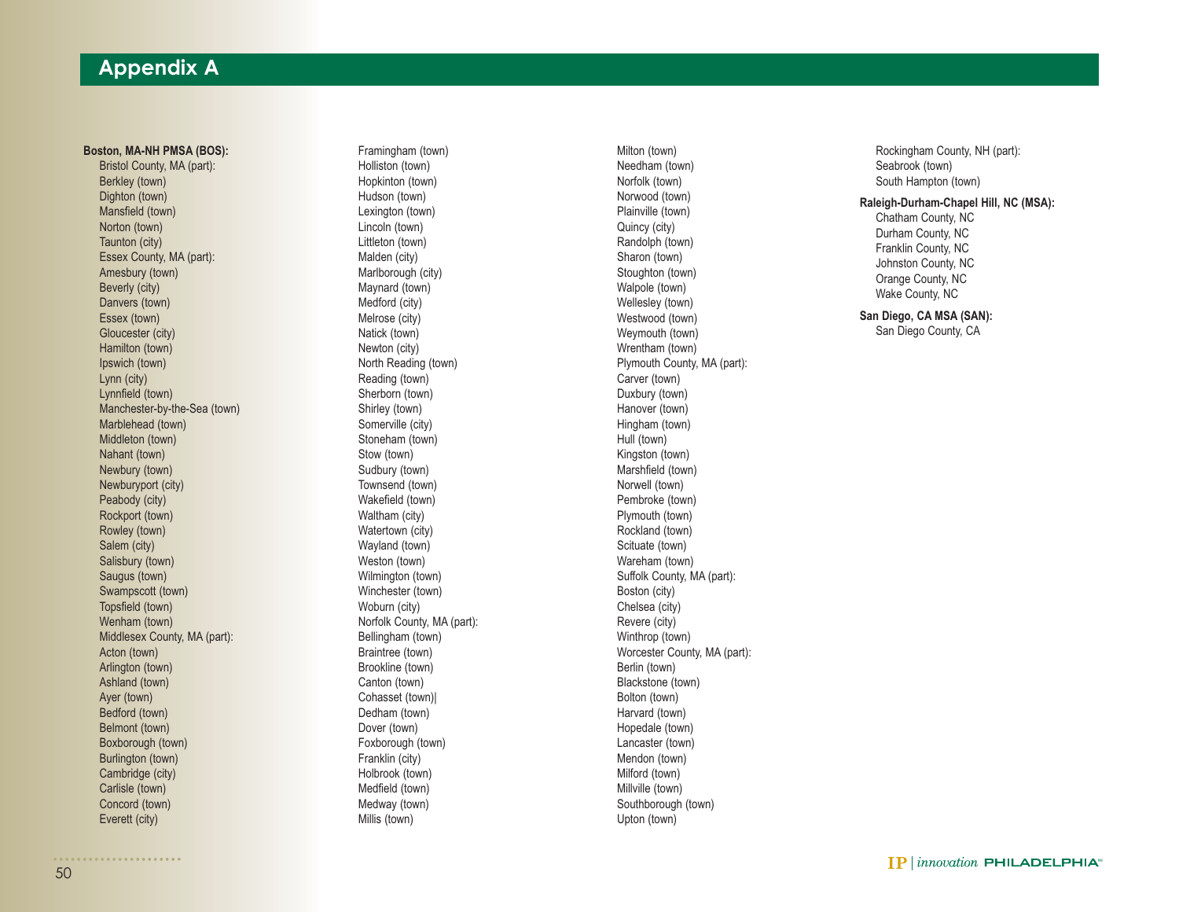## Appendix A

**Boston, MA-NH PMSA (BOS):**

Bristol County, MA (part):
- Berkley (town)
- Dighton (town)
- Mansfield (town)
- Norton (town)
- Taunton (city)

Essex County, MA (part):
- Amesbury (town)
- Beverly (city)
- Danvers (town)
- Essex (town)
- Gloucester (city)
- Hamilton (town)
- Ipswich (town)
- Lynn (city)
- Lynnfield (town)
- Manchester-by-the-Sea (town)
- Marblehead (town)
- Middleton (town)
- Nahant (town)
- Newbury (town)
- Newburyport (city)
- Peabody (city)
- Rockport (town)
- Rowley (town)
- Salem (city)
- Salisbury (town)
- Saugus (town)
- Swampscott (town)
- Topsfield (town)
- Wenham (town)

Middlesex County, MA (part):
- Acton (town)
- Arlington (town)
- Ashland (town)
- Ayer (town)
- Bedford (town)
- Belmont (town)
- Boxborough (town)
- Burlington (town)
- Cambridge (city)
- Carlisle (town)
- Concord (town)
- Everett (city)
- Framingham (town)
- Holliston (town)
- Hopkinton (town)
- Hudson (town)
- Lexington (town)
- Lincoln (town)
- Littleton (town)
- Malden (city)
- Marlborough (city)
- Maynard (town)
- Medford (city)
- Melrose (city)
- Natick (town)
- Newton (city)
- North Reading (town)
- Reading (town)
- Sherborn (town)
- Shirley (town)
- Somerville (city)
- Stoneham (town)
- Stow (town)
- Sudbury (town)
- Townsend (town)
- Wakefield (town)
- Waltham (city)
- Watertown (city)
- Wayland (town)
- Weston (town)
- Wilmington (town)
- Winchester (town)
- Woburn (city)

Norfolk County, MA (part):
- Bellingham (town)
- Braintree (town)
- Brookline (town)
- Canton (town)
- Cohasset (town)|
- Dedham (town)
- Dover (town)
- Foxborough (town)
- Franklin (city)
- Holbrook (town)
- Medfield (town)
- Medway (town)
- Millis (town)
- Milton (town)
- Needham (town)
- Norfolk (town)
- Norwood (town)
- Plainville (town)
- Quincy (city)
- Randolph (town)
- Sharon (town)
- Stoughton (town)
- Walpole (town)
- Wellesley (town)
- Westwood (town)
- Weymouth (town)
- Wrentham (town)

Plymouth County, MA (part):
- Carver (town)
- Duxbury (town)
- Hanover (town)
- Hingham (town)
- Hull (town)
- Kingston (town)
- Marshfield (town)
- Norwell (town)
- Pembroke (town)
- Plymouth (town)
- Rockland (town)
- Scituate (town)
- Wareham (town)

Suffolk County, MA (part):
- Boston (city)
- Chelsea (city)
- Revere (city)
- Winthrop (town)

Worcester County, MA (part):
- Berlin (town)
- Blackstone (town)
- Bolton (town)
- Harvard (town)
- Hopedale (town)
- Lancaster (town)
- Mendon (town)
- Milford (town)
- Millville (town)
- Southborough (town)
- Upton (town)

Rockingham County, NH (part):
- Seabrook (town)
- South Hampton (town)

**Raleigh-Durham-Chapel Hill, NC (MSA):**
- Chatham County, NC
- Durham County, NC
- Franklin County, NC
- Johnston County, NC
- Orange County, NC
- Wake County, NC

**San Diego, CA MSA (SAN):**
- San Diego County, CA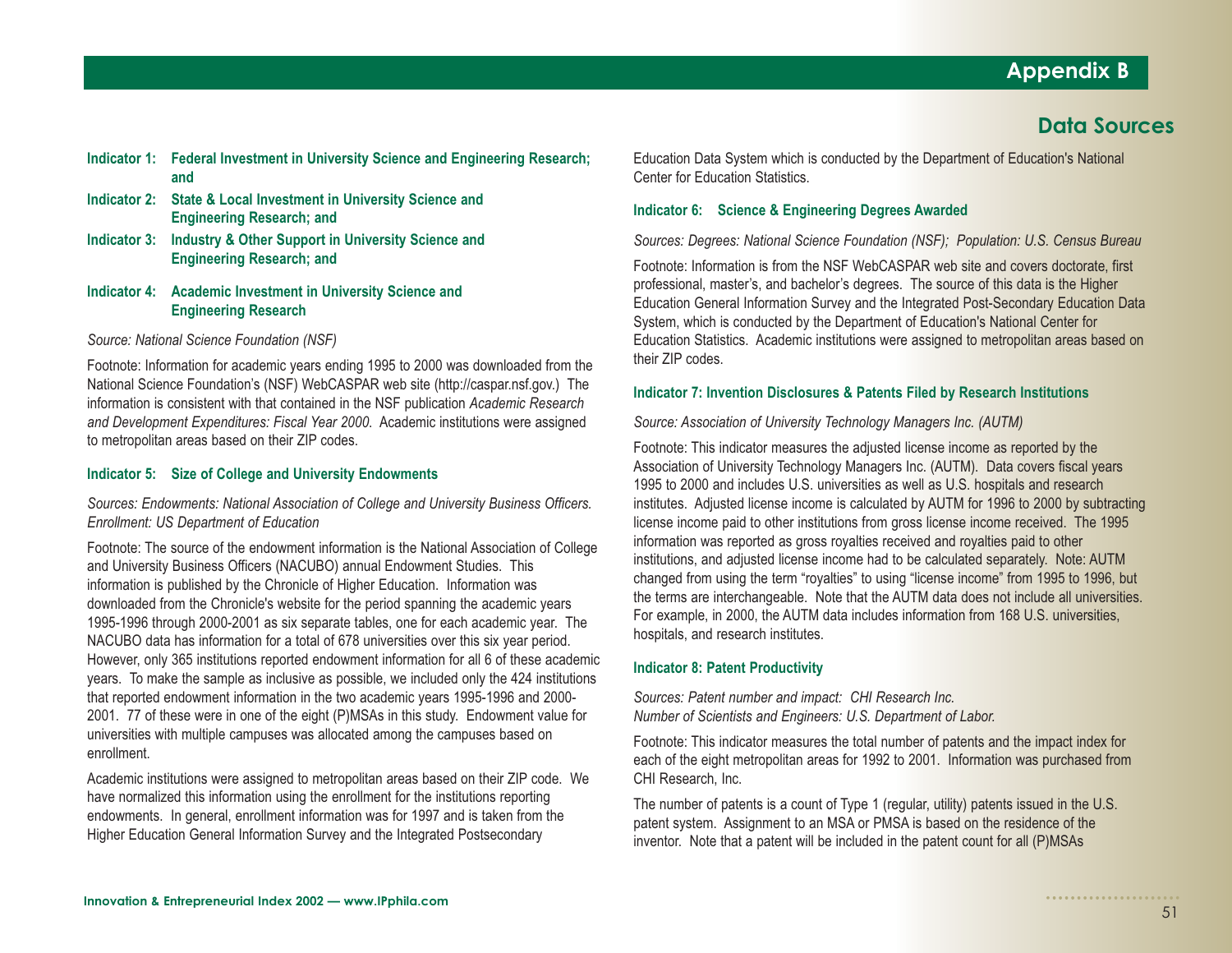# Appendix B

## Data Sources

**Indicator 1: Federal Investment in University Science and Engineering Research; and**

**Indicator 2: State & Local Investment in University Science and Engineering Research; and**

**Indicator 3: Industry & Other Support in University Science and Engineering Research; and**

**Indicator 4: Academic Investment in University Science and Engineering Research**

*Source: National Science Foundation (NSF)*

Footnote: Information for academic years ending 1995 to 2000 was downloaded from the National Science Foundation's (NSF) WebCASPAR web site (http://caspar.nsf.gov.) The information is consistent with that contained in the NSF publication *Academic Research and Development Expenditures: Fiscal Year 2000*. Academic institutions were assigned to metropolitan areas based on their ZIP codes.

**Indicator 5: Size of College and University Endowments**

*Sources: Endowments: National Association of College and University Business Officers. Enrollment: US Department of Education*

Footnote: The source of the endowment information is the National Association of College and University Business Officers (NACUBO) annual Endowment Studies. This information is published by the Chronicle of Higher Education. Information was downloaded from the Chronicle's website for the period spanning the academic years 1995-1996 through 2000-2001 as six separate tables, one for each academic year. The NACUBO data has information for a total of 678 universities over this six year period. However, only 365 institutions reported endowment information for all 6 of these academic years. To make the sample as inclusive as possible, we included only the 424 institutions that reported endowment information in the two academic years 1995-1996 and 2000-2001. 77 of these were in one of the eight (P)MSAs in this study. Endowment value for universities with multiple campuses was allocated among the campuses based on enrollment.

Academic institutions were assigned to metropolitan areas based on their ZIP code. We have normalized this information using the enrollment for the institutions reporting endowments. In general, enrollment information was for 1997 and is taken from the Higher Education General Information Survey and the Integrated Postsecondary Education Data System which is conducted by the Department of Education's National Center for Education Statistics.

**Indicator 6: Science & Engineering Degrees Awarded**

*Sources: Degrees: National Science Foundation (NSF); Population: U.S. Census Bureau*

Footnote: Information is from the NSF WebCASPAR web site and covers doctorate, first professional, master's, and bachelor's degrees. The source of this data is the Higher Education General Information Survey and the Integrated Post-Secondary Education Data System, which is conducted by the Department of Education's National Center for Education Statistics. Academic institutions were assigned to metropolitan areas based on their ZIP codes.

**Indicator 7: Invention Disclosures & Patents Filed by Research Institutions**

*Source: Association of University Technology Managers Inc. (AUTM)*

Footnote: This indicator measures the adjusted license income as reported by the Association of University Technology Managers Inc. (AUTM). Data covers fiscal years 1995 to 2000 and includes U.S. universities as well as U.S. hospitals and research institutes. Adjusted license income is calculated by AUTM for 1996 to 2000 by subtracting license income paid to other institutions from gross license income received. The 1995 information was reported as gross royalties received and royalties paid to other institutions, and adjusted license income had to be calculated separately. Note: AUTM changed from using the term "royalties" to using "license income" from 1995 to 1996, but the terms are interchangeable. Note that the AUTM data does not include all universities. For example, in 2000, the AUTM data includes information from 168 U.S. universities, hospitals, and research institutes.

**Indicator 8: Patent Productivity**

*Sources: Patent number and impact: CHI Research Inc.*
*Number of Scientists and Engineers: U.S. Department of Labor.*

Footnote: This indicator measures the total number of patents and the impact index for each of the eight metropolitan areas for 1992 to 2001. Information was purchased from CHI Research, Inc.

The number of patents is a count of Type 1 (regular, utility) patents issued in the U.S. patent system. Assignment to an MSA or PMSA is based on the residence of the inventor. Note that a patent will be included in the patent count for all (P)MSAs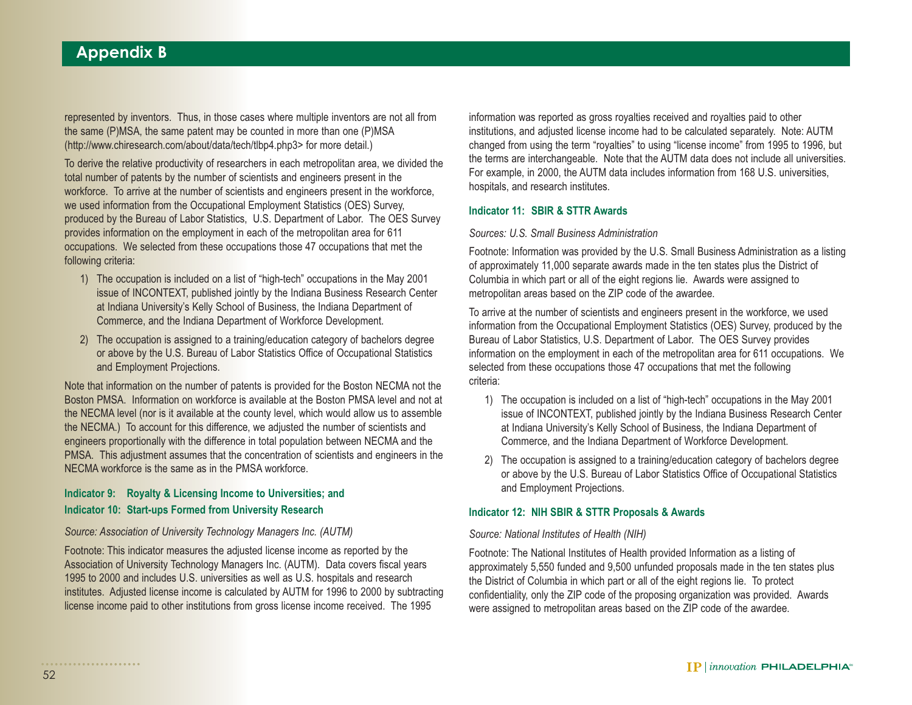## Appendix B

represented by inventors. Thus, in those cases where multiple inventors are not all from the same (P)MSA, the same patent may be counted in more than one (P)MSA (http://www.chiresearch.com/about/data/tech/tlbp4.php3> for more detail.)

To derive the relative productivity of researchers in each metropolitan area, we divided the total number of patents by the number of scientists and engineers present in the workforce. To arrive at the number of scientists and engineers present in the workforce, we used information from the Occupational Employment Statistics (OES) Survey, produced by the Bureau of Labor Statistics, U.S. Department of Labor. The OES Survey provides information on the employment in each of the metropolitan area for 611 occupations. We selected from these occupations those 47 occupations that met the following criteria:

1) The occupation is included on a list of "high-tech" occupations in the May 2001 issue of INCONTEXT, published jointly by the Indiana Business Research Center at Indiana University's Kelly School of Business, the Indiana Department of Commerce, and the Indiana Department of Workforce Development.
2) The occupation is assigned to a training/education category of bachelors degree or above by the U.S. Bureau of Labor Statistics Office of Occupational Statistics and Employment Projections.

Note that information on the number of patents is provided for the Boston NECMA not the Boston PMSA. Information on workforce is available at the Boston PMSA level and not at the NECMA level (nor is it available at the county level, which would allow us to assemble the NECMA.) To account for this difference, we adjusted the number of scientists and engineers proportionally with the difference in total population between NECMA and the PMSA. This adjustment assumes that the concentration of scientists and engineers in the NECMA workforce is the same as in the PMSA workforce.

### Indicator 9: Royalty & Licensing Income to Universities; and Indicator 10: Start-ups Formed from University Research

*Source: Association of University Technology Managers Inc. (AUTM)*

Footnote: This indicator measures the adjusted license income as reported by the Association of University Technology Managers Inc. (AUTM). Data covers fiscal years 1995 to 2000 and includes U.S. universities as well as U.S. hospitals and research institutes. Adjusted license income is calculated by AUTM for 1996 to 2000 by subtracting license income paid to other institutions from gross license income received. The 1995 information was reported as gross royalties received and royalties paid to other institutions, and adjusted license income had to be calculated separately. Note: AUTM changed from using the term "royalties" to using "license income" from 1995 to 1996, but the terms are interchangeable. Note that the AUTM data does not include all universities. For example, in 2000, the AUTM data includes information from 168 U.S. universities, hospitals, and research institutes.

### Indicator 11: SBIR & STTR Awards

*Sources: U.S. Small Business Administration*

Footnote: Information was provided by the U.S. Small Business Administration as a listing of approximately 11,000 separate awards made in the ten states plus the District of Columbia in which part or all of the eight regions lie. Awards were assigned to metropolitan areas based on the ZIP code of the awardee.

To arrive at the number of scientists and engineers present in the workforce, we used information from the Occupational Employment Statistics (OES) Survey, produced by the Bureau of Labor Statistics, U.S. Department of Labor. The OES Survey provides information on the employment in each of the metropolitan area for 611 occupations. We selected from these occupations those 47 occupations that met the following criteria:

1) The occupation is included on a list of "high-tech" occupations in the May 2001 issue of INCONTEXT, published jointly by the Indiana Business Research Center at Indiana University's Kelly School of Business, the Indiana Department of Commerce, and the Indiana Department of Workforce Development.
2) The occupation is assigned to a training/education category of bachelors degree or above by the U.S. Bureau of Labor Statistics Office of Occupational Statistics and Employment Projections.

### Indicator 12: NIH SBIR & STTR Proposals & Awards

*Source: National Institutes of Health (NIH)*

Footnote: The National Institutes of Health provided Information as a listing of approximately 5,550 funded and 9,500 unfunded proposals made in the ten states plus the District of Columbia in which part or all of the eight regions lie. To protect confidentiality, only the ZIP code of the proposing organization was provided. Awards were assigned to metropolitan areas based on the ZIP code of the awardee.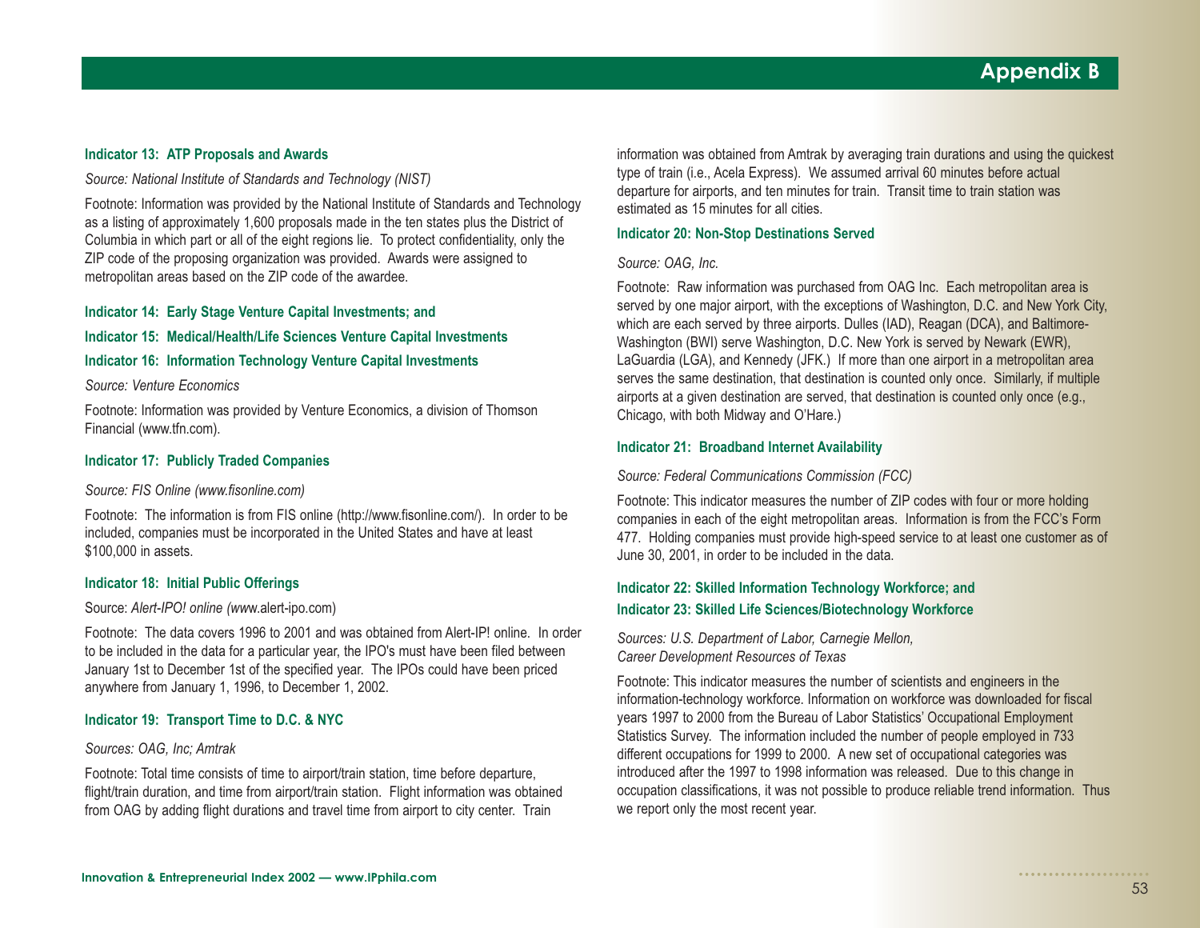# Appendix B

### Indicator 13: ATP Proposals and Awards

*Source: National Institute of Standards and Technology (NIST)*

Footnote: Information was provided by the National Institute of Standards and Technology as a listing of approximately 1,600 proposals made in the ten states plus the District of Columbia in which part or all of the eight regions lie. To protect confidentiality, only the ZIP code of the proposing organization was provided. Awards were assigned to metropolitan areas based on the ZIP code of the awardee.

### Indicator 14: Early Stage Venture Capital Investments; and

### Indicator 15: Medical/Health/Life Sciences Venture Capital Investments

### Indicator 16: Information Technology Venture Capital Investments

*Source: Venture Economics*

Footnote: Information was provided by Venture Economics, a division of Thomson Financial (www.tfn.com).

### Indicator 17: Publicly Traded Companies

*Source: FIS Online (www.fisonline.com)*

Footnote: The information is from FIS online (http://www.fisonline.com/). In order to be included, companies must be incorporated in the United States and have at least $100,000 in assets.

### Indicator 18: Initial Public Offerings

Source: *Alert-IPO! online (w*ww.alert-ipo.com)

Footnote: The data covers 1996 to 2001 and was obtained from Alert-IP! online. In order to be included in the data for a particular year, the IPO's must have been filed between January 1st to December 1st of the specified year. The IPOs could have been priced anywhere from January 1, 1996, to December 1, 2002.

### Indicator 19: Transport Time to D.C. & NYC

*Sources: OAG, Inc; Amtrak*

Footnote: Total time consists of time to airport/train station, time before departure, flight/train duration, and time from airport/train station. Flight information was obtained from OAG by adding flight durations and travel time from airport to city center. Train information was obtained from Amtrak by averaging train durations and using the quickest type of train (i.e., Acela Express). We assumed arrival 60 minutes before actual departure for airports, and ten minutes for train. Transit time to train station was estimated as 15 minutes for all cities.

### Indicator 20: Non-Stop Destinations Served

*Source: OAG, Inc.*

Footnote: Raw information was purchased from OAG Inc. Each metropolitan area is served by one major airport, with the exceptions of Washington, D.C. and New York City, which are each served by three airports. Dulles (IAD), Reagan (DCA), and Baltimore-Washington (BWI) serve Washington, D.C. New York is served by Newark (EWR), LaGuardia (LGA), and Kennedy (JFK.) If more than one airport in a metropolitan area serves the same destination, that destination is counted only once. Similarly, if multiple airports at a given destination are served, that destination is counted only once (e.g., Chicago, with both Midway and O'Hare.)

### Indicator 21: Broadband Internet Availability

*Source: Federal Communications Commission (FCC)*

Footnote: This indicator measures the number of ZIP codes with four or more holding companies in each of the eight metropolitan areas. Information is from the FCC's Form 477. Holding companies must provide high-speed service to at least one customer as of June 30, 2001, in order to be included in the data.

### Indicator 22: Skilled Information Technology Workforce; and

### Indicator 23: Skilled Life Sciences/Biotechnology Workforce

*Sources: U.S. Department of Labor, Carnegie Mellon,*
*Career Development Resources of Texas*

Footnote: This indicator measures the number of scientists and engineers in the information-technology workforce. Information on workforce was downloaded for fiscal years 1997 to 2000 from the Bureau of Labor Statistics' Occupational Employment Statistics Survey. The information included the number of people employed in 733 different occupations for 1999 to 2000. A new set of occupational categories was introduced after the 1997 to 1998 information was released. Due to this change in occupation classifications, it was not possible to produce reliable trend information. Thus we report only the most recent year.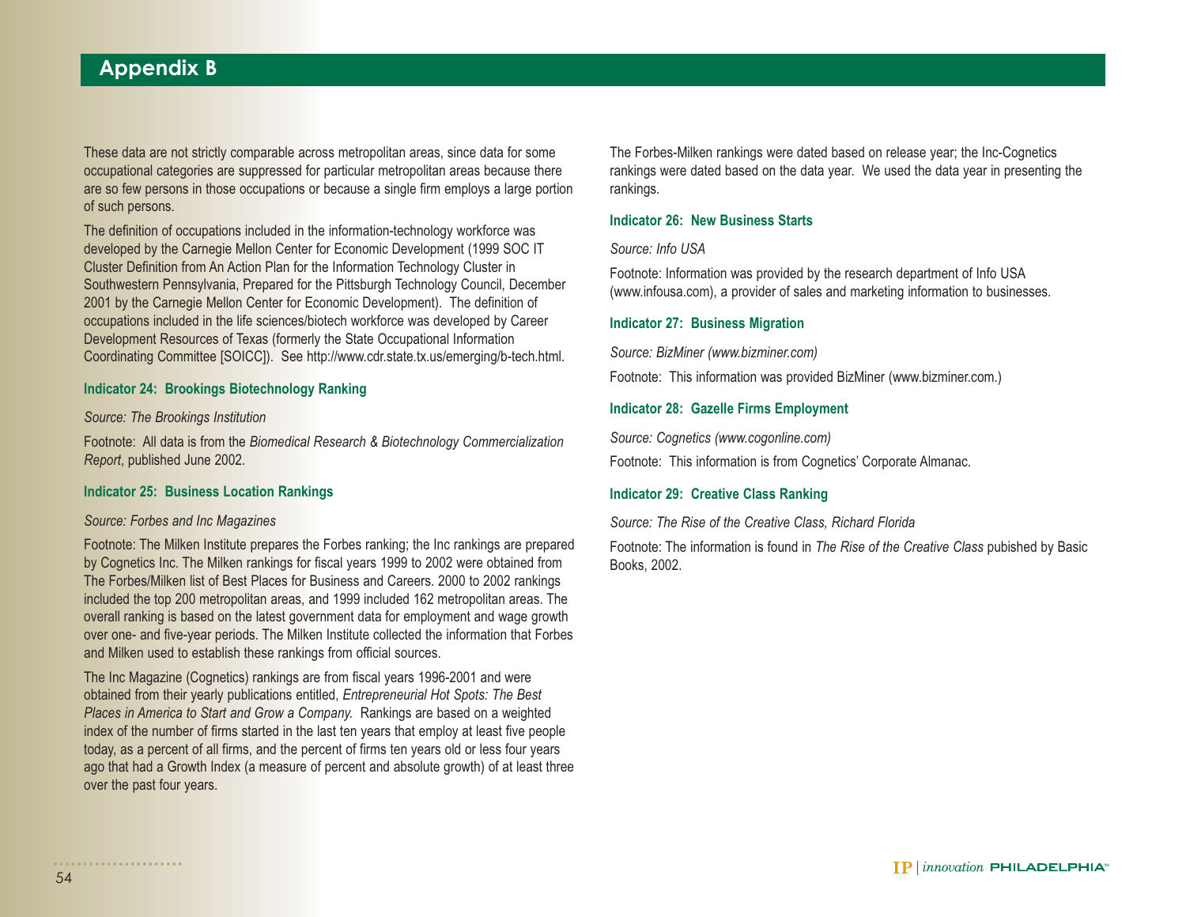# Appendix B

These data are not strictly comparable across metropolitan areas, since data for some occupational categories are suppressed for particular metropolitan areas because there are so few persons in those occupations or because a single firm employs a large portion of such persons.

The definition of occupations included in the information-technology workforce was developed by the Carnegie Mellon Center for Economic Development (1999 SOC IT Cluster Definition from An Action Plan for the Information Technology Cluster in Southwestern Pennsylvania, Prepared for the Pittsburgh Technology Council, December 2001 by the Carnegie Mellon Center for Economic Development). The definition of occupations included in the life sciences/biotech workforce was developed by Career Development Resources of Texas (formerly the State Occupational Information Coordinating Committee [SOICC]). See http://www.cdr.state.tx.us/emerging/b-tech.html.

### Indicator 24: Brookings Biotechnology Ranking

*Source: The Brookings Institution*

Footnote: All data is from the *Biomedical Research & Biotechnology Commercialization Report*, published June 2002.

### Indicator 25: Business Location Rankings

*Source: Forbes and Inc Magazines*

Footnote: The Milken Institute prepares the Forbes ranking; the Inc rankings are prepared by Cognetics Inc. The Milken rankings for fiscal years 1999 to 2002 were obtained from The Forbes/Milken list of Best Places for Business and Careers. 2000 to 2002 rankings included the top 200 metropolitan areas, and 1999 included 162 metropolitan areas. The overall ranking is based on the latest government data for employment and wage growth over one- and five-year periods. The Milken Institute collected the information that Forbes and Milken used to establish these rankings from official sources.

The Inc Magazine (Cognetics) rankings are from fiscal years 1996-2001 and were obtained from their yearly publications entitled, *Entrepreneurial Hot Spots: The Best Places in America to Start and Grow a Company.* Rankings are based on a weighted index of the number of firms started in the last ten years that employ at least five people today, as a percent of all firms, and the percent of firms ten years old or less four years ago that had a Growth Index (a measure of percent and absolute growth) of at least three over the past four years.

The Forbes-Milken rankings were dated based on release year; the Inc-Cognetics rankings were dated based on the data year. We used the data year in presenting the rankings.

### Indicator 26: New Business Starts

*Source: Info USA*

Footnote: Information was provided by the research department of Info USA (www.infousa.com), a provider of sales and marketing information to businesses.

### Indicator 27: Business Migration

*Source: BizMiner (www.bizminer.com)*

Footnote: This information was provided BizMiner (www.bizminer.com.)

### Indicator 28: Gazelle Firms Employment

*Source: Cognetics (www.cogonline.com)*

Footnote: This information is from Cognetics' Corporate Almanac.

### Indicator 29: Creative Class Ranking

*Source: The Rise of the Creative Class, Richard Florida*

Footnote: The information is found in *The Rise of the Creative Class* pubished by Basic Books, 2002.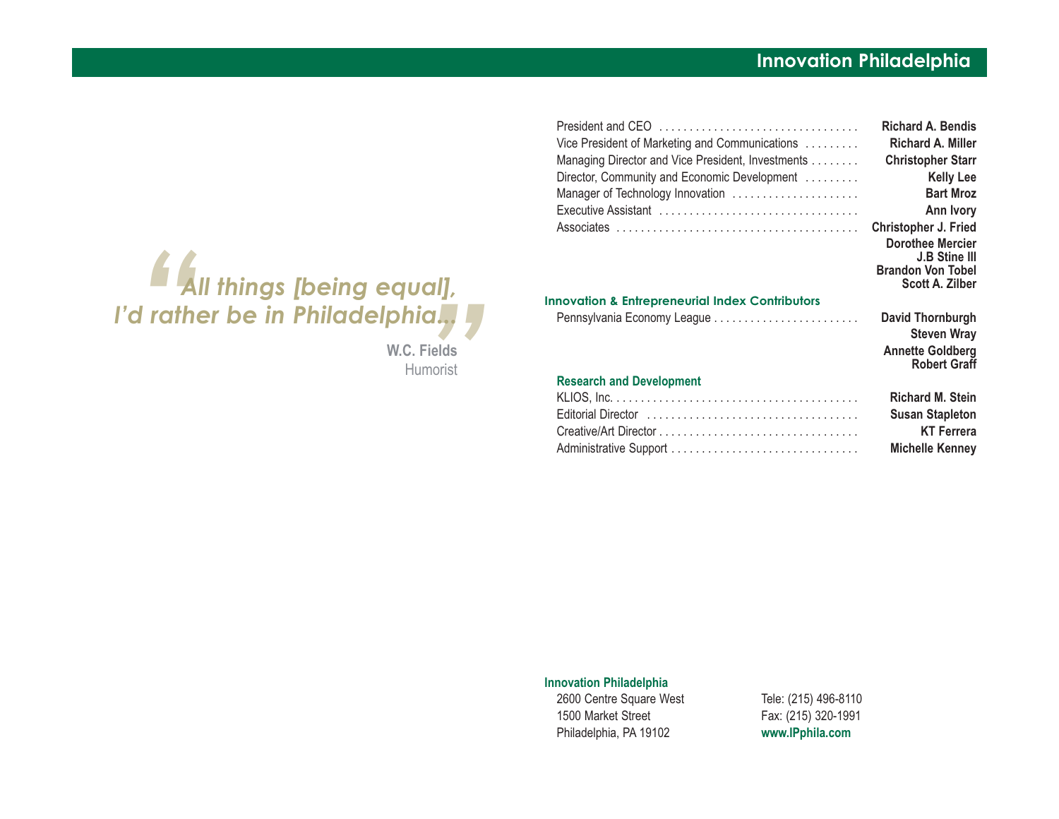## Innovation Philadelphia

> *"All things [being equal], I'd rather be in Philadelphia..."*
>
> **W.C. Fields**
> Humorist

| | |
|---|---|
| President and CEO | **Richard A. Bendis** |
| Vice President of Marketing and Communications | **Richard A. Miller** |
| Managing Director and Vice President, Investments | **Christopher Starr** |
| Director, Community and Economic Development | **Kelly Lee** |
| Manager of Technology Innovation | **Bart Mroz** |
| Executive Assistant | **Ann Ivory** |
| Associates | **Christopher J. Fried** |
| | **Dorothee Mercier** |
| | **J.B Stine III** |
| | **Brandon Von Tobel** |
| | **Scott A. Zilber** |

### Innovation & Entrepreneurial Index Contributors

| | |
|---|---|
| Pennsylvania Economy League | **David Thornburgh** |
| | **Steven Wray** |
| | **Annette Goldberg** |
| | **Robert Graff** |

### Research and Development

| | |
|---|---|
| KLIOS, Inc. | **Richard M. Stein** |
| Editorial Director | **Susan Stapleton** |
| Creative/Art Director | **KT Ferrera** |
| Administrative Support | **Michelle Kenney** |

**Innovation Philadelphia**
2600 Centre Square West
1500 Market Street
Philadelphia, PA 19102

Tele: (215) 496-8110
Fax: (215) 320-1991
**www.IPphila.com**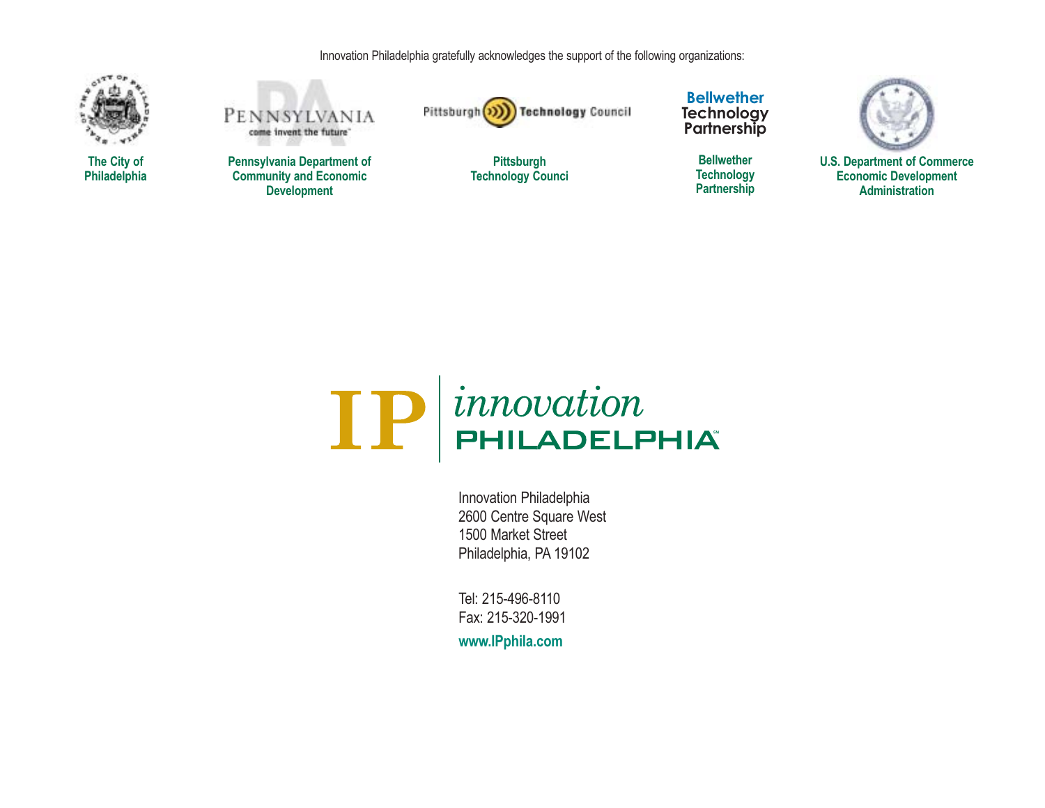Innovation Philadelphia gratefully acknowledges the support of the following organizations:

**The City of Philadelphia**

**Pennsylvania Department of Community and Economic Development**

**Pittsburgh Technology Counci**

**Bellwether Technology Partnership**

**U.S. Department of Commerce Economic Development Administration**

IP innovation PHILADELPHIA℠

Innovation Philadelphia
2600 Centre Square West
1500 Market Street
Philadelphia, PA 19102

Tel: 215-496-8110
Fax: 215-320-1991

**www.IPphila.com**